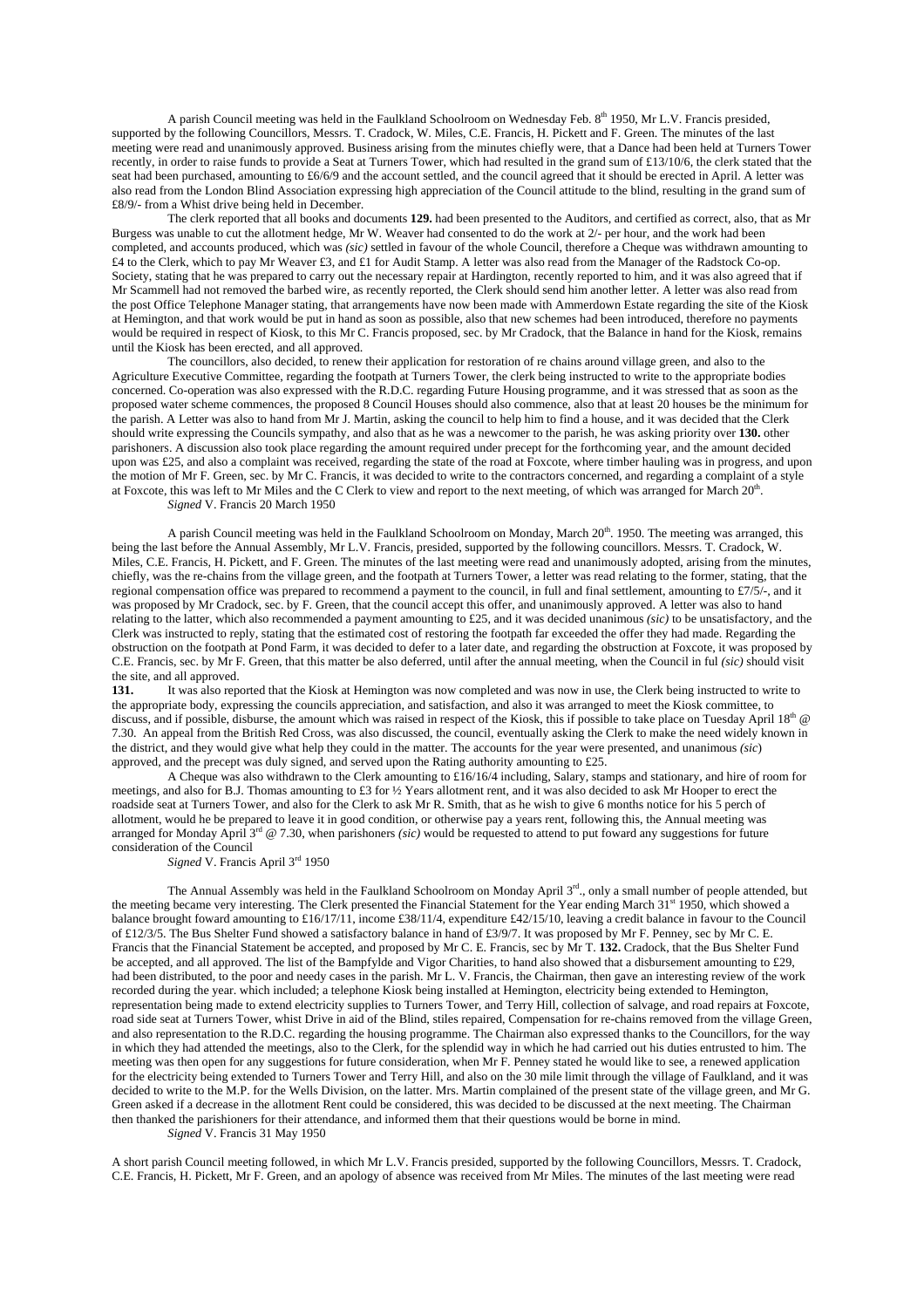A parish Council meeting was held in the Faulkland Schoolroom on Wednesday Feb. 8th 1950, Mr L.V. Francis presided, supported by the following Councillors, Messrs. T. Cradock, W. Miles, C.E. Francis, H. Pickett and F. Green. The minutes of the last meeting were read and unanimously approved. Business arising from the minutes chiefly were, that a Dance had been held at Turners Tower recently, in order to raise funds to provide a Seat at Turners Tower, which had resulted in the grand sum of £13/10/6, the clerk stated that the seat had been purchased, amounting to £6/6/9 and the account settled, and the council agreed that it should be erected in April. A letter was also read from the London Blind Association expressing high appreciation of the Council attitude to the blind, resulting in the grand sum of £8/9/- from a Whist drive being held in December.

The clerk reported that all books and documents **129.** had been presented to the Auditors, and certified as correct, also, that as Mr Burgess was unable to cut the allotment hedge, Mr W. Weaver had consented to do the work at 2/- per hour, and the work had been completed, and accounts produced, which was *(sic)* settled in favour of the whole Council, therefore a Cheque was withdrawn amounting to £4 to the Clerk, which to pay Mr Weaver £3, and £1 for Audit Stamp. A letter was also read from the Manager of the Radstock Co-op. Society, stating that he was prepared to carry out the necessary repair at Hardington, recently reported to him, and it was also agreed that if Mr Scammell had not removed the barbed wire, as recently reported, the Clerk should send him another letter. A letter was also read from the post Office Telephone Manager stating, that arrangements have now been made with Ammerdown Estate regarding the site of the Kiosk at Hemington, and that work would be put in hand as soon as possible, also that new schemes had been introduced, therefore no payments would be required in respect of Kiosk, to this Mr C. Francis proposed, sec. by Mr Cradock, that the Balance in hand for the Kiosk, remains until the Kiosk has been erected, and all approved.

The councillors, also decided, to renew their application for restoration of re chains around village green, and also to the Agriculture Executive Committee, regarding the footpath at Turners Tower, the clerk being instructed to write to the appropriate bodies concerned. Co-operation was also expressed with the R.D.C. regarding Future Housing programme, and it was stressed that as soon as the proposed water scheme commences, the proposed 8 Council Houses should also commence, also that at least 20 houses be the minimum for the parish. A Letter was also to hand from Mr J. Martin, asking the council to help him to find a house, and it was decided that the Clerk should write expressing the Councils sympathy, and also that as he was a newcomer to the parish, he was asking priority over **130.** other parishoners. A discussion also took place regarding the amount required under precept for the forthcoming year, and the amount decided upon was £25, and also a complaint was received, regarding the state of the road at Foxcote, where timber hauling was in progress, and upon the motion of Mr F. Green, sec. by Mr C. Francis, it was decided to write to the contractors concerned, and regarding a complaint of a style at Foxcote, this was left to Mr Miles and the C Clerk to view and report to the next meeting, of which was arranged for March 20th.

*Signed* V. Francis 20 March 1950

A parish Council meeting was held in the Faulkland Schoolroom on Monday, March 20th. 1950. The meeting was arranged, this being the last before the Annual Assembly, Mr L.V. Francis, presided, supported by the following councillors. Messrs. T. Cradock, W. Miles, C.E. Francis, H. Pickett, and F. Green. The minutes of the last meeting were read and unanimously adopted, arising from the minutes, chiefly, was the re-chains from the village green, and the footpath at Turners Tower, a letter was read relating to the former, stating, that the regional compensation office was prepared to recommend a payment to the council, in full and final settlement, amounting to £7/5/-, and it was proposed by Mr Cradock, sec. by F. Green, that the council accept this offer, and unanimously approved. A letter was also to hand relating to the latter, which also recommended a payment amounting to £25, and it was decided unanimous *(sic)* to be unsatisfactory, and the Clerk was instructed to reply, stating that the estimated cost of restoring the footpath far exceeded the offer they had made. Regarding the obstruction on the footpath at Pond Farm, it was decided to defer to a later date, and regarding the obstruction at Foxcote, it was proposed by C.E. Francis, sec. by Mr F. Green, that this matter be also deferred, until after the annual meeting, when the Council in ful *(sic)* should visit the site, and all approved.

**131.** It was also reported that the Kiosk at Hemington was now completed and was now in use, the Clerk being instructed to write to the appropriate body, expressing the councils appreciation, and satisfaction, and also it was arranged to meet the Kiosk committee, to discuss, and if possible, disburse, the amount which was raised in respect of the Kiosk, this if possible to take place on Tuesday April 18th @ 7.30. An appeal from the British Red Cross, was also discussed, the council, eventually asking the Clerk to make the need widely known in the district, and they would give what help they could in the matter. The accounts for the year were presented, and unanimous *(sic)* approved, and the precept was duly signed, and served upon the Rating authority amounting to £25.

A Cheque was also withdrawn to the Clerk amounting to £16/16/4 including, Salary, stamps and stationary, and hire of room for meetings, and also for B.J. Thomas amounting to £3 for ½ Years allotment rent, and it was also decided to ask Mr Hooper to erect the roadside seat at Turners Tower, and also for the Clerk to ask Mr R. Smith, that as he wish to give 6 months notice for his 5 perch of allotment, would he be prepared to leave it in good condition, or otherwise pay a years rent, following this, the Annual meeting was arranged for Monday April 3rd @ 7.30, when parishoners *(sic)* would be requested to attend to put foward any suggestions for future consideration of the Council

*Signed* V. Francis April 3rd 1950

The Annual Assembly was held in the Faulkland Schoolroom on Monday April 3rd., only a small number of people attended, but the meeting became very interesting. The Clerk presented the Financial Statement for the Year ending March 31st 1950, which showed a balance brought foward amounting to £16/17/11, income £38/11/4, expenditure £42/15/10, leaving a credit balance in favour to the Council of £12/3/5. The Bus Shelter Fund showed a satisfactory balance in hand of £3/9/7. It was proposed by Mr F. Penney, sec by Mr C. E. Francis that the Financial Statement be accepted, and proposed by Mr C. E. Francis, sec by Mr T. **132.** Cradock, that the Bus Shelter Fund be accepted, and all approved. The list of the Bampfylde and Vigor Charities, to hand also showed that a disbursement amounting to £29, had been distributed, to the poor and needy cases in the parish. Mr L. V. Francis, the Chairman, then gave an interesting review of the work recorded during the year. which included; a telephone Kiosk being installed at Hemington, electricity being extended to Hemington, representation being made to extend electricity supplies to Turners Tower, and Terry Hill, collection of salvage, and road repairs at Foxcote, road side seat at Turners Tower, whist Drive in aid of the Blind, stiles repaired, Compensation for re-chains removed from the village Green, and also representation to the R.D.C. regarding the housing programme. The Chairman also expressed thanks to the Councillors, for the way in which they had attended the meetings, also to the Clerk, for the splendid way in which he had carried out his duties entrusted to him. The meeting was then open for any suggestions for future consideration, when Mr F. Penney stated he would like to see, a renewed application for the electricity being extended to Turners Tower and Terry Hill, and also on the 30 mile limit through the village of Faulkland, and it was decided to write to the M.P. for the Wells Division, on the latter. Mrs. Martin complained of the present state of the village green, and Mr G. Green asked if a decrease in the allotment Rent could be considered, this was decided to be discussed at the next meeting. The Chairman then thanked the parishioners for their attendance, and informed them that their questions would be borne in mind.

*Signed* V. Francis 31 May 1950

A short parish Council meeting followed, in which Mr L.V. Francis presided, supported by the following Councillors, Messrs. T. Cradock, C.E. Francis, H. Pickett, Mr F. Green, and an apology of absence was received from Mr Miles. The minutes of the last meeting were read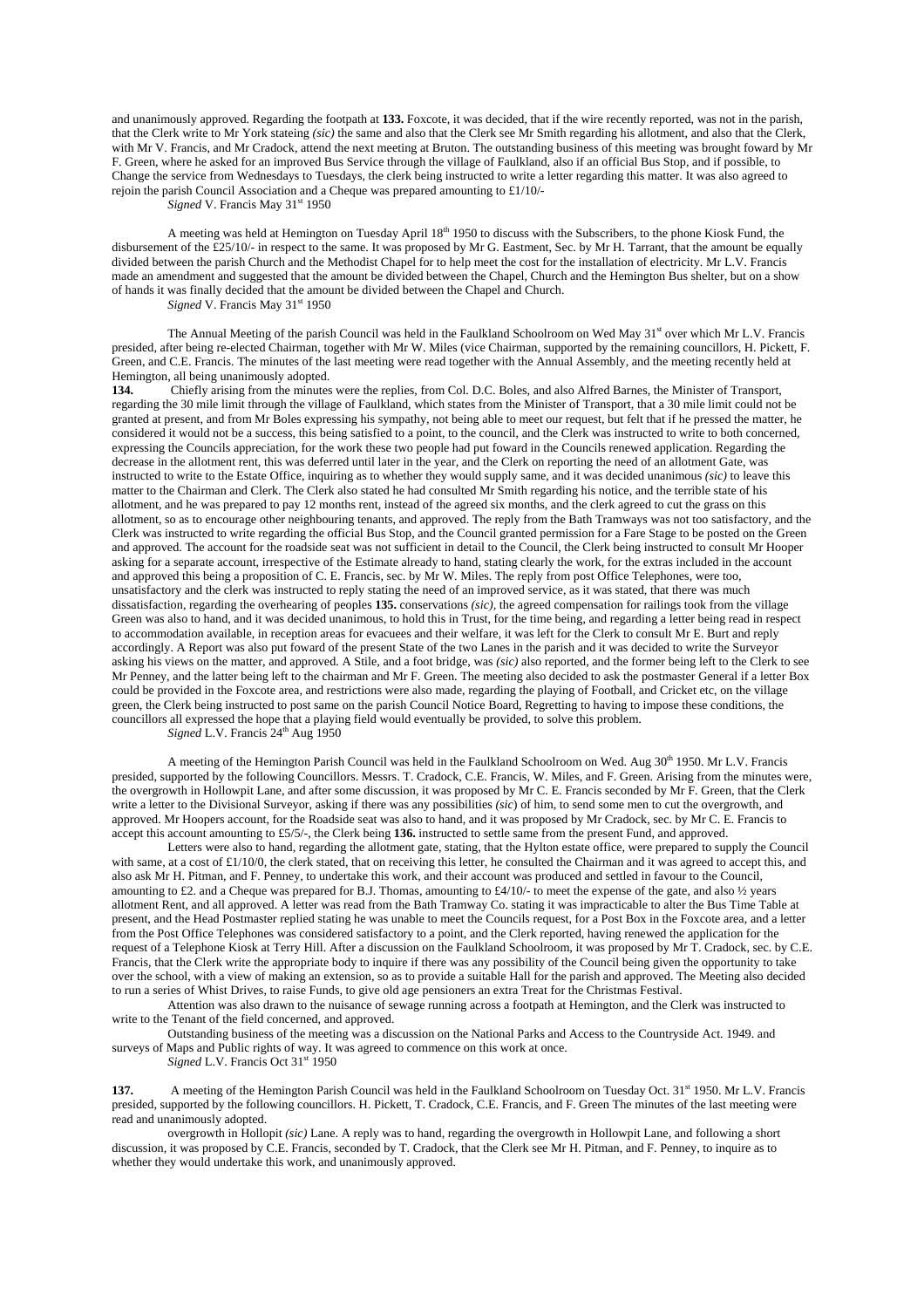and unanimously approved. Regarding the footpath at **133.** Foxcote, it was decided, that if the wire recently reported, was not in the parish, that the Clerk write to Mr York stateing *(sic)* the same and also that the Clerk see Mr Smith regarding his allotment, and also that the Clerk, with Mr V. Francis, and Mr Cradock, attend the next meeting at Bruton. The outstanding business of this meeting was brought foward by Mr F. Green, where he asked for an improved Bus Service through the village of Faulkland, also if an official Bus Stop, and if possible, to Change the service from Wednesdays to Tuesdays, the clerk being instructed to write a letter regarding this matter. It was also agreed to rejoin the parish Council Association and a Cheque was prepared amounting to £1/10/-

*Signed* V. Francis May 31st 1950

A meeting was held at Hemington on Tuesday April 18th 1950 to discuss with the Subscribers, to the phone Kiosk Fund, the disbursement of the £25/10/- in respect to the same. It was proposed by Mr G. Eastment, Sec. by Mr H. Tarrant, that the amount be equally divided between the parish Church and the Methodist Chapel for to help meet the cost for the installation of electricity. Mr L.V. Francis made an amendment and suggested that the amount be divided between the Chapel, Church and the Hemington Bus shelter, but on a show of hands it was finally decided that the amount be divided between the Chapel and Church.

*Signed* V. Francis May 31st 1950

The Annual Meeting of the parish Council was held in the Faulkland Schoolroom on Wed May 31st over which Mr L.V. Francis presided, after being re-elected Chairman, together with Mr W. Miles (vice Chairman, supported by the remaining councillors, H. Pickett, F. Green, and C.E. Francis. The minutes of the last meeting were read together with the Annual Assembly, and the meeting recently held at Hemington, all being unanimously adopted.

**134.** Chiefly arising from the minutes were the replies, from Col. D.C. Boles, and also Alfred Barnes, the Minister of Transport, regarding the 30 mile limit through the village of Faulkland, which states from the Minister of Transport, that a 30 mile limit could not be granted at present, and from Mr Boles expressing his sympathy, not being able to meet our request, but felt that if he pressed the matter, he considered it would not be a success, this being satisfied to a point, to the council, and the Clerk was instructed to write to both concerned, expressing the Councils appreciation, for the work these two people had put foward in the Councils renewed application. Regarding the decrease in the allotment rent, this was deferred until later in the year, and the Clerk on reporting the need of an allotment Gate, was instructed to write to the Estate Office, inquiring as to whether they would supply same, and it was decided unanimous *(sic)* to leave this matter to the Chairman and Clerk. The Clerk also stated he had consulted Mr Smith regarding his notice, and the terrible state of his allotment, and he was prepared to pay 12 months rent, instead of the agreed six months, and the clerk agreed to cut the grass on this allotment, so as to encourage other neighbouring tenants, and approved. The reply from the Bath Tramways was not too satisfactory, and the Clerk was instructed to write regarding the official Bus Stop, and the Council granted permission for a Fare Stage to be posted on the Green and approved. The account for the roadside seat was not sufficient in detail to the Council, the Clerk being instructed to consult Mr Hooper asking for a separate account, irrespective of the Estimate already to hand, stating clearly the work, for the extras included in the account and approved this being a proposition of C. E. Francis, sec. by Mr W. Miles. The reply from post Office Telephones, were too, unsatisfactory and the clerk was instructed to reply stating the need of an improved service, as it was stated, that there was much dissatisfaction, regarding the overhearing of peoples **135.** conservations *(sic)*, the agreed compensation for railings took from the village Green was also to hand, and it was decided unanimous, to hold this in Trust, for the time being, and regarding a letter being read in respect to accommodation available, in reception areas for evacuees and their welfare, it was left for the Clerk to consult Mr E. Burt and reply accordingly. A Report was also put foward of the present State of the two Lanes in the parish and it was decided to write the Surveyor asking his views on the matter, and approved. A Stile, and a foot bridge, was *(sic)* also reported, and the former being left to the Clerk to see Mr Penney, and the latter being left to the chairman and Mr F. Green. The meeting also decided to ask the postmaster General if a letter Box could be provided in the Foxcote area, and restrictions were also made, regarding the playing of Football, and Cricket etc, on the village green, the Clerk being instructed to post same on the parish Council Notice Board, Regretting to having to impose these conditions, the councillors all expressed the hope that a playing field would eventually be provided, to solve this problem.

*Signed* L.V. Francis 24th Aug 1950

A meeting of the Hemington Parish Council was held in the Faulkland Schoolroom on Wed. Aug 30th 1950. Mr L.V. Francis presided, supported by the following Councillors. Messrs. T. Cradock, C.E. Francis, W. Miles, and F. Green. Arising from the minutes were, the overgrowth in Hollowpit Lane, and after some discussion, it was proposed by Mr C. E. Francis seconded by Mr F. Green, that the Clerk write a letter to the Divisional Surveyor, asking if there was any possibilities *(sic)* of him, to send some men to cut the overgrowth, and approved. Mr Hoopers account, for the Roadside seat was also to hand, and it was proposed by Mr Cradock, sec. by Mr C. E. Francis to accept this account amounting to £5/5/-, the Clerk being **136.** instructed to settle same from the present Fund, and approved.

Letters were also to hand, regarding the allotment gate, stating, that the Hylton estate office, were prepared to supply the Council with same, at a cost of £1/10/0, the clerk stated, that on receiving this letter, he consulted the Chairman and it was agreed to accept this, and also ask Mr H. Pitman, and F. Penney, to undertake this work, and their account was produced and settled in favour to the Council, amounting to £2. and a Cheque was prepared for B.J. Thomas, amounting to £4/10/- to meet the expense of the gate, and also ½ years allotment Rent, and all approved. A letter was read from the Bath Tramway Co. stating it was impracticable to alter the Bus Time Table at present, and the Head Postmaster replied stating he was unable to meet the Councils request, for a Post Box in the Foxcote area, and a letter from the Post Office Telephones was considered satisfactory to a point, and the Clerk reported, having renewed the application for the request of a Telephone Kiosk at Terry Hill. After a discussion on the Faulkland Schoolroom, it was proposed by Mr T. Cradock, sec. by C.E. Francis, that the Clerk write the appropriate body to inquire if there was any possibility of the Council being given the opportunity to take over the school, with a view of making an extension, so as to provide a suitable Hall for the parish and approved. The Meeting also decided to run a series of Whist Drives, to raise Funds, to give old age pensioners an extra Treat for the Christmas Festival.

Attention was also drawn to the nuisance of sewage running across a footpath at Hemington, and the Clerk was instructed to write to the Tenant of the field concerned, and approved.

Outstanding business of the meeting was a discussion on the National Parks and Access to the Countryside Act. 1949. and surveys of Maps and Public rights of way. It was agreed to commence on this work at once.

*Signed* L.V. Francis Oct 31st 1950

**137.** A meeting of the Hemington Parish Council was held in the Faulkland Schoolroom on Tuesday Oct. 31st 1950. Mr L.V. Francis presided, supported by the following councillors. H. Pickett, T. Cradock, C.E. Francis, and F. Green The minutes of the last meeting were read and unanimously adopted.

overgrowth in Hollopit *(sic)* Lane. A reply was to hand, regarding the overgrowth in Hollowpit Lane, and following a short discussion, it was proposed by C.E. Francis, seconded by T. Cradock, that the Clerk see Mr H. Pitman, and F. Penney, to inquire as to whether they would undertake this work, and unanimously approved.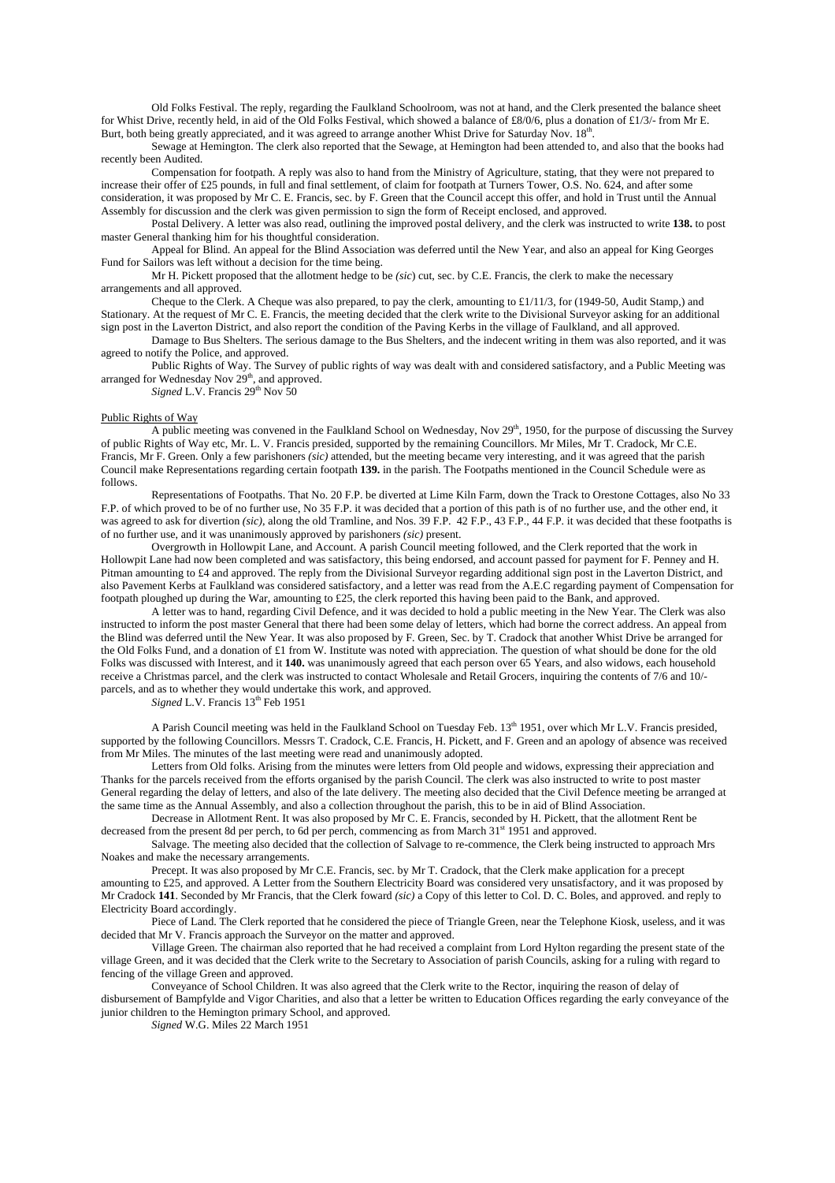Old Folks Festival. The reply, regarding the Faulkland Schoolroom, was not at hand, and the Clerk presented the balance sheet for Whist Drive, recently held, in aid of the Old Folks Festival, which showed a balance of £8/0/6, plus a donation of £1/3/- from Mr E. Burt, both being greatly appreciated, and it was agreed to arrange another Whist Drive for Saturday Nov. 18th.

Sewage at Hemington. The clerk also reported that the Sewage, at Hemington had been attended to, and also that the books had recently been Audited.

Compensation for footpath. A reply was also to hand from the Ministry of Agriculture, stating, that they were not prepared to increase their offer of £25 pounds, in full and final settlement, of claim for footpath at Turners Tower, O.S. No. 624, and after some consideration, it was proposed by Mr C. E. Francis, sec. by F. Green that the Council accept this offer, and hold in Trust until the Annual Assembly for discussion and the clerk was given permission to sign the form of Receipt enclosed, and approved.

Postal Delivery. A letter was also read, outlining the improved postal delivery, and the clerk was instructed to write **138.** to post master General thanking him for his thoughtful consideration.

Appeal for Blind. An appeal for the Blind Association was deferred until the New Year, and also an appeal for King Georges Fund for Sailors was left without a decision for the time being.

Mr H. Pickett proposed that the allotment hedge to be *(sic)* cut, sec. by C.E. Francis, the clerk to make the necessary arrangements and all approved.

Cheque to the Clerk. A Cheque was also prepared, to pay the clerk, amounting to £1/11/3, for (1949-50, Audit Stamp,) and Stationary. At the request of Mr C. E. Francis, the meeting decided that the clerk write to the Divisional Surveyor asking for an additional sign post in the Laverton District, and also report the condition of the Paving Kerbs in the village of Faulkland, and all approved.

Damage to Bus Shelters. The serious damage to the Bus Shelters, and the indecent writing in them was also reported, and it was agreed to notify the Police, and approved.

Public Rights of Way. The Survey of public rights of way was dealt with and considered satisfactory, and a Public Meeting was arranged for Wednesday Nov 29th, and approved.

*Signed* L.V. Francis 29th Nov 50

## Public Rights of Way

A public meeting was convened in the Faulkland School on Wednesday, Nov 29th, 1950, for the purpose of discussing the Survey of public Rights of Way etc, Mr. L. V. Francis presided, supported by the remaining Councillors. Mr Miles, Mr T. Cradock, Mr C.E. Francis, Mr F. Green. Only a few parishoners *(sic)* attended, but the meeting became very interesting, and it was agreed that the parish Council make Representations regarding certain footpath **139.** in the parish. The Footpaths mentioned in the Council Schedule were as follows.

Representations of Footpaths. That No. 20 F.P. be diverted at Lime Kiln Farm, down the Track to Orestone Cottages, also No 33 F.P. of which proved to be of no further use, No 35 F.P. it was decided that a portion of this path is of no further use, and the other end, it was agreed to ask for divertion *(sic)*, along the old Tramline, and Nos. 39 F.P. 42 F.P., 43 F.P., 44 F.P. it was decided that these footpaths is of no further use, and it was unanimously approved by parishoners *(sic)* present.

Overgrowth in Hollowpit Lane, and Account. A parish Council meeting followed, and the Clerk reported that the work in Hollowpit Lane had now been completed and was satisfactory, this being endorsed, and account passed for payment for F. Penney and H. Pitman amounting to £4 and approved. The reply from the Divisional Surveyor regarding additional sign post in the Laverton District, and also Pavement Kerbs at Faulkland was considered satisfactory, and a letter was read from the A.E.C regarding payment of Compensation for footpath ploughed up during the War, amounting to £25, the clerk reported this having been paid to the Bank, and approved.

A letter was to hand, regarding Civil Defence, and it was decided to hold a public meeting in the New Year. The Clerk was also instructed to inform the post master General that there had been some delay of letters, which had borne the correct address. An appeal from the Blind was deferred until the New Year. It was also proposed by F. Green, Sec. by T. Cradock that another Whist Drive be arranged for the Old Folks Fund, and a donation of £1 from W. Institute was noted with appreciation. The question of what should be done for the old Folks was discussed with Interest, and it **140.** was unanimously agreed that each person over 65 Years, and also widows, each household receive a Christmas parcel, and the clerk was instructed to contact Wholesale and Retail Grocers, inquiring the contents of 7/6 and 10/- parcels, and as to whether they would undertake this work, and approved.

*Signed* L.V. Francis 13th Feb 1951

A Parish Council meeting was held in the Faulkland School on Tuesday Feb. 13th 1951, over which Mr L.V. Francis presided, supported by the following Councillors. Messrs T. Cradock, C.E. Francis, H. Pickett, and F. Green and an apology of absence was received from Mr Miles. The minutes of the last meeting were read and unanimously adopted.

Letters from Old folks. Arising from the minutes were letters from Old people and widows, expressing their appreciation and Thanks for the parcels received from the efforts organised by the parish Council. The clerk was also instructed to write to post master General regarding the delay of letters, and also of the late delivery. The meeting also decided that the Civil Defence meeting be arranged at the same time as the Annual Assembly, and also a collection throughout the parish, this to be in aid of Blind Association.

Decrease in Allotment Rent. It was also proposed by Mr C. E. Francis, seconded by H. Pickett, that the allotment Rent be decreased from the present 8d per perch, to 6d per perch, commencing as from March 31st 1951 and approved.

Salvage. The meeting also decided that the collection of Salvage to re-commence, the Clerk being instructed to approach Mrs Noakes and make the necessary arrangements.

Precept. It was also proposed by Mr C.E. Francis, sec. by Mr T. Cradock, that the Clerk make application for a precept amounting to £25, and approved. A Letter from the Southern Electricity Board was considered very unsatisfactory, and it was proposed by Mr Cradock **141**. Seconded by Mr Francis, that the Clerk foward *(sic)* a Copy of this letter to Col. D. C. Boles, and approved. and reply to Electricity Board accordingly.

Piece of Land. The Clerk reported that he considered the piece of Triangle Green, near the Telephone Kiosk, useless, and it was decided that Mr V. Francis approach the Surveyor on the matter and approved.

Village Green. The chairman also reported that he had received a complaint from Lord Hylton regarding the present state of the village Green, and it was decided that the Clerk write to the Secretary to Association of parish Councils, asking for a ruling with regard to fencing of the village Green and approved.

Conveyance of School Children. It was also agreed that the Clerk write to the Rector, inquiring the reason of delay of disbursement of Bampfylde and Vigor Charities, and also that a letter be written to Education Offices regarding the early conveyance of the junior children to the Hemington primary School, and approved.

*Signed* W.G. Miles 22 March 1951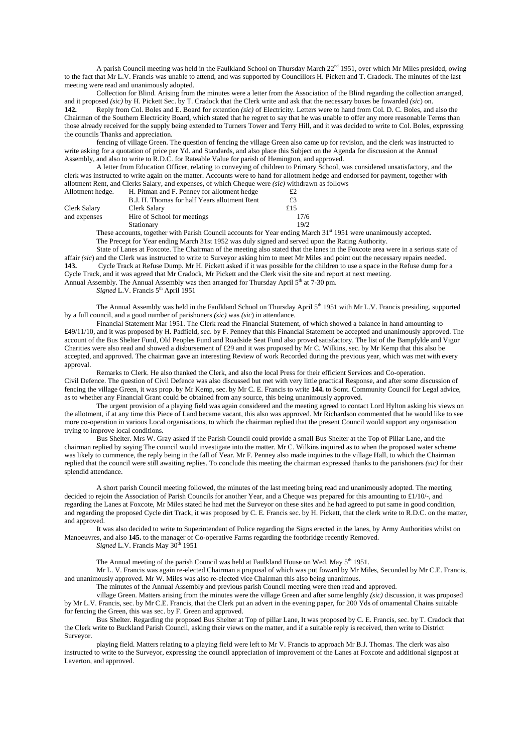A parish Council meeting was held in the Faulkland School on Thursday March 22nd 1951, over which Mr Miles presided, owing to the fact that Mr L.V. Francis was unable to attend, and was supported by Councillors H. Pickett and T. Cradock. The minutes of the last meeting were read and unanimously adopted.

Collection for Blind. Arising from the minutes were a letter from the Association of the Blind regarding the collection arranged, and it proposed *(sic)* by H. Pickett Sec. by T. Cradock that the Clerk write and ask that the necessary boxes be fowarded *(sic)* on.

**142.** Reply from Col. Boles and E. Board for extention *(sic)* of Electricity. Letters were to hand from Col. D. C. Boles, and also the Chairman of the Southern Electricity Board, which stated that he regret to say that he was unable to offer any more reasonable Terms than those already received for the supply being extended to Turners Tower and Terry Hill, and it was decided to write to Col. Boles, expressing the councils Thanks and appreciation.

fencing of village Green. The question of fencing the village Green also came up for revision, and the clerk was instructed to write asking for a quotation of price per Yd. and Standards, and also place this Subject on the Agenda for discussion at the Annual Assembly, and also to write to R.D.C. for Rateable Value for parish of Hemington, and approved.

A letter from Education Officer, relating to conveying of children to Primary School, was considered unsatisfactory, and the clerk was instructed to write again on the matter. Accounts were to hand for allotment hedge and endorsed for payment, together with allotment Rent, and Clerks Salary, and expenses, of which Cheque were *(sic)* withdrawn as follows

| | | |
|---|---|---|
| Allotment hedge. | H. Pitman and F. Penney for allotment hedge | £2 |
| | B.J. H. Thomas for half Years allotment Rent | £3 |
| Clerk Salary | Clerk Salary | £15 |
| and expenses | Hire of School for meetings | 17/6 |
| | Stationary | 19/2 |

These accounts, together with Parish Council accounts for Year ending March 31st 1951 were unanimously accepted.

The Precept for Year ending March 31st 1952 was duly signed and served upon the Rating Authority.

State of Lanes at Foxcote. The Chairman of the meeting also stated that the lanes in the Foxcote area were in a serious state of affair *(sic)* and the Clerk was instructed to write to Surveyor asking him to meet Mr Miles and point out the necessary repairs needed.

**143.** Cycle Track at Refuse Dump. Mr H. Pickett asked if it was possible for the children to use a space in the Refuse dump for a Cycle Track, and it was agreed that Mr Cradock, Mr Pickett and the Clerk visit the site and report at next meeting.

Annual Assembly. The Annual Assembly was then arranged for Thursday April 5th at 7-30 pm.

*Signed* L.V. Francis 5th April 1951

The Annual Assembly was held in the Faulkland School on Thursday April 5th 1951 with Mr L.V. Francis presiding, supported by a full council, and a good number of parishoners *(sic)* was *(sic)* in attendance.

Financial Statement Mar 1951. The Clerk read the Financial Statement, of which showed a balance in hand amounting to £49/11/10, and it was proposed by H. Padfield, sec. by F. Penney that this Financial Statement be accepted and unanimously approved. The account of the Bus Shelter Fund, Old Peoples Fund and Roadside Seat Fund also proved satisfactory. The list of the Bampfylde and Vigor Charities were also read and showed a disbursement of £29 and it was proposed by Mr C. Wilkins, sec. by Mr Kemp that this also be accepted, and approved. The chairman gave an interesting Review of work Recorded during the previous year, which was met with every approval.

Remarks to Clerk. He also thanked the Clerk, and also the local Press for their efficient Services and Co-operation.

Civil Defence. The question of Civil Defence was also discussed but met with very little practical Response, and after some discussion of fencing the village Green, it was prop. by Mr Kemp, sec. by Mr C. E. Francis to write **144.** to Somt. Community Council for Legal advice, as to whether any Financial Grant could be obtained from any source, this being unanimously approved.

The urgent provision of a playing field was again considered and the meeting agreed to contact Lord Hylton asking his views on the allotment, if at any time this Piece of Land became vacant, this also was approved. Mr Richardson commented that he would like to see more co-operation in various Local organisations, to which the chairman replied that the present Council would support any organisation trying to improve local conditions.

Bus Shelter. Mrs W. Gray asked if the Parish Council could provide a small Bus Shelter at the Top of Pillar Lane, and the chairman replied by saying The council would investigate into the matter. Mr C. Wilkins inquired as to when the proposed water scheme was likely to commence, the reply being in the fall of Year. Mr F. Penney also made inquiries to the village Hall, to which the Chairman replied that the council were still awaiting replies. To conclude this meeting the chairman expressed thanks to the parishoners *(sic)* for their splendid attendance.

A short parish Council meeting followed, the minutes of the last meeting being read and unanimously adopted. The meeting decided to rejoin the Association of Parish Councils for another Year, and a Cheque was prepared for this amounting to £1/10/-, and regarding the Lanes at Foxcote, Mr Miles stated he had met the Surveyor on these sites and he had agreed to put same in good condition, and regarding the proposed Cycle dirt Track, it was proposed by C. E. Francis sec. by H. Pickett, that the clerk write to R.D.C. on the matter, and approved.

It was also decided to write to Superintendant of Police regarding the Signs erected in the lanes, by Army Authorities whilst on Manoeuvres, and also **145.** to the manager of Co-operative Farms regarding the footbridge recently Removed.

*Signed* L.V. Francis May 30th 1951

The Annual meeting of the parish Council was held at Faulkland House on Wed. May 5th 1951.

Mr L. V. Francis was again re-elected Chairman a proposal of which was put foward by Mr Miles, Seconded by Mr C.E. Francis, and unanimously approved. Mr W. Miles was also re-elected vice Chairman this also being unanimous.

The minutes of the Annual Assembly and previous parish Council meeting were then read and approved.

village Green. Matters arising from the minutes were the village Green and after some lengthly *(sic)* discussion, it was proposed by Mr L.V. Francis, sec. by Mr C.E. Francis, that the Clerk put an advert in the evening paper, for 200 Yds of ornamental Chains suitable for fencing the Green, this was sec. by F. Green and approved.

Bus Shelter. Regarding the proposed Bus Shelter at Top of pillar Lane, It was proposed by C. E. Francis, sec. by T. Cradock that the Clerk write to Buckland Parish Council, asking their views on the matter, and if a suitable reply is received, then write to District Surveyor.

playing field. Matters relating to a playing field were left to Mr V. Francis to approach Mr B.J. Thomas. The clerk was also instructed to write to the Surveyor, expressing the council appreciation of improvement of the Lanes at Foxcote and additional signpost at Laverton, and approved.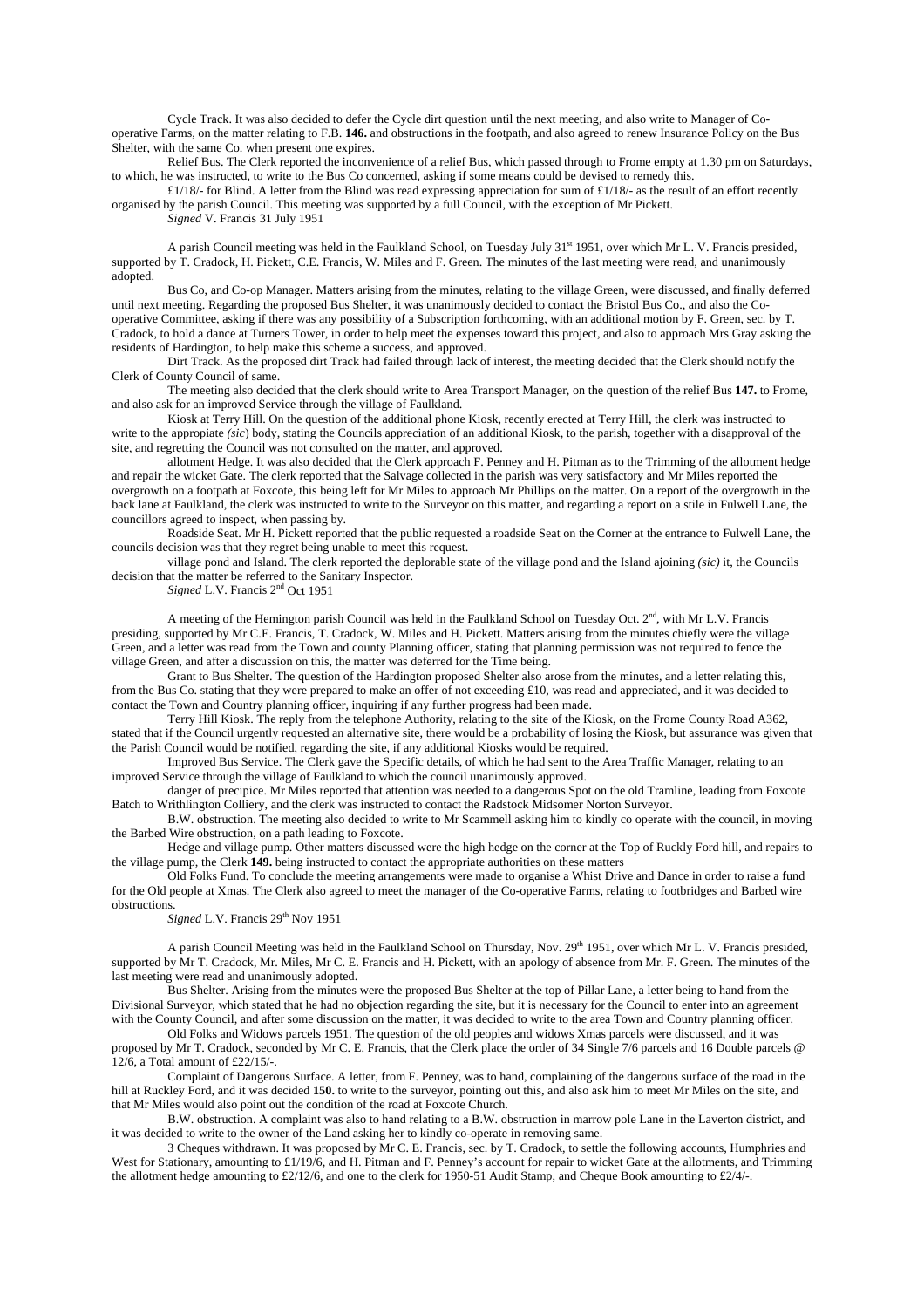Cycle Track. It was also decided to defer the Cycle dirt question until the next meeting, and also write to Manager of Co-operative Farms, on the matter relating to F.B. **146.** and obstructions in the footpath, and also agreed to renew Insurance Policy on the Bus Shelter, with the same Co. when present one expires.

Relief Bus. The Clerk reported the inconvenience of a relief Bus, which passed through to Frome empty at 1.30 pm on Saturdays, to which, he was instructed, to write to the Bus Co concerned, asking if some means could be devised to remedy this.

£1/18/- for Blind. A letter from the Blind was read expressing appreciation for sum of £1/18/- as the result of an effort recently organised by the parish Council. This meeting was supported by a full Council, with the exception of Mr Pickett.

*Signed* V. Francis 31 July 1951

A parish Council meeting was held in the Faulkland School, on Tuesday July 31st 1951, over which Mr L. V. Francis presided, supported by T. Cradock, H. Pickett, C.E. Francis, W. Miles and F. Green. The minutes of the last meeting were read, and unanimously adopted.

Bus Co, and Co-op Manager. Matters arising from the minutes, relating to the village Green, were discussed, and finally deferred until next meeting. Regarding the proposed Bus Shelter, it was unanimously decided to contact the Bristol Bus Co., and also the Co-operative Committee, asking if there was any possibility of a Subscription forthcoming, with an additional motion by F. Green, sec. by T. Cradock, to hold a dance at Turners Tower, in order to help meet the expenses toward this project, and also to approach Mrs Gray asking the residents of Hardington, to help make this scheme a success, and approved.

Dirt Track. As the proposed dirt Track had failed through lack of interest, the meeting decided that the Clerk should notify the Clerk of County Council of same.

The meeting also decided that the clerk should write to Area Transport Manager, on the question of the relief Bus **147.** to Frome, and also ask for an improved Service through the village of Faulkland.

Kiosk at Terry Hill. On the question of the additional phone Kiosk, recently erected at Terry Hill, the clerk was instructed to write to the appropiate *(sic*) body, stating the Councils appreciation of an additional Kiosk, to the parish, together with a disapproval of the site, and regretting the Council was not consulted on the matter, and approved.

allotment Hedge. It was also decided that the Clerk approach F. Penney and H. Pitman as to the Trimming of the allotment hedge and repair the wicket Gate. The clerk reported that the Salvage collected in the parish was very satisfactory and Mr Miles reported the overgrowth on a footpath at Foxcote, this being left for Mr Miles to approach Mr Phillips on the matter. On a report of the overgrowth in the back lane at Faulkland, the clerk was instructed to write to the Surveyor on this matter, and regarding a report on a stile in Fulwell Lane, the councillors agreed to inspect, when passing by.

Roadside Seat. Mr H. Pickett reported that the public requested a roadside Seat on the Corner at the entrance to Fulwell Lane, the councils decision was that they regret being unable to meet this request.

village pond and Island. The clerk reported the deplorable state of the village pond and the Island ajoining *(sic)* it, the Councils decision that the matter be referred to the Sanitary Inspector.

*Signed* L.V. Francis 2nd Oct 1951

A meeting of the Hemington parish Council was held in the Faulkland School on Tuesday Oct. 2nd, with Mr L.V. Francis presiding, supported by Mr C.E. Francis, T. Cradock, W. Miles and H. Pickett. Matters arising from the minutes chiefly were the village Green, and a letter was read from the Town and county Planning officer, stating that planning permission was not required to fence the village Green, and after a discussion on this, the matter was deferred for the Time being.

Grant to Bus Shelter. The question of the Hardington proposed Shelter also arose from the minutes, and a letter relating this, from the Bus Co. stating that they were prepared to make an offer of not exceeding £10, was read and appreciated, and it was decided to contact the Town and Country planning officer, inquiring if any further progress had been made.

Terry Hill Kiosk. The reply from the telephone Authority, relating to the site of the Kiosk, on the Frome County Road A362, stated that if the Council urgently requested an alternative site, there would be a probability of losing the Kiosk, but assurance was given that the Parish Council would be notified, regarding the site, if any additional Kiosks would be required.

Improved Bus Service. The Clerk gave the Specific details, of which he had sent to the Area Traffic Manager, relating to an improved Service through the village of Faulkland to which the council unanimously approved.

danger of precipice. Mr Miles reported that attention was needed to a dangerous Spot on the old Tramline, leading from Foxcote Batch to Writhlington Colliery, and the clerk was instructed to contact the Radstock Midsomer Norton Surveyor.

B.W. obstruction. The meeting also decided to write to Mr Scammell asking him to kindly co operate with the council, in moving the Barbed Wire obstruction, on a path leading to Foxcote.

Hedge and village pump. Other matters discussed were the high hedge on the corner at the Top of Ruckly Ford hill, and repairs to the village pump, the Clerk **149.** being instructed to contact the appropriate authorities on these matters

Old Folks Fund. To conclude the meeting arrangements were made to organise a Whist Drive and Dance in order to raise a fund for the Old people at Xmas. The Clerk also agreed to meet the manager of the Co-operative Farms, relating to footbridges and Barbed wire obstructions.

*Signed* L.V. Francis 29th Nov 1951

A parish Council Meeting was held in the Faulkland School on Thursday, Nov. 29th 1951, over which Mr L. V. Francis presided, supported by Mr T. Cradock, Mr. Miles, Mr C. E. Francis and H. Pickett, with an apology of absence from Mr. F. Green. The minutes of the last meeting were read and unanimously adopted.

Bus Shelter. Arising from the minutes were the proposed Bus Shelter at the top of Pillar Lane, a letter being to hand from the Divisional Surveyor, which stated that he had no objection regarding the site, but it is necessary for the Council to enter into an agreement with the County Council, and after some discussion on the matter, it was decided to write to the area Town and Country planning officer.

Old Folks and Widows parcels 1951. The question of the old peoples and widows Xmas parcels were discussed, and it was proposed by Mr T. Cradock, seconded by Mr C. E. Francis, that the Clerk place the order of 34 Single 7/6 parcels and 16 Double parcels @ 12/6, a Total amount of £22/15/-.

Complaint of Dangerous Surface. A letter, from F. Penney, was to hand, complaining of the dangerous surface of the road in the hill at Ruckley Ford, and it was decided **150.** to write to the surveyor, pointing out this, and also ask him to meet Mr Miles on the site, and that Mr Miles would also point out the condition of the road at Foxcote Church.

B.W. obstruction. A complaint was also to hand relating to a B.W. obstruction in marrow pole Lane in the Laverton district, and it was decided to write to the owner of the Land asking her to kindly co-operate in removing same.

3 Cheques withdrawn. It was proposed by Mr C. E. Francis, sec. by T. Cradock, to settle the following accounts, Humphries and West for Stationary, amounting to £1/19/6, and H. Pitman and F. Penney's account for repair to wicket Gate at the allotments, and Trimming the allotment hedge amounting to £2/12/6, and one to the clerk for 1950-51 Audit Stamp, and Cheque Book amounting to £2/4/-.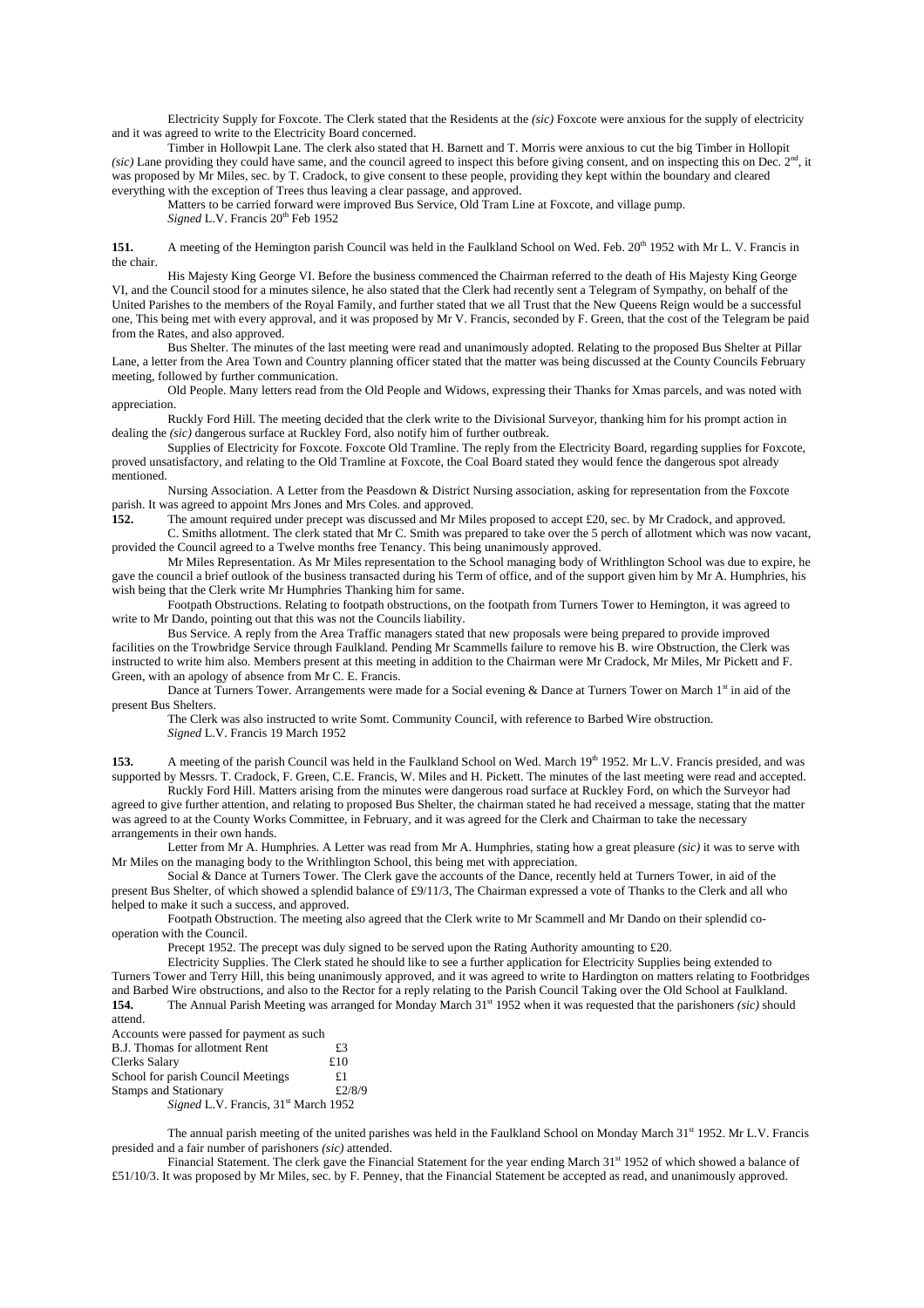Electricity Supply for Foxcote. The Clerk stated that the Residents at the *(sic)* Foxcote were anxious for the supply of electricity and it was agreed to write to the Electricity Board concerned.

Timber in Hollowpit Lane. The clerk also stated that H. Barnett and T. Morris were anxious to cut the big Timber in Hollopit *(sic)* Lane providing they could have same, and the council agreed to inspect this before giving consent, and on inspecting this on Dec. 2nd, it was proposed by Mr Miles, sec. by T. Cradock, to give consent to these people, providing they kept within the boundary and cleared everything with the exception of Trees thus leaving a clear passage, and approved.

Matters to be carried forward were improved Bus Service, Old Tram Line at Foxcote, and village pump.

*Signed* L.V. Francis 20th Feb 1952

**151.** A meeting of the Hemington parish Council was held in the Faulkland School on Wed. Feb. 20th 1952 with Mr L. V. Francis in the chair.

His Majesty King George VI. Before the business commenced the Chairman referred to the death of His Majesty King George VI, and the Council stood for a minutes silence, he also stated that the Clerk had recently sent a Telegram of Sympathy, on behalf of the United Parishes to the members of the Royal Family, and further stated that we all Trust that the New Queens Reign would be a successful one, This being met with every approval, and it was proposed by Mr V. Francis, seconded by F. Green, that the cost of the Telegram be paid from the Rates, and also approved.

Bus Shelter. The minutes of the last meeting were read and unanimously adopted. Relating to the proposed Bus Shelter at Pillar Lane, a letter from the Area Town and Country planning officer stated that the matter was being discussed at the County Councils February meeting, followed by further communication.

Old People. Many letters read from the Old People and Widows, expressing their Thanks for Xmas parcels, and was noted with appreciation.

Ruckly Ford Hill. The meeting decided that the clerk write to the Divisional Surveyor, thanking him for his prompt action in dealing the *(sic)* dangerous surface at Ruckley Ford, also notify him of further outbreak.

Supplies of Electricity for Foxcote. Foxcote Old Tramline. The reply from the Electricity Board, regarding supplies for Foxcote, proved unsatisfactory, and relating to the Old Tramline at Foxcote, the Coal Board stated they would fence the dangerous spot already mentioned.

Nursing Association. A Letter from the Peasdown & District Nursing association, asking for representation from the Foxcote parish. It was agreed to appoint Mrs Jones and Mrs Coles. and approved.

**152.** The amount required under precept was discussed and Mr Miles proposed to accept £20, sec. by Mr Cradock, and approved.

C. Smiths allotment. The clerk stated that Mr C. Smith was prepared to take over the 5 perch of allotment which was now vacant, provided the Council agreed to a Twelve months free Tenancy. This being unanimously approved.

Mr Miles Representation. As Mr Miles representation to the School managing body of Writhlington School was due to expire, he gave the council a brief outlook of the business transacted during his Term of office, and of the support given him by Mr A. Humphries, his wish being that the Clerk write Mr Humphries Thanking him for same.

Footpath Obstructions. Relating to footpath obstructions, on the footpath from Turners Tower to Hemington, it was agreed to write to Mr Dando, pointing out that this was not the Councils liability.

Bus Service. A reply from the Area Traffic managers stated that new proposals were being prepared to provide improved facilities on the Trowbridge Service through Faulkland. Pending Mr Scammells failure to remove his B. wire Obstruction, the Clerk was instructed to write him also. Members present at this meeting in addition to the Chairman were Mr Cradock, Mr Miles, Mr Pickett and F. Green, with an apology of absence from Mr C. E. Francis.

Dance at Turners Tower. Arrangements were made for a Social evening & Dance at Turners Tower on March 1st in aid of the present Bus Shelters.

The Clerk was also instructed to write Somt. Community Council, with reference to Barbed Wire obstruction.

*Signed* L.V. Francis 19 March 1952

**153.** A meeting of the parish Council was held in the Faulkland School on Wed. March 19th 1952. Mr L.V. Francis presided, and was supported by Messrs. T. Cradock, F. Green, C.E. Francis, W. Miles and H. Pickett. The minutes of the last meeting were read and accepted.

Ruckly Ford Hill. Matters arising from the minutes were dangerous road surface at Ruckley Ford, on which the Surveyor had agreed to give further attention, and relating to proposed Bus Shelter, the chairman stated he had received a message, stating that the matter was agreed to at the County Works Committee, in February, and it was agreed for the Clerk and Chairman to take the necessary arrangements in their own hands.

Letter from Mr A. Humphries. A Letter was read from Mr A. Humphries, stating how a great pleasure *(sic)* it was to serve with Mr Miles on the managing body to the Writhlington School, this being met with appreciation.

Social & Dance at Turners Tower. The Clerk gave the accounts of the Dance, recently held at Turners Tower, in aid of the present Bus Shelter, of which showed a splendid balance of £9/11/3, The Chairman expressed a vote of Thanks to the Clerk and all who helped to make it such a success, and approved.

Footpath Obstruction. The meeting also agreed that the Clerk write to Mr Scammell and Mr Dando on their splendid co-operation with the Council.

Precept 1952. The precept was duly signed to be served upon the Rating Authority amounting to £20.

Electricity Supplies. The Clerk stated he should like to see a further application for Electricity Supplies being extended to Turners Tower and Terry Hill, this being unanimously approved, and it was agreed to write to Hardington on matters relating to Footbridges and Barbed Wire obstructions, and also to the Rector for a reply relating to the Parish Council Taking over the Old School at Faulkland.

**154.** The Annual Parish Meeting was arranged for Monday March 31st 1952 when it was requested that the parishoners *(sic)* should attend.

Accounts were passed for payment as such

| | |
|---|---|
| B.J. Thomas for allotment Rent | £3 |
| Clerks Salary | £10 |
| School for parish Council Meetings | £1 |
| Stamps and Stationary | £2/8/9 |

*Signed* L.V. Francis, 31st March 1952

The annual parish meeting of the united parishes was held in the Faulkland School on Monday March 31st 1952. Mr L.V. Francis presided and a fair number of parishoners *(sic)* attended.

Financial Statement. The clerk gave the Financial Statement for the year ending March 31st 1952 of which showed a balance of £51/10/3. It was proposed by Mr Miles, sec. by F. Penney, that the Financial Statement be accepted as read, and unanimously approved.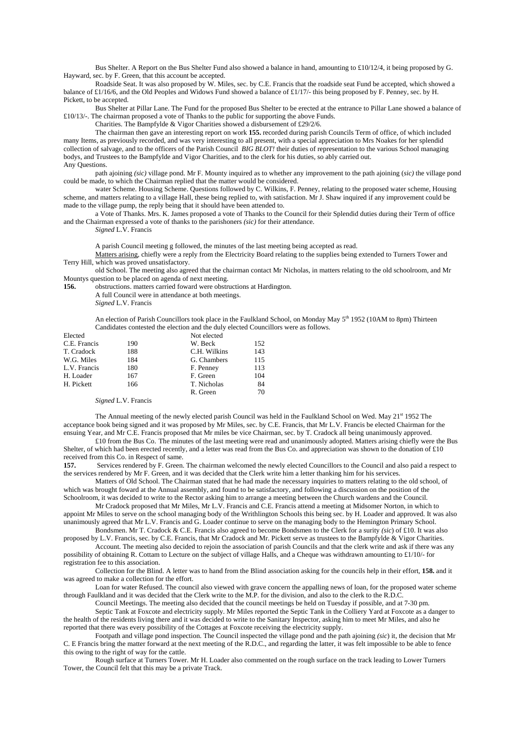Bus Shelter. A Report on the Bus Shelter Fund also showed a balance in hand, amounting to £10/12/4, it being proposed by G. Hayward, sec. by F. Green, that this account be accepted.

Roadside Seat. It was also proposed by W. Miles, sec. by C.E. Francis that the roadside seat Fund be accepted, which showed a balance of £1/16/6, and the Old Peoples and Widows Fund showed a balance of £1/17/- this being proposed by F. Penney, sec. by H. Pickett, to be accepted.

Bus Shelter at Pillar Lane. The Fund for the proposed Bus Shelter to be erected at the entrance to Pillar Lane showed a balance of £10/13/-. The chairman proposed a vote of Thanks to the public for supporting the above Funds.

Charities. The Bampfylde & Vigor Charities showed a disbursement of £29/2/6.

The chairman then gave an interesting report on work **155.** recorded during parish Councils Term of office, of which included many Items, as previously recorded, and was very interesting to all present, with a special appreciation to Mrs Noakes for her splendid collection of salvage, and to the officers of the Parish Council *BIG BLOT!* their duties of representation to the various School managing bodys, and Trustees to the Bampfylde and Vigor Charities, and to the clerk for his duties, so ably carried out.

Any Questions.

path ajoining *(sic)* village pond. Mr F. Mounty inquired as to whether any improvement to the path ajoining (*sic)* the village pond could be made, to which the Chairman replied that the matter would be considered.

water Scheme. Housing Scheme. Questions followed by C. Wilkins, F. Penney, relating to the proposed water scheme, Housing scheme, and matters relating to a village Hall, these being replied to, with satisfaction. Mr J. Shaw inquired if any improvement could be made to the village pump, the reply being that it should have been attended to.

a Vote of Thanks. Mrs. K. James proposed a vote of Thanks to the Council for their Splendid duties during their Term of office and the Chairman expressed a vote of thanks to the parishoners *(sic)* for their attendance.

*Signed* L.V. Francis

A parish Council meeting g followed, the minutes of the last meeting being accepted as read.

Matters arising, chiefly were a reply from the Electricity Board relating to the supplies being extended to Turners Tower and Terry Hill, which was proved unsatisfactory.

old School. The meeting also agreed that the chairman contact Mr Nicholas, in matters relating to the old schoolroom, and Mr Mountys question to be placed on agenda of next meeting.

**156.** obstructions. matters carried foward were obstructions at Hardington.

A full Council were in attendance at both meetings.

*Signed* L.V. Francis

An election of Parish Councillors took place in the Faulkland School, on Monday May 5th 1952 (10AM to 8pm) Thirteen Candidates contested the election and the duly elected Councillors were as follows.

| Elected | | Not elected | |
|---|---|---|---|
| C.E. Francis | 190 | W. Beck | 152 |
| T. Cradock | 188 | C.H. Wilkins | 143 |
| W.G. Miles | 184 | G. Chambers | 115 |
| L.V. Francis | 180 | F. Penney | 113 |
| H. Loader | 167 | F. Green | 104 |
| H. Pickett | 166 | T. Nicholas | 84 |
| | | R. Green | 70 |

*Signed* L.V. Francis

The Annual meeting of the newly elected parish Council was held in the Faulkland School on Wed. May 21st 1952 The acceptance book being signed and it was proposed by Mr Miles, sec. by C.E. Francis, that Mr L.V. Francis be elected Chairman for the ensuing Year, and Mr C.E. Francis proposed that Mr miles be vice Chairman, sec. by T. Cradock all being unanimously approved.

£10 from the Bus Co. The minutes of the last meeting were read and unanimously adopted. Matters arising chiefly were the Bus Shelter, of which had been erected recently, and a letter was read from the Bus Co. and appreciation was shown to the donation of £10 received from this Co. in Respect of same.

**157.** Services rendered by F. Green. The chairman welcomed the newly elected Councillors to the Council and also paid a respect to the services rendered by Mr F. Green, and it was decided that the Clerk write him a letter thanking him for his services.

Matters of Old School. The Chairman stated that he had made the necessary inquiries to matters relating to the old school, of which was brought foward at the Annual assembly, and found to be satisfactory, and following a discussion on the position of the Schoolroom, it was decided to write to the Rector asking him to arrange a meeting between the Church wardens and the Council.

Mr Cradock proposed that Mr Miles, Mr L.V. Francis and C.E. Francis attend a meeting at Midsomer Norton, in which to appoint Mr Miles to serve on the school managing body of the Writhlington Schools this being sec. by H. Loader and approved. It was also unanimously agreed that Mr L.V. Francis and G. Loader continue to serve on the managing body to the Hemington Primary School.

Bondsmen. Mr T. Cradock & C.E. Francis also agreed to become Bondsmen to the Clerk for a surity *(sic*) of £10. It was also proposed by L.V. Francis, sec. by C.E. Francis, that Mr Cradock and Mr. Pickett serve as trustees to the Bampfylde & Vigor Charities.

Account. The meeting also decided to rejoin the association of parish Councils and that the clerk write and ask if there was any possibility of obtaining R. Cottam to Lecture on the subject of village Halls, and a Cheque was withdrawn amounting to £1/10/- for registration fee to this association.

Collection for the Blind. A letter was to hand from the Blind association asking for the councils help in their effort, **158.** and it was agreed to make a collection for the effort.

Loan for water Refused. The council also viewed with grave concern the appalling news of loan, for the proposed water scheme through Faulkland and it was decided that the Clerk write to the M.P. for the division, and also to the clerk to the R.D.C.

Council Meetings. The meeting also decided that the council meetings be held on Tuesday if possible, and at 7-30 pm.

Septic Tank at Foxcote and electricity supply. Mr Miles reported the Septic Tank in the Colliery Yard at Foxcote as a danger to the health of the residents living there and it was decided to write to the Sanitary Inspector, asking him to meet Mr Miles, and also he reported that there was every possibility of the Cottages at Foxcote receiving the electricity supply.

Footpath and village pond inspection. The Council inspected the village pond and the path ajoining *(sic*) it, the decision that Mr C. E Francis bring the matter forward at the next meeting of the R.D.C., and regarding the latter, it was felt impossible to be able to fence this owing to the right of way for the cattle.

Rough surface at Turners Tower. Mr H. Loader also commented on the rough surface on the track leading to Lower Turners Tower, the Council felt that this may be a private Track.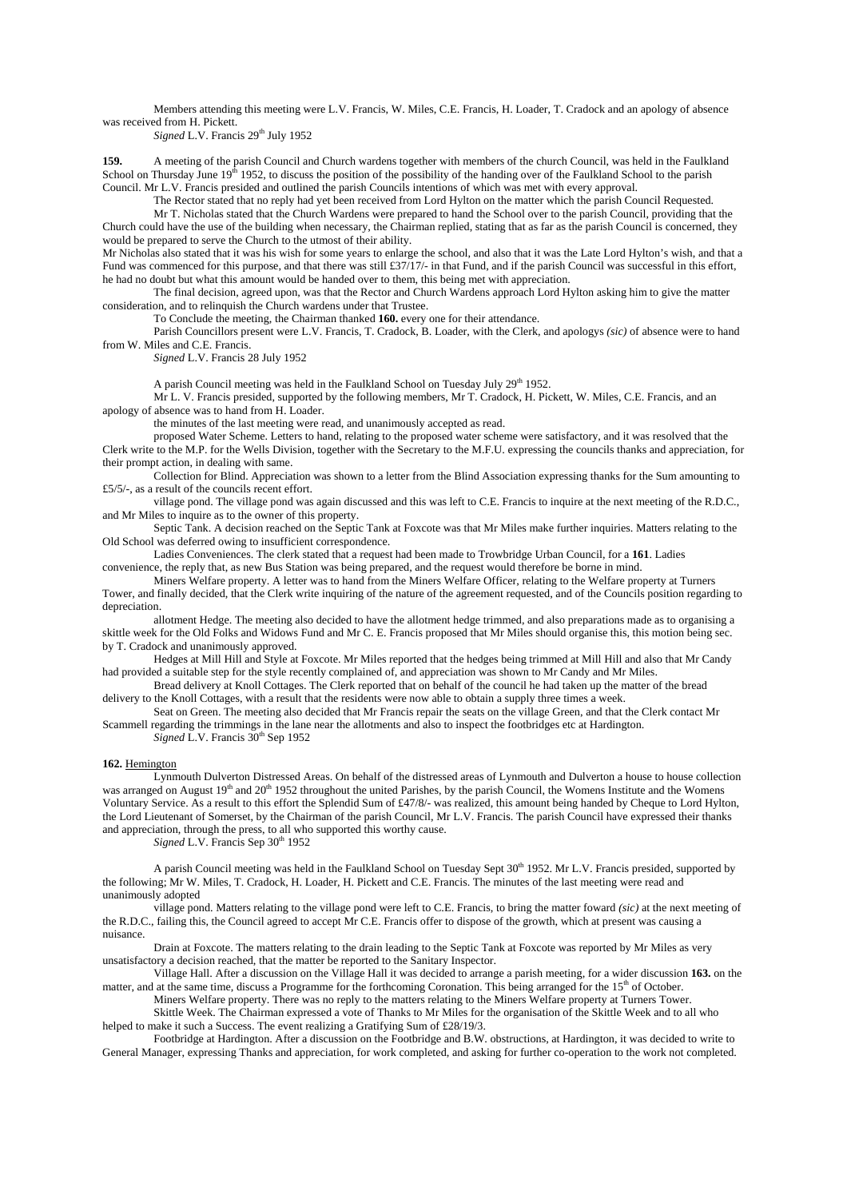Members attending this meeting were L.V. Francis, W. Miles, C.E. Francis, H. Loader, T. Cradock and an apology of absence was received from H. Pickett.

*Signed* L.V. Francis 29th July 1952

**159.** A meeting of the parish Council and Church wardens together with members of the church Council, was held in the Faulkland School on Thursday June 19th 1952, to discuss the position of the possibility of the handing over of the Faulkland School to the parish Council. Mr L.V. Francis presided and outlined the parish Councils intentions of which was met with every approval.

The Rector stated that no reply had yet been received from Lord Hylton on the matter which the parish Council Requested.

Mr T. Nicholas stated that the Church Wardens were prepared to hand the School over to the parish Council, providing that the Church could have the use of the building when necessary, the Chairman replied, stating that as far as the parish Council is concerned, they would be prepared to serve the Church to the utmost of their ability.

Mr Nicholas also stated that it was his wish for some years to enlarge the school, and also that it was the Late Lord Hylton's wish, and that a Fund was commenced for this purpose, and that there was still £37/17/- in that Fund, and if the parish Council was successful in this effort, he had no doubt but what this amount would be handed over to them, this being met with appreciation.

The final decision, agreed upon, was that the Rector and Church Wardens approach Lord Hylton asking him to give the matter consideration, and to relinquish the Church wardens under that Trustee.

To Conclude the meeting, the Chairman thanked **160.** every one for their attendance.

Parish Councillors present were L.V. Francis, T. Cradock, B. Loader, with the Clerk, and apologys *(sic)* of absence were to hand from W. Miles and C.E. Francis.

*Signed* L.V. Francis 28 July 1952

A parish Council meeting was held in the Faulkland School on Tuesday July 29th 1952.

Mr L. V. Francis presided, supported by the following members, Mr T. Cradock, H. Pickett, W. Miles, C.E. Francis, and an apology of absence was to hand from H. Loader.

the minutes of the last meeting were read, and unanimously accepted as read.

proposed Water Scheme. Letters to hand, relating to the proposed water scheme were satisfactory, and it was resolved that the Clerk write to the M.P. for the Wells Division, together with the Secretary to the M.F.U. expressing the councils thanks and appreciation, for their prompt action, in dealing with same.

Collection for Blind. Appreciation was shown to a letter from the Blind Association expressing thanks for the Sum amounting to £5/5/-, as a result of the councils recent effort.

village pond. The village pond was again discussed and this was left to C.E. Francis to inquire at the next meeting of the R.D.C., and Mr Miles to inquire as to the owner of this property.

Septic Tank. A decision reached on the Septic Tank at Foxcote was that Mr Miles make further inquiries. Matters relating to the Old School was deferred owing to insufficient correspondence.

Ladies Conveniences. The clerk stated that a request had been made to Trowbridge Urban Council, for a **161**. Ladies convenience, the reply that, as new Bus Station was being prepared, and the request would therefore be borne in mind.

Miners Welfare property. A letter was to hand from the Miners Welfare Officer, relating to the Welfare property at Turners Tower, and finally decided, that the Clerk write inquiring of the nature of the agreement requested, and of the Councils position regarding to depreciation.

allotment Hedge. The meeting also decided to have the allotment hedge trimmed, and also preparations made as to organising a skittle week for the Old Folks and Widows Fund and Mr C. E. Francis proposed that Mr Miles should organise this, this motion being sec. by T. Cradock and unanimously approved.

Hedges at Mill Hill and Style at Foxcote. Mr Miles reported that the hedges being trimmed at Mill Hill and also that Mr Candy had provided a suitable step for the style recently complained of, and appreciation was shown to Mr Candy and Mr Miles.

Bread delivery at Knoll Cottages. The Clerk reported that on behalf of the council he had taken up the matter of the bread delivery to the Knoll Cottages, with a result that the residents were now able to obtain a supply three times a week.

Seat on Green. The meeting also decided that Mr Francis repair the seats on the village Green, and that the Clerk contact Mr Scammell regarding the trimmings in the lane near the allotments and also to inspect the footbridges etc at Hardington.

*Signed* L.V. Francis 30th Sep 1952

**162.** Hemington

Lynmouth Dulverton Distressed Areas. On behalf of the distressed areas of Lynmouth and Dulverton a house to house collection was arranged on August 19th and 20th 1952 throughout the united Parishes, by the parish Council, the Womens Institute and the Womens Voluntary Service. As a result to this effort the Splendid Sum of £47/8/- was realized, this amount being handed by Cheque to Lord Hylton, the Lord Lieutenant of Somerset, by the Chairman of the parish Council, Mr L.V. Francis. The parish Council have expressed their thanks and appreciation, through the press, to all who supported this worthy cause.

*Signed* L.V. Francis Sep 30th 1952

A parish Council meeting was held in the Faulkland School on Tuesday Sept 30th 1952. Mr L.V. Francis presided, supported by the following; Mr W. Miles, T. Cradock, H. Loader, H. Pickett and C.E. Francis. The minutes of the last meeting were read and unanimously adopted

village pond. Matters relating to the village pond were left to C.E. Francis, to bring the matter foward *(sic)* at the next meeting of the R.D.C., failing this, the Council agreed to accept Mr C.E. Francis offer to dispose of the growth, which at present was causing a nuisance.

Drain at Foxcote. The matters relating to the drain leading to the Septic Tank at Foxcote was reported by Mr Miles as very unsatisfactory a decision reached, that the matter be reported to the Sanitary Inspector.

Village Hall. After a discussion on the Village Hall it was decided to arrange a parish meeting, for a wider discussion **163.** on the matter, and at the same time, discuss a Programme for the forthcoming Coronation. This being arranged for the 15th of October.

Miners Welfare property. There was no reply to the matters relating to the Miners Welfare property at Turners Tower.

Skittle Week. The Chairman expressed a vote of Thanks to Mr Miles for the organisation of the Skittle Week and to all who helped to make it such a Success. The event realizing a Gratifying Sum of £28/19/3.

Footbridge at Hardington. After a discussion on the Footbridge and B.W. obstructions, at Hardington, it was decided to write to General Manager, expressing Thanks and appreciation, for work completed, and asking for further co-operation to the work not completed.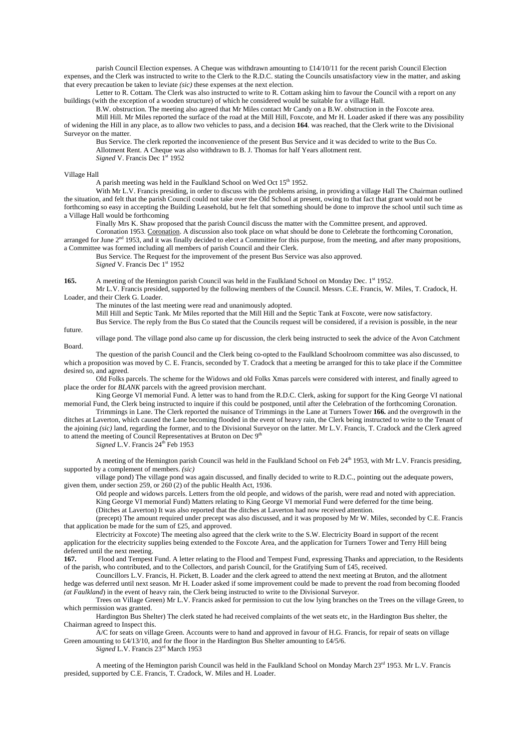parish Council Election expenses. A Cheque was withdrawn amounting to £14/10/11 for the recent parish Council Election expenses, and the Clerk was instructed to write to the Clerk to the R.D.C. stating the Councils unsatisfactory view in the matter, and asking that every precaution be taken to leviate *(sic)* these expenses at the next election.

Letter to R. Cottam. The Clerk was also instructed to write to R. Cottam asking him to favour the Council with a report on any buildings (with the exception of a wooden structure) of which he considered would be suitable for a village Hall.

B.W. obstruction. The meeting also agreed that Mr Miles contact Mr Candy on a B.W. obstruction in the Foxcote area.

Mill Hill. Mr Miles reported the surface of the road at the Mill Hill, Foxcote, and Mr H. Loader asked if there was any possibility of widening the Hill in any place, as to allow two vehicles to pass, and a decision **164**. was reached, that the Clerk write to the Divisional Surveyor on the matter.

Bus Service. The clerk reported the inconvenience of the present Bus Service and it was decided to write to the Bus Co.

Allotment Rent. A Cheque was also withdrawn to B. J. Thomas for half Years allotment rent.

*Signed* V. Francis Dec 1st 1952

Village Hall

A parish meeting was held in the Faulkland School on Wed Oct 15th 1952.

With Mr L.V. Francis presiding, in order to discuss with the problems arising, in providing a village Hall The Chairman outlined the situation, and felt that the parish Council could not take over the Old School at present, owing to that fact that grant would not be forthcoming so easy in accepting the Building Leasehold, but he felt that something should be done to improve the school until such time as a Village Hall would be forthcoming

Finally Mrs K. Shaw proposed that the parish Council discuss the matter with the Committee present, and approved.

Coronation 1953. <u>Coronation</u>. A discussion also took place on what should be done to Celebrate the forthcoming Coronation, arranged for June 2nd 1953, and it was finally decided to elect a Committee for this purpose, from the meeting, and after many propositions, a Committee was formed including all members of parish Council and their Clerk.

Bus Service. The Request for the improvement of the present Bus Service was also approved.

*Signed* V. Francis Dec 1st 1952

**165.** A meeting of the Hemington parish Council was held in the Faulkland School on Monday Dec. 1st 1952.

Mr L.V. Francis presided, supported by the following members of the Council. Messrs. C.E. Francis, W. Miles, T. Cradock, H. Loader, and their Clerk G. Loader.

The minutes of the last meeting were read and unanimously adopted.

Mill Hill and Septic Tank. Mr Miles reported that the Mill Hill and the Septic Tank at Foxcote, were now satisfactory.

Bus Service. The reply from the Bus Co stated that the Councils request will be considered, if a revision is possible, in the near future.

village pond. The village pond also came up for discussion, the clerk being instructed to seek the advice of the Avon Catchment Board.

The question of the parish Council and the Clerk being co-opted to the Faulkland Schoolroom committee was also discussed, to which a proposition was moved by C. E. Francis, seconded by T. Cradock that a meeting be arranged for this to take place if the Committee desired so, and agreed.

Old Folks parcels. The scheme for the Widows and old Folks Xmas parcels were considered with interest, and finally agreed to place the order for *BLANK* parcels with the agreed provision merchant.

King George VI memorial Fund. A letter was to hand from the R.D.C. Clerk, asking for support for the King George VI national memorial Fund, the Clerk being instructed to inquire if this could be postponed, until after the Celebration of the forthcoming Coronation.

Trimmings in Lane. The Clerk reported the nuisance of Trimmings in the Lane at Turners Tower **166.** and the overgrowth in the ditches at Laverton, which caused the Lane becoming flooded in the event of heavy rain, the Clerk being instructed to write to the Tenant of the ajoining *(sic)* land, regarding the former, and to the Divisional Surveyor on the latter. Mr L.V. Francis, T. Cradock and the Clerk agreed to attend the meeting of Council Representatives at Bruton on Dec 9th

*Signed* L.V. Francis 24th Feb 1953

A meeting of the Hemington parish Council was held in the Faulkland School on Feb 24th 1953, with Mr L.V. Francis presiding, supported by a complement of members. *(sic)*

village pond) The village pond was again discussed, and finally decided to write to R.D.C., pointing out the adequate powers, given them, under section 259, or 260 (2) of the public Health Act, 1936.

Old people and widows parcels. Letters from the old people, and widows of the parish, were read and noted with appreciation.

King George VI memorial Fund) Matters relating to King George VI memorial Fund were deferred for the time being.

(Ditches at Laverton) It was also reported that the ditches at Laverton had now received attention.

(precept) The amount required under precept was also discussed, and it was proposed by Mr W. Miles, seconded by C.E. Francis that application be made for the sum of £25, and approved.

Electricity at Foxcote) The meeting also agreed that the clerk write to the S.W. Electricity Board in support of the recent application for the electricity supplies being extended to the Foxcote Area, and the application for Turners Tower and Terry Hill being deferred until the next meeting.

**167.** Flood and Tempest Fund. A letter relating to the Flood and Tempest Fund, expressing Thanks and appreciation, to the Residents of the parish, who contributed, and to the Collectors, and parish Council, for the Gratifying Sum of £45, received.

Councillors L.V. Francis, H. Pickett, B. Loader and the clerk agreed to attend the next meeting at Bruton, and the allotment hedge was deferred until next season. Mr H. Loader asked if some improvement could be made to prevent the road from becoming flooded *(at Faulkland)* in the event of heavy rain, the Clerk being instructed to write to the Divisional Surveyor.

Trees on Village Green) Mr L.V. Francis asked for permission to cut the low lying branches on the Trees on the village Green, to which permission was granted.

Hardington Bus Shelter) The clerk stated he had received complaints of the wet seats etc, in the Hardington Bus shelter, the Chairman agreed to Inspect this.

A/C for seats on village Green. Accounts were to hand and approved in favour of H.G. Francis, for repair of seats on village Green amounting to £4/13/10, and for the floor in the Hardington Bus Shelter amounting to £4/5/6.

*Signed* L.V. Francis 23rd March 1953

A meeting of the Hemington parish Council was held in the Faulkland School on Monday March 23rd 1953. Mr L.V. Francis presided, supported by C.E. Francis, T. Cradock, W. Miles and H. Loader.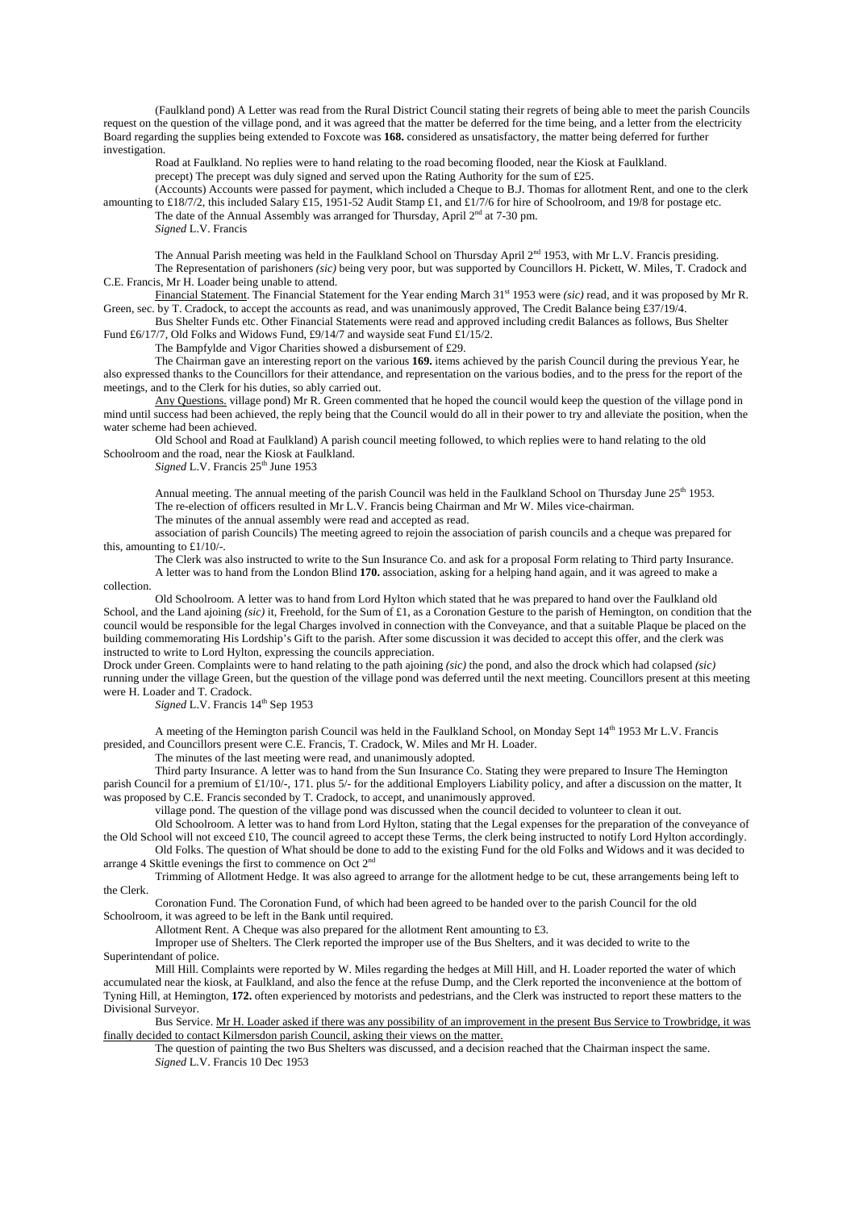(Faulkland pond) A Letter was read from the Rural District Council stating their regrets of being able to meet the parish Councils request on the question of the village pond, and it was agreed that the matter be deferred for the time being, and a letter from the electricity Board regarding the supplies being extended to Foxcote was **168.** considered as unsatisfactory, the matter being deferred for further investigation.

Road at Faulkland. No replies were to hand relating to the road becoming flooded, near the Kiosk at Faulkland.

precept) The precept was duly signed and served upon the Rating Authority for the sum of £25.

(Accounts) Accounts were passed for payment, which included a Cheque to B.J. Thomas for allotment Rent, and one to the clerk amounting to £18/7/2, this included Salary £15, 1951-52 Audit Stamp £1, and £1/7/6 for hire of Schoolroom, and 19/8 for postage etc.

The date of the Annual Assembly was arranged for Thursday, April 2nd at 7-30 pm.

*Signed* L.V. Francis

The Annual Parish meeting was held in the Faulkland School on Thursday April 2nd 1953, with Mr L.V. Francis presiding.

The Representation of parishoners *(sic)* being very poor, but was supported by Councillors H. Pickett, W. Miles, T. Cradock and C.E. Francis, Mr H. Loader being unable to attend.

Financial Statement. The Financial Statement for the Year ending March 31st 1953 were *(sic)* read, and it was proposed by Mr R. Green, sec. by T. Cradock, to accept the accounts as read, and was unanimously approved, The Credit Balance being £37/19/4.

Bus Shelter Funds etc. Other Financial Statements were read and approved including credit Balances as follows, Bus Shelter Fund £6/17/7, Old Folks and Widows Fund, £9/14/7 and wayside seat Fund £1/15/2.

The Bampfylde and Vigor Charities showed a disbursement of £29.

The Chairman gave an interesting report on the various **169.** items achieved by the parish Council during the previous Year, he also expressed thanks to the Councillors for their attendance, and representation on the various bodies, and to the press for the report of the meetings, and to the Clerk for his duties, so ably carried out.

Any Questions. village pond) Mr R. Green commented that he hoped the council would keep the question of the village pond in mind until success had been achieved, the reply being that the Council would do all in their power to try and alleviate the position, when the water scheme had been achieved.

Old School and Road at Faulkland) A parish council meeting followed, to which replies were to hand relating to the old Schoolroom and the road, near the Kiosk at Faulkland.

*Signed* L.V. Francis 25th June 1953

Annual meeting. The annual meeting of the parish Council was held in the Faulkland School on Thursday June 25th 1953.

The re-election of officers resulted in Mr L.V. Francis being Chairman and Mr W. Miles vice-chairman.

The minutes of the annual assembly were read and accepted as read.

association of parish Councils) The meeting agreed to rejoin the association of parish councils and a cheque was prepared for this, amounting to £1/10/-.

The Clerk was also instructed to write to the Sun Insurance Co. and ask for a proposal Form relating to Third party Insurance.

A letter was to hand from the London Blind **170.** association, asking for a helping hand again, and it was agreed to make a collection.

Old Schoolroom. A letter was to hand from Lord Hylton which stated that he was prepared to hand over the Faulkland old School, and the Land ajoining *(sic)* it, Freehold, for the Sum of £1, as a Coronation Gesture to the parish of Hemington, on condition that the council would be responsible for the legal Charges involved in connection with the Conveyance, and that a suitable Plaque be placed on the building commemorating His Lordship's Gift to the parish. After some discussion it was decided to accept this offer, and the clerk was instructed to write to Lord Hylton, expressing the councils appreciation.

Drock under Green. Complaints were to hand relating to the path ajoining *(sic)* the pond, and also the drock which had colapsed *(sic)* running under the village Green, but the question of the village pond was deferred until the next meeting. Councillors present at this meeting were H. Loader and T. Cradock.

*Signed* L.V. Francis 14th Sep 1953

A meeting of the Hemington parish Council was held in the Faulkland School, on Monday Sept 14th 1953 Mr L.V. Francis presided, and Councillors present were C.E. Francis, T. Cradock, W. Miles and Mr H. Loader.

The minutes of the last meeting were read, and unanimously adopted.

Third party Insurance. A letter was to hand from the Sun Insurance Co. Stating they were prepared to Insure The Hemington parish Council for a premium of £1/10/-, 171. plus 5/- for the additional Employers Liability policy, and after a discussion on the matter, It was proposed by C.E. Francis seconded by T. Cradock, to accept, and unanimously approved.

village pond. The question of the village pond was discussed when the council decided to volunteer to clean it out.

Old Schoolroom. A letter was to hand from Lord Hylton, stating that the Legal expenses for the preparation of the conveyance of the Old School will not exceed £10, The council agreed to accept these Terms, the clerk being instructed to notify Lord Hylton accordingly.

Old Folks. The question of What should be done to add to the existing Fund for the old Folks and Widows and it was decided to arrange 4 Skittle evenings the first to commence on Oct 2nd

Trimming of Allotment Hedge. It was also agreed to arrange for the allotment hedge to be cut, these arrangements being left to the Clerk.

Coronation Fund. The Coronation Fund, of which had been agreed to be handed over to the parish Council for the old Schoolroom, it was agreed to be left in the Bank until required.

Allotment Rent. A Cheque was also prepared for the allotment Rent amounting to £3.

Improper use of Shelters. The Clerk reported the improper use of the Bus Shelters, and it was decided to write to the Superintendant of police.

Mill Hill. Complaints were reported by W. Miles regarding the hedges at Mill Hill, and H. Loader reported the water of which accumulated near the kiosk, at Faulkland, and also the fence at the refuse Dump, and the Clerk reported the inconvenience at the bottom of Tyning Hill, at Hemington, **172.** often experienced by motorists and pedestrians, and the Clerk was instructed to report these matters to the Divisional Surveyor.

Bus Service. Mr H. Loader asked if there was any possibility of an improvement in the present Bus Service to Trowbridge, it was finally decided to contact Kilmersdon parish Council, asking their views on the matter.

The question of painting the two Bus Shelters was discussed, and a decision reached that the Chairman inspect the same.

*Signed* L.V. Francis 10 Dec 1953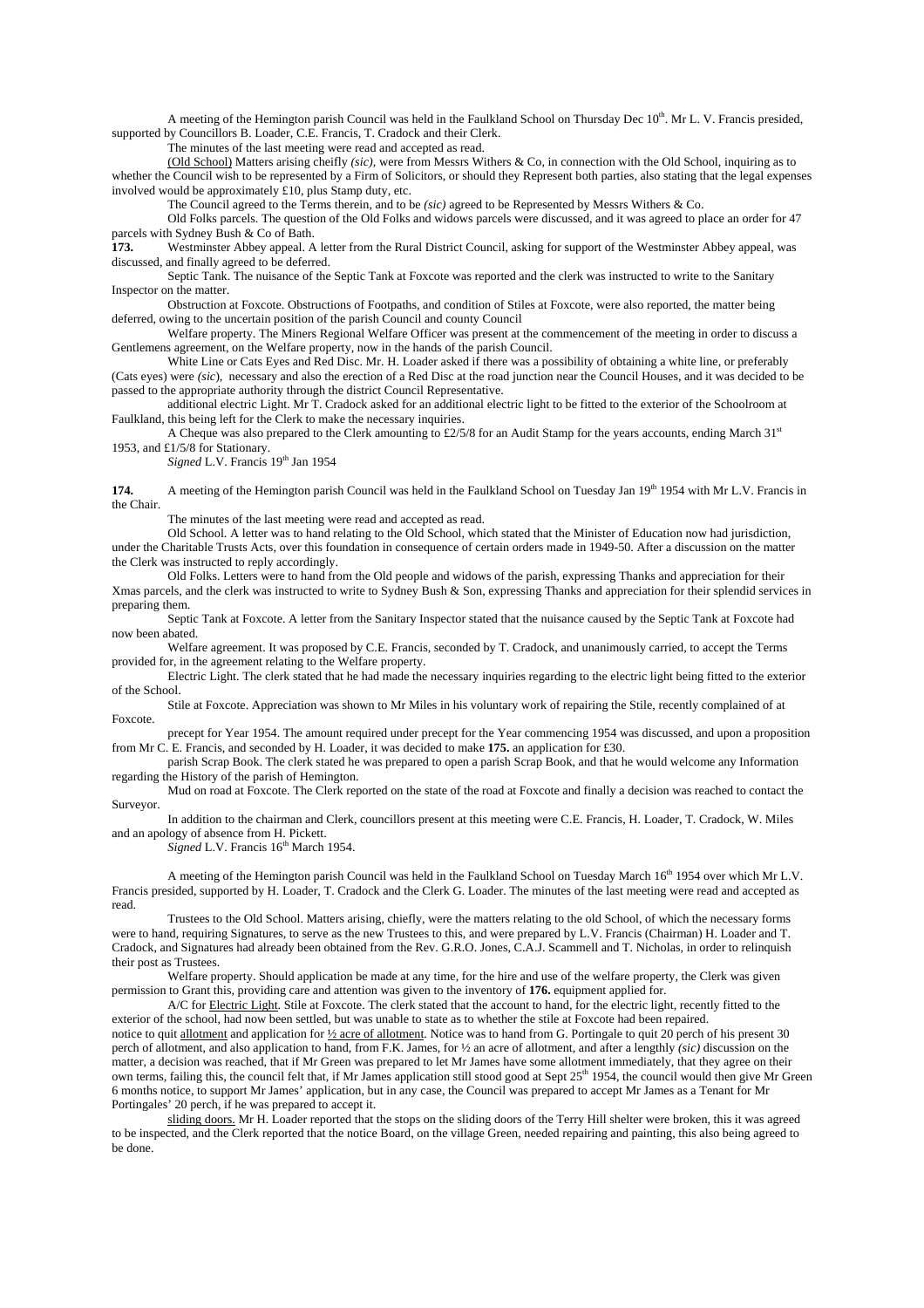A meeting of the Hemington parish Council was held in the Faulkland School on Thursday Dec 10th. Mr L. V. Francis presided, supported by Councillors B. Loader, C.E. Francis, T. Cradock and their Clerk.

The minutes of the last meeting were read and accepted as read.

(Old School) Matters arising cheifly *(sic)*, were from Messrs Withers & Co, in connection with the Old School, inquiring as to whether the Council wish to be represented by a Firm of Solicitors, or should they Represent both parties, also stating that the legal expenses involved would be approximately £10, plus Stamp duty, etc.

The Council agreed to the Terms therein, and to be *(sic)* agreed to be Represented by Messrs Withers & Co.

Old Folks parcels. The question of the Old Folks and widows parcels were discussed, and it was agreed to place an order for 47 parcels with Sydney Bush & Co of Bath.

**173.** Westminster Abbey appeal. A letter from the Rural District Council, asking for support of the Westminster Abbey appeal, was discussed, and finally agreed to be deferred.

Septic Tank. The nuisance of the Septic Tank at Foxcote was reported and the clerk was instructed to write to the Sanitary Inspector on the matter.

Obstruction at Foxcote. Obstructions of Footpaths, and condition of Stiles at Foxcote, were also reported, the matter being deferred, owing to the uncertain position of the parish Council and county Council

Welfare property. The Miners Regional Welfare Officer was present at the commencement of the meeting in order to discuss a Gentlemens agreement, on the Welfare property, now in the hands of the parish Council.

White Line or Cats Eyes and Red Disc. Mr. H. Loader asked if there was a possibility of obtaining a white line, or preferably (Cats eyes) were *(sic)*, necessary and also the erection of a Red Disc at the road junction near the Council Houses, and it was decided to be passed to the appropriate authority through the district Council Representative.

additional electric Light. Mr T. Cradock asked for an additional electric light to be fitted to the exterior of the Schoolroom at Faulkland, this being left for the Clerk to make the necessary inquiries.

A Cheque was also prepared to the Clerk amounting to £2/5/8 for an Audit Stamp for the years accounts, ending March 31st 1953, and £1/5/8 for Stationary.

*Signed* L.V. Francis 19th Jan 1954

**174.** A meeting of the Hemington parish Council was held in the Faulkland School on Tuesday Jan 19th 1954 with Mr L.V. Francis in the Chair.

The minutes of the last meeting were read and accepted as read.

Old School. A letter was to hand relating to the Old School, which stated that the Minister of Education now had jurisdiction, under the Charitable Trusts Acts, over this foundation in consequence of certain orders made in 1949-50. After a discussion on the matter the Clerk was instructed to reply accordingly.

Old Folks. Letters were to hand from the Old people and widows of the parish, expressing Thanks and appreciation for their Xmas parcels, and the clerk was instructed to write to Sydney Bush & Son, expressing Thanks and appreciation for their splendid services in preparing them.

Septic Tank at Foxcote. A letter from the Sanitary Inspector stated that the nuisance caused by the Septic Tank at Foxcote had now been abated.

Welfare agreement. It was proposed by C.E. Francis, seconded by T. Cradock, and unanimously carried, to accept the Terms provided for, in the agreement relating to the Welfare property.

Electric Light. The clerk stated that he had made the necessary inquiries regarding to the electric light being fitted to the exterior of the School.

Stile at Foxcote. Appreciation was shown to Mr Miles in his voluntary work of repairing the Stile, recently complained of at Foxcote.

precept for Year 1954. The amount required under precept for the Year commencing 1954 was discussed, and upon a proposition from Mr C. E. Francis, and seconded by H. Loader, it was decided to make **175.** an application for £30.

parish Scrap Book. The clerk stated he was prepared to open a parish Scrap Book, and that he would welcome any Information regarding the History of the parish of Hemington.

Mud on road at Foxcote. The Clerk reported on the state of the road at Foxcote and finally a decision was reached to contact the Surveyor.

In addition to the chairman and Clerk, councillors present at this meeting were C.E. Francis, H. Loader, T. Cradock, W. Miles and an apology of absence from H. Pickett.

*Signed* L.V. Francis 16th March 1954.

A meeting of the Hemington parish Council was held in the Faulkland School on Tuesday March 16th 1954 over which Mr L.V. Francis presided, supported by H. Loader, T. Cradock and the Clerk G. Loader. The minutes of the last meeting were read and accepted as read.

Trustees to the Old School. Matters arising, chiefly, were the matters relating to the old School, of which the necessary forms were to hand, requiring Signatures, to serve as the new Trustees to this, and were prepared by L.V. Francis (Chairman) H. Loader and T. Cradock, and Signatures had already been obtained from the Rev. G.R.O. Jones, C.A.J. Scammell and T. Nicholas, in order to relinquish their post as Trustees.

Welfare property. Should application be made at any time, for the hire and use of the welfare property, the Clerk was given permission to Grant this, providing care and attention was given to the inventory of **176.** equipment applied for.

A/C for Electric Light. Stile at Foxcote. The clerk stated that the account to hand, for the electric light, recently fitted to the exterior of the school, had now been settled, but was unable to state as to whether the stile at Foxcote had been repaired.

notice to quit allotment and application for ½ acre of allotment. Notice was to hand from G. Portingale to quit 20 perch of his present 30 perch of allotment, and also application to hand, from F.K. James, for ½ an acre of allotment, and after a lengthly *(sic)* discussion on the matter, a decision was reached, that if Mr Green was prepared to let Mr James have some allotment immediately, that they agree on their own terms, failing this, the council felt that, if Mr James application still stood good at Sept 25th 1954, the council would then give Mr Green 6 months notice, to support Mr James' application, but in any case, the Council was prepared to accept Mr James as a Tenant for Mr Portingales' 20 perch, if he was prepared to accept it.

sliding doors. Mr H. Loader reported that the stops on the sliding doors of the Terry Hill shelter were broken, this it was agreed to be inspected, and the Clerk reported that the notice Board, on the village Green, needed repairing and painting, this also being agreed to be done.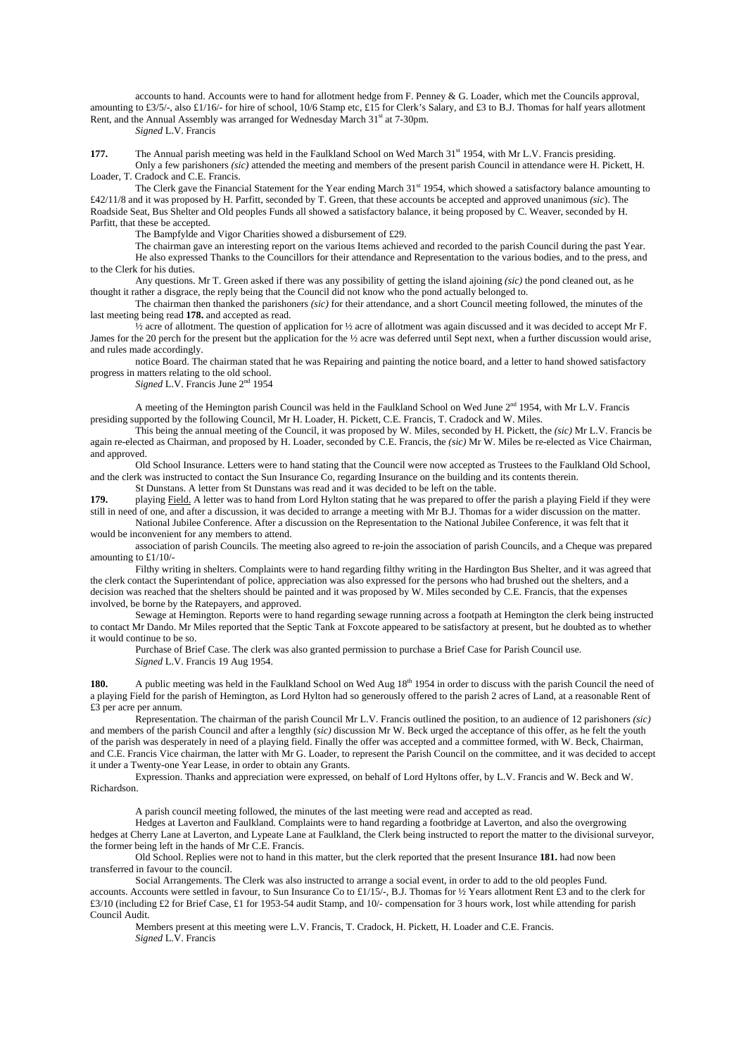accounts to hand. Accounts were to hand for allotment hedge from F. Penney & G. Loader, which met the Councils approval, amounting to £3/5/-, also £1/16/- for hire of school, 10/6 Stamp etc, £15 for Clerk's Salary, and £3 to B.J. Thomas for half years allotment Rent, and the Annual Assembly was arranged for Wednesday March 31st at 7-30pm.

*Signed* L.V. Francis

**177.** The Annual parish meeting was held in the Faulkland School on Wed March 31st 1954, with Mr L.V. Francis presiding.

Only a few parishoners *(sic)* attended the meeting and members of the present parish Council in attendance were H. Pickett, H. Loader, T. Cradock and C.E. Francis.

The Clerk gave the Financial Statement for the Year ending March 31st 1954, which showed a satisfactory balance amounting to £42/11/8 and it was proposed by H. Parfitt, seconded by T. Green, that these accounts be accepted and approved unanimous *(sic)*. The Roadside Seat, Bus Shelter and Old peoples Funds all showed a satisfactory balance, it being proposed by C. Weaver, seconded by H. Parfitt, that these be accepted.

The Bampfylde and Vigor Charities showed a disbursement of £29.

The chairman gave an interesting report on the various Items achieved and recorded to the parish Council during the past Year.

He also expressed Thanks to the Councillors for their attendance and Representation to the various bodies, and to the press, and to the Clerk for his duties.

Any questions. Mr T. Green asked if there was any possibility of getting the island ajoining *(sic)* the pond cleaned out, as he thought it rather a disgrace, the reply being that the Council did not know who the pond actually belonged to.

The chairman then thanked the parishoners *(sic)* for their attendance, and a short Council meeting followed, the minutes of the last meeting being read **178.** and accepted as read.

½ acre of allotment. The question of application for ½ acre of allotment was again discussed and it was decided to accept Mr F. James for the 20 perch for the present but the application for the ½ acre was deferred until Sept next, when a further discussion would arise, and rules made accordingly.

notice Board. The chairman stated that he was Repairing and painting the notice board, and a letter to hand showed satisfactory progress in matters relating to the old school.

*Signed* L.V. Francis June 2nd 1954

A meeting of the Hemington parish Council was held in the Faulkland School on Wed June 2nd 1954, with Mr L.V. Francis presiding supported by the following Council, Mr H. Loader, H. Pickett, C.E. Francis, T. Cradock and W. Miles.

This being the annual meeting of the Council, it was proposed by W. Miles, seconded by H. Pickett, the *(sic)* Mr L.V. Francis be again re-elected as Chairman, and proposed by H. Loader, seconded by C.E. Francis, the *(sic)* Mr W. Miles be re-elected as Vice Chairman, and approved.

Old School Insurance. Letters were to hand stating that the Council were now accepted as Trustees to the Faulkland Old School, and the clerk was instructed to contact the Sun Insurance Co, regarding Insurance on the building and its contents therein.

St Dunstans. A letter from St Dunstans was read and it was decided to be left on the table.

**179.** playing Field. A letter was to hand from Lord Hylton stating that he was prepared to offer the parish a playing Field if they were still in need of one, and after a discussion, it was decided to arrange a meeting with Mr B.J. Thomas for a wider discussion on the matter.

National Jubilee Conference. After a discussion on the Representation to the National Jubilee Conference, it was felt that it would be inconvenient for any members to attend.

association of parish Councils. The meeting also agreed to re-join the association of parish Councils, and a Cheque was prepared amounting to £1/10/-

Filthy writing in shelters. Complaints were to hand regarding filthy writing in the Hardington Bus Shelter, and it was agreed that the clerk contact the Superintendant of police, appreciation was also expressed for the persons who had brushed out the shelters, and a decision was reached that the shelters should be painted and it was proposed by W. Miles seconded by C.E. Francis, that the expenses involved, be borne by the Ratepayers, and approved.

Sewage at Hemington. Reports were to hand regarding sewage running across a footpath at Hemington the clerk being instructed to contact Mr Dando. Mr Miles reported that the Septic Tank at Foxcote appeared to be satisfactory at present, but he doubted as to whether it would continue to be so.

Purchase of Brief Case. The clerk was also granted permission to purchase a Brief Case for Parish Council use.

*Signed* L.V. Francis 19 Aug 1954.

**180.** A public meeting was held in the Faulkland School on Wed Aug 18th 1954 in order to discuss with the parish Council the need of a playing Field for the parish of Hemington, as Lord Hylton had so generously offered to the parish 2 acres of Land, at a reasonable Rent of £3 per acre per annum.

Representation. The chairman of the parish Council Mr L.V. Francis outlined the position, to an audience of 12 parishoners *(sic)* and members of the parish Council and after a lengthly (*sic)* discussion Mr W. Beck urged the acceptance of this offer, as he felt the youth of the parish was desperately in need of a playing field. Finally the offer was accepted and a committee formed, with W. Beck, Chairman, and C.E. Francis Vice chairman, the latter with Mr G. Loader, to represent the Parish Council on the committee, and it was decided to accept it under a Twenty-one Year Lease, in order to obtain any Grants.

Expression. Thanks and appreciation were expressed, on behalf of Lord Hyltons offer, by L.V. Francis and W. Beck and W. Richardson.

A parish council meeting followed, the minutes of the last meeting were read and accepted as read.

Hedges at Laverton and Faulkland. Complaints were to hand regarding a footbridge at Laverton, and also the overgrowing hedges at Cherry Lane at Laverton, and Lypeate Lane at Faulkland, the Clerk being instructed to report the matter to the divisional surveyor, the former being left in the hands of Mr C.E. Francis.

Old School. Replies were not to hand in this matter, but the clerk reported that the present Insurance **181.** had now been transferred in favour to the council.

Social Arrangements. The Clerk was also instructed to arrange a social event, in order to add to the old peoples Fund.

accounts. Accounts were settled in favour, to Sun Insurance Co to £1/15/-, B.J. Thomas for ½ Years allotment Rent £3 and to the clerk for £3/10 (including £2 for Brief Case, £1 for 1953-54 audit Stamp, and 10/- compensation for 3 hours work, lost while attending for parish Council Audit.

Members present at this meeting were L.V. Francis, T. Cradock, H. Pickett, H. Loader and C.E. Francis.

*Signed* L.V. Francis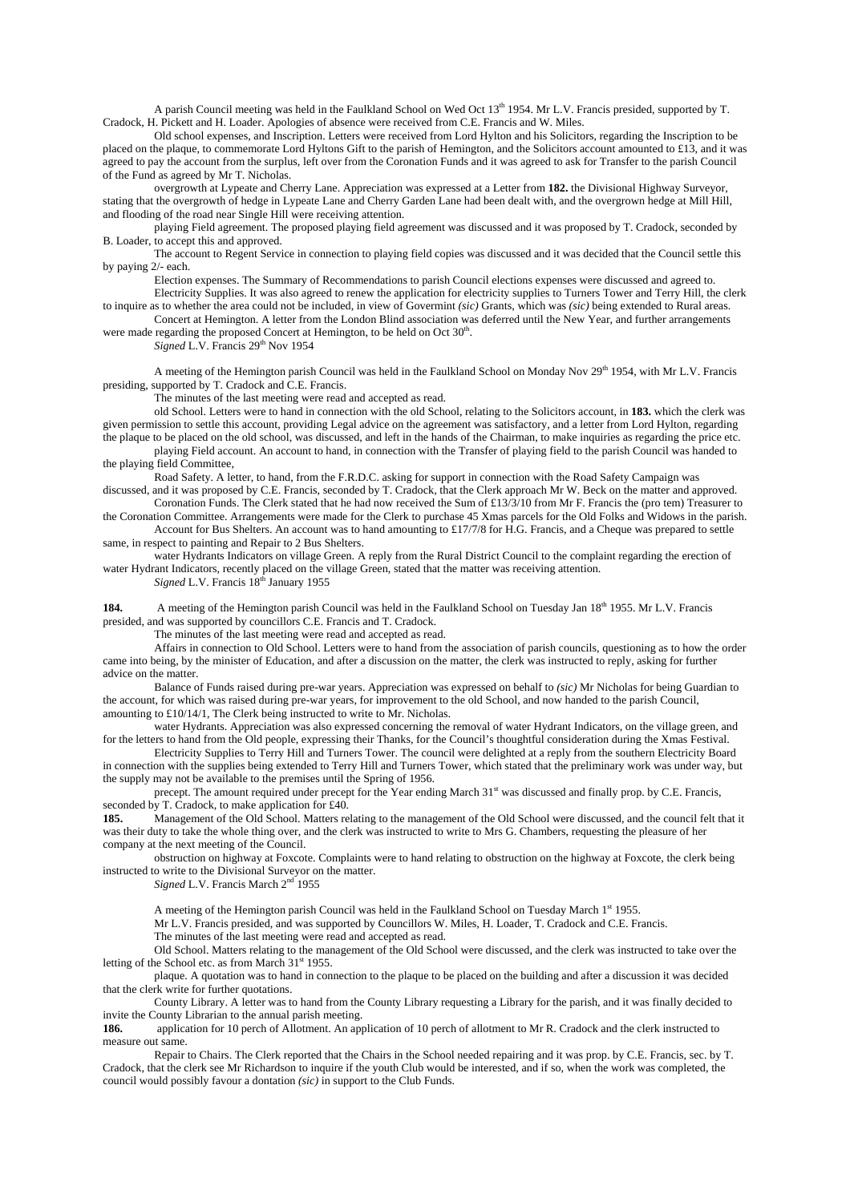A parish Council meeting was held in the Faulkland School on Wed Oct 13th 1954. Mr L.V. Francis presided, supported by T. Cradock, H. Pickett and H. Loader. Apologies of absence were received from C.E. Francis and W. Miles.

Old school expenses, and Inscription. Letters were received from Lord Hylton and his Solicitors, regarding the Inscription to be placed on the plaque, to commemorate Lord Hyltons Gift to the parish of Hemington, and the Solicitors account amounted to £13, and it was agreed to pay the account from the surplus, left over from the Coronation Funds and it was agreed to ask for Transfer to the parish Council of the Fund as agreed by Mr T. Nicholas.

overgrowth at Lypeate and Cherry Lane. Appreciation was expressed at a Letter from **182.** the Divisional Highway Surveyor, stating that the overgrowth of hedge in Lypeate Lane and Cherry Garden Lane had been dealt with, and the overgrown hedge at Mill Hill, and flooding of the road near Single Hill were receiving attention.

playing Field agreement. The proposed playing field agreement was discussed and it was proposed by T. Cradock, seconded by B. Loader, to accept this and approved.

The account to Regent Service in connection to playing field copies was discussed and it was decided that the Council settle this by paying 2/- each.

Election expenses. The Summary of Recommendations to parish Council elections expenses were discussed and agreed to.

Electricity Supplies. It was also agreed to renew the application for electricity supplies to Turners Tower and Terry Hill, the clerk to inquire as to whether the area could not be included, in view of Govermint *(sic)* Grants, which was *(sic)* being extended to Rural areas.

Concert at Hemington. A letter from the London Blind association was deferred until the New Year, and further arrangements were made regarding the proposed Concert at Hemington, to be held on Oct 30th.

*Signed* L.V. Francis 29th Nov 1954

A meeting of the Hemington parish Council was held in the Faulkland School on Monday Nov 29th 1954, with Mr L.V. Francis presiding, supported by T. Cradock and C.E. Francis.

The minutes of the last meeting were read and accepted as read.

old School. Letters were to hand in connection with the old School, relating to the Solicitors account, in **183.** which the clerk was given permission to settle this account, providing Legal advice on the agreement was satisfactory, and a letter from Lord Hylton, regarding the plaque to be placed on the old school, was discussed, and left in the hands of the Chairman, to make inquiries as regarding the price etc.

playing Field account. An account to hand, in connection with the Transfer of playing field to the parish Council was handed to the playing field Committee,

Road Safety. A letter, to hand, from the F.R.D.C. asking for support in connection with the Road Safety Campaign was discussed, and it was proposed by C.E. Francis, seconded by T. Cradock, that the Clerk approach Mr W. Beck on the matter and approved.

Coronation Funds. The Clerk stated that he had now received the Sum of £13/3/10 from Mr F. Francis the (pro tem) Treasurer to the Coronation Committee. Arrangements were made for the Clerk to purchase 45 Xmas parcels for the Old Folks and Widows in the parish.

Account for Bus Shelters. An account was to hand amounting to £17/7/8 for H.G. Francis, and a Cheque was prepared to settle same, in respect to painting and Repair to 2 Bus Shelters.

water Hydrants Indicators on village Green. A reply from the Rural District Council to the complaint regarding the erection of water Hydrant Indicators, recently placed on the village Green, stated that the matter was receiving attention.

*Signed* L.V. Francis 18th January 1955

**184.** A meeting of the Hemington parish Council was held in the Faulkland School on Tuesday Jan 18th 1955. Mr L.V. Francis presided, and was supported by councillors C.E. Francis and T. Cradock.

The minutes of the last meeting were read and accepted as read.

Affairs in connection to Old School. Letters were to hand from the association of parish councils, questioning as to how the order came into being, by the minister of Education, and after a discussion on the matter, the clerk was instructed to reply, asking for further advice on the matter.

Balance of Funds raised during pre-war years. Appreciation was expressed on behalf to *(sic)* Mr Nicholas for being Guardian to the account, for which was raised during pre-war years, for improvement to the old School, and now handed to the parish Council, amounting to £10/14/1, The Clerk being instructed to write to Mr. Nicholas.

water Hydrants. Appreciation was also expressed concerning the removal of water Hydrant Indicators, on the village green, and for the letters to hand from the Old people, expressing their Thanks, for the Council's thoughtful consideration during the Xmas Festival.

Electricity Supplies to Terry Hill and Turners Tower. The council were delighted at a reply from the southern Electricity Board in connection with the supplies being extended to Terry Hill and Turners Tower, which stated that the preliminary work was under way, but the supply may not be available to the premises until the Spring of 1956.

precept. The amount required under precept for the Year ending March 31st was discussed and finally prop. by C.E. Francis, seconded by T. Cradock, to make application for £40.

**185.** Management of the Old School. Matters relating to the management of the Old School were discussed, and the council felt that it was their duty to take the whole thing over, and the clerk was instructed to write to Mrs G. Chambers, requesting the pleasure of her company at the next meeting of the Council.

obstruction on highway at Foxcote. Complaints were to hand relating to obstruction on the highway at Foxcote, the clerk being instructed to write to the Divisional Surveyor on the matter.

*Signed* L.V. Francis March 2nd 1955

A meeting of the Hemington parish Council was held in the Faulkland School on Tuesday March 1st 1955.

Mr L.V. Francis presided, and was supported by Councillors W. Miles, H. Loader, T. Cradock and C.E. Francis.

The minutes of the last meeting were read and accepted as read.

Old School. Matters relating to the management of the Old School were discussed, and the clerk was instructed to take over the letting of the School etc. as from March 31st 1955.

plaque. A quotation was to hand in connection to the plaque to be placed on the building and after a discussion it was decided that the clerk write for further quotations.

County Library. A letter was to hand from the County Library requesting a Library for the parish, and it was finally decided to invite the County Librarian to the annual parish meeting.

**186.** application for 10 perch of Allotment. An application of 10 perch of allotment to Mr R. Cradock and the clerk instructed to measure out same.

Repair to Chairs. The Clerk reported that the Chairs in the School needed repairing and it was prop. by C.E. Francis, sec. by T. Cradock, that the clerk see Mr Richardson to inquire if the youth Club would be interested, and if so, when the work was completed, the council would possibly favour a dontation *(sic)* in support to the Club Funds.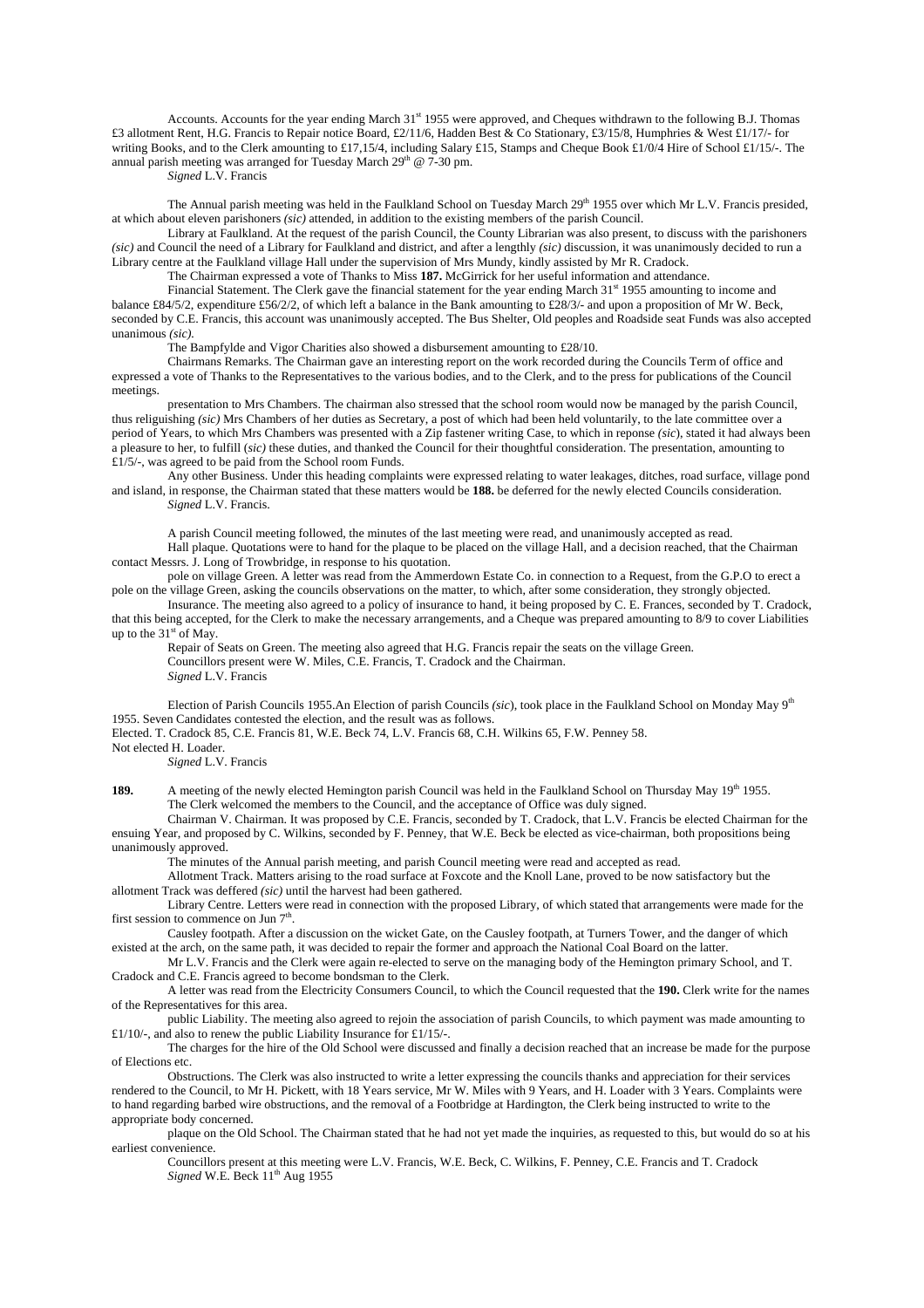Accounts. Accounts for the year ending March 31st 1955 were approved, and Cheques withdrawn to the following B.J. Thomas £3 allotment Rent, H.G. Francis to Repair notice Board, £2/11/6, Hadden Best & Co Stationary, £3/15/8, Humphries & West £1/17/- for writing Books, and to the Clerk amounting to £17,15/4, including Salary £15, Stamps and Cheque Book £1/0/4 Hire of School £1/15/-. The annual parish meeting was arranged for Tuesday March 29th @ 7-30 pm.

*Signed* L.V. Francis

The Annual parish meeting was held in the Faulkland School on Tuesday March 29th 1955 over which Mr L.V. Francis presided, at which about eleven parishoners *(sic)* attended, in addition to the existing members of the parish Council.

Library at Faulkland. At the request of the parish Council, the County Librarian was also present, to discuss with the parishoners *(sic)* and Council the need of a Library for Faulkland and district, and after a lengthly *(sic)* discussion, it was unanimously decided to run a Library centre at the Faulkland village Hall under the supervision of Mrs Mundy, kindly assisted by Mr R. Cradock.

The Chairman expressed a vote of Thanks to Miss **187.** McGirrick for her useful information and attendance.

Financial Statement. The Clerk gave the financial statement for the year ending March 31st 1955 amounting to income and balance £84/5/2, expenditure £56/2/2, of which left a balance in the Bank amounting to £28/3/- and upon a proposition of Mr W. Beck, seconded by C.E. Francis, this account was unanimously accepted. The Bus Shelter, Old peoples and Roadside seat Funds was also accepted unanimous *(sic)*.

The Bampfylde and Vigor Charities also showed a disbursement amounting to £28/10.

Chairmans Remarks. The Chairman gave an interesting report on the work recorded during the Councils Term of office and expressed a vote of Thanks to the Representatives to the various bodies, and to the Clerk, and to the press for publications of the Council meetings.

presentation to Mrs Chambers. The chairman also stressed that the school room would now be managed by the parish Council, thus religuishing *(sic)* Mrs Chambers of her duties as Secretary, a post of which had been held voluntarily, to the late committee over a period of Years, to which Mrs Chambers was presented with a Zip fastener writing Case, to which in reponse *(sic)*, stated it had always been a pleasure to her, to fulfill (*sic)* these duties, and thanked the Council for their thoughtful consideration. The presentation, amounting to £1/5/-, was agreed to be paid from the School room Funds.

Any other Business. Under this heading complaints were expressed relating to water leakages, ditches, road surface, village pond and island, in response, the Chairman stated that these matters would be **188.** be deferred for the newly elected Councils consideration.

*Signed* L.V. Francis.

A parish Council meeting followed, the minutes of the last meeting were read, and unanimously accepted as read.

Hall plaque. Quotations were to hand for the plaque to be placed on the village Hall, and a decision reached, that the Chairman contact Messrs. J. Long of Trowbridge, in response to his quotation.

pole on village Green. A letter was read from the Ammerdown Estate Co. in connection to a Request, from the G.P.O to erect a pole on the village Green, asking the councils observations on the matter, to which, after some consideration, they strongly objected.

Insurance. The meeting also agreed to a policy of insurance to hand, it being proposed by C. E. Frances, seconded by T. Cradock, that this being accepted, for the Clerk to make the necessary arrangements, and a Cheque was prepared amounting to 8/9 to cover Liabilities up to the 31st of May.

Repair of Seats on Green. The meeting also agreed that H.G. Francis repair the seats on the village Green.

Councillors present were W. Miles, C.E. Francis, T. Cradock and the Chairman.

*Signed* L.V. Francis

Election of Parish Councils 1955.An Election of parish Councils *(sic*), took place in the Faulkland School on Monday May 9th 1955. Seven Candidates contested the election, and the result was as follows.

Elected. T. Cradock 85, C.E. Francis 81, W.E. Beck 74, L.V. Francis 68, C.H. Wilkins 65, F.W. Penney 58.

Not elected H. Loader.

*Signed* L.V. Francis

**189.** A meeting of the newly elected Hemington parish Council was held in the Faulkland School on Thursday May 19th 1955.

The Clerk welcomed the members to the Council, and the acceptance of Office was duly signed.

Chairman V. Chairman. It was proposed by C.E. Francis, seconded by T. Cradock, that L.V. Francis be elected Chairman for the ensuing Year, and proposed by C. Wilkins, seconded by F. Penney, that W.E. Beck be elected as vice-chairman, both propositions being unanimously approved.

The minutes of the Annual parish meeting, and parish Council meeting were read and accepted as read.

Allotment Track. Matters arising to the road surface at Foxcote and the Knoll Lane, proved to be now satisfactory but the allotment Track was deffered *(sic)* until the harvest had been gathered.

Library Centre. Letters were read in connection with the proposed Library, of which stated that arrangements were made for the first session to commence on Jun 7th.

Causley footpath. After a discussion on the wicket Gate, on the Causley footpath, at Turners Tower, and the danger of which existed at the arch, on the same path, it was decided to repair the former and approach the National Coal Board on the latter.

Mr L.V. Francis and the Clerk were again re-elected to serve on the managing body of the Hemington primary School, and T. Cradock and C.E. Francis agreed to become bondsman to the Clerk.

A letter was read from the Electricity Consumers Council, to which the Council requested that the **190.** Clerk write for the names of the Representatives for this area.

public Liability. The meeting also agreed to rejoin the association of parish Councils, to which payment was made amounting to £1/10/-, and also to renew the public Liability Insurance for £1/15/-.

The charges for the hire of the Old School were discussed and finally a decision reached that an increase be made for the purpose of Elections etc.

Obstructions. The Clerk was also instructed to write a letter expressing the councils thanks and appreciation for their services rendered to the Council, to Mr H. Pickett, with 18 Years service, Mr W. Miles with 9 Years, and H. Loader with 3 Years. Complaints were to hand regarding barbed wire obstructions, and the removal of a Footbridge at Hardington, the Clerk being instructed to write to the appropriate body concerned.

plaque on the Old School. The Chairman stated that he had not yet made the inquiries, as requested to this, but would do so at his earliest convenience.

Councillors present at this meeting were L.V. Francis, W.E. Beck, C. Wilkins, F. Penney, C.E. Francis and T. Cradock

*Signed* W.E. Beck 11th Aug 1955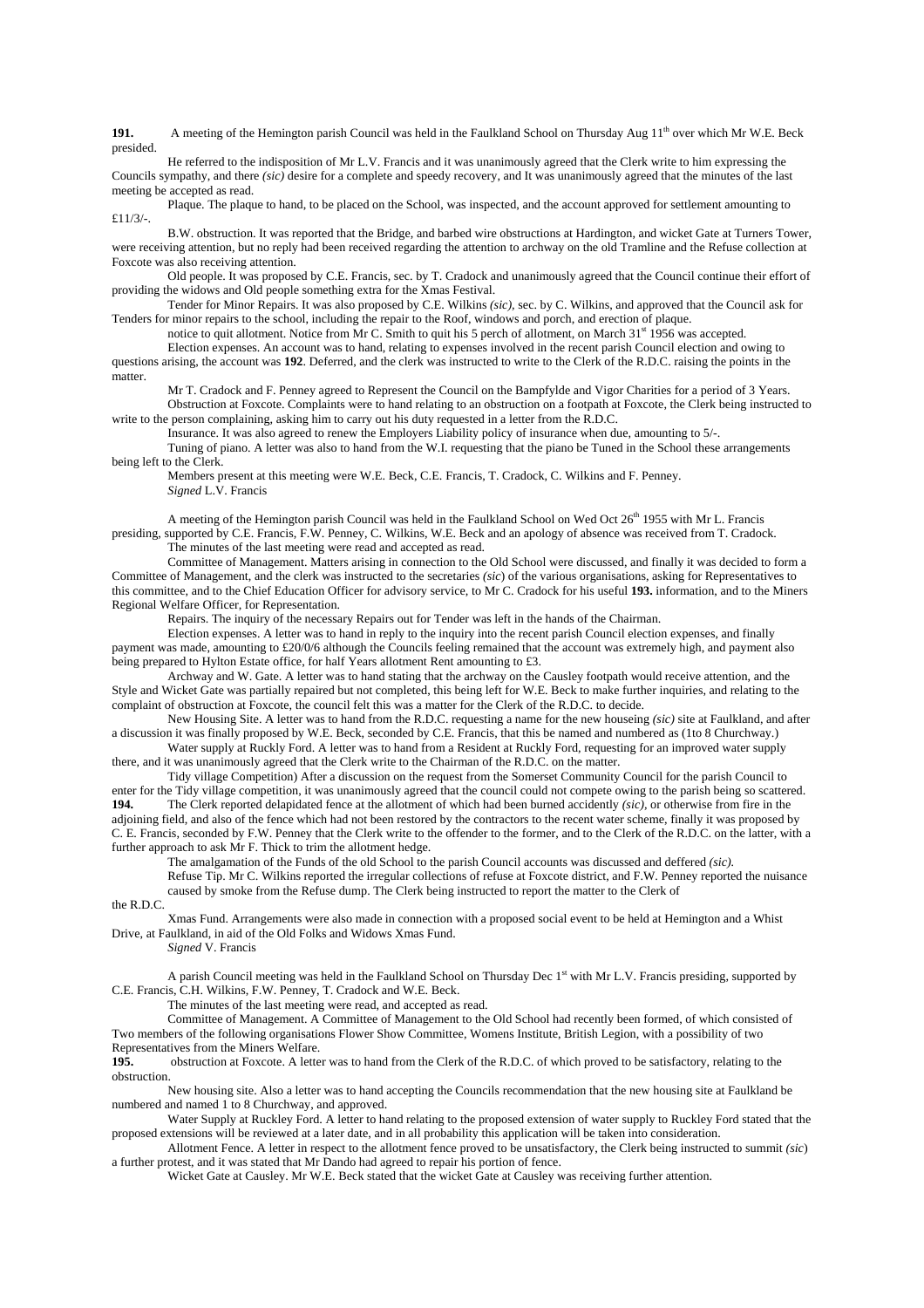**191.** A meeting of the Hemington parish Council was held in the Faulkland School on Thursday Aug 11th over which Mr W.E. Beck presided.

He referred to the indisposition of Mr L.V. Francis and it was unanimously agreed that the Clerk write to him expressing the Councils sympathy, and there *(sic)* desire for a complete and speedy recovery, and It was unanimously agreed that the minutes of the last meeting be accepted as read.

Plaque. The plaque to hand, to be placed on the School, was inspected, and the account approved for settlement amounting to £11/3/-.

B.W. obstruction. It was reported that the Bridge, and barbed wire obstructions at Hardington, and wicket Gate at Turners Tower, were receiving attention, but no reply had been received regarding the attention to archway on the old Tramline and the Refuse collection at Foxcote was also receiving attention.

Old people. It was proposed by C.E. Francis, sec. by T. Cradock and unanimously agreed that the Council continue their effort of providing the widows and Old people something extra for the Xmas Festival.

Tender for Minor Repairs. It was also proposed by C.E. Wilkins *(sic)*, sec. by C. Wilkins, and approved that the Council ask for Tenders for minor repairs to the school, including the repair to the Roof, windows and porch, and erection of plaque.

notice to quit allotment. Notice from Mr C. Smith to quit his 5 perch of allotment, on March 31st 1956 was accepted.

Election expenses. An account was to hand, relating to expenses involved in the recent parish Council election and owing to questions arising, the account was **192**. Deferred, and the clerk was instructed to write to the Clerk of the R.D.C. raising the points in the matter.

Mr T. Cradock and F. Penney agreed to Represent the Council on the Bampfylde and Vigor Charities for a period of 3 Years.

Obstruction at Foxcote. Complaints were to hand relating to an obstruction on a footpath at Foxcote, the Clerk being instructed to write to the person complaining, asking him to carry out his duty requested in a letter from the R.D.C.

Insurance. It was also agreed to renew the Employers Liability policy of insurance when due, amounting to 5/-.

Tuning of piano. A letter was also to hand from the W.I. requesting that the piano be Tuned in the School these arrangements being left to the Clerk.

Members present at this meeting were W.E. Beck, C.E. Francis, T. Cradock, C. Wilkins and F. Penney.

*Signed* L.V. Francis

A meeting of the Hemington parish Council was held in the Faulkland School on Wed Oct 26th 1955 with Mr L. Francis presiding, supported by C.E. Francis, F.W. Penney, C. Wilkins, W.E. Beck and an apology of absence was received from T. Cradock.

The minutes of the last meeting were read and accepted as read.

Committee of Management. Matters arising in connection to the Old School were discussed, and finally it was decided to form a Committee of Management, and the clerk was instructed to the secretaries *(sic)* of the various organisations, asking for Representatives to this committee, and to the Chief Education Officer for advisory service, to Mr C. Cradock for his useful **193.** information, and to the Miners Regional Welfare Officer, for Representation.

Repairs. The inquiry of the necessary Repairs out for Tender was left in the hands of the Chairman.

Election expenses. A letter was to hand in reply to the inquiry into the recent parish Council election expenses, and finally payment was made, amounting to £20/0/6 although the Councils feeling remained that the account was extremely high, and payment also being prepared to Hylton Estate office, for half Years allotment Rent amounting to £3.

Archway and W. Gate. A letter was to hand stating that the archway on the Causley footpath would receive attention, and the Style and Wicket Gate was partially repaired but not completed, this being left for W.E. Beck to make further inquiries, and relating to the complaint of obstruction at Foxcote, the council felt this was a matter for the Clerk of the R.D.C. to decide.

New Housing Site. A letter was to hand from the R.D.C. requesting a name for the new houseing *(sic)* site at Faulkland, and after a discussion it was finally proposed by W.E. Beck, seconded by C.E. Francis, that this be named and numbered as (1to 8 Churchway.)

Water supply at Ruckly Ford. A letter was to hand from a Resident at Ruckly Ford, requesting for an improved water supply there, and it was unanimously agreed that the Clerk write to the Chairman of the R.D.C. on the matter.

Tidy village Competition) After a discussion on the request from the Somerset Community Council for the parish Council to enter for the Tidy village competition, it was unanimously agreed that the council could not compete owing to the parish being so scattered.

**194.** The Clerk reported delapidated fence at the allotment of which had been burned accidently *(sic)*, or otherwise from fire in the adjoining field, and also of the fence which had not been restored by the contractors to the recent water scheme, finally it was proposed by C. E. Francis, seconded by F.W. Penney that the Clerk write to the offender to the former, and to the Clerk of the R.D.C. on the latter, with a further approach to ask Mr F. Thick to trim the allotment hedge.

The amalgamation of the Funds of the old School to the parish Council accounts was discussed and deffered *(sic)*.

Refuse Tip. Mr C. Wilkins reported the irregular collections of refuse at Foxcote district, and F.W. Penney reported the nuisance caused by smoke from the Refuse dump. The Clerk being instructed to report the matter to the Clerk of the R.D.C.

Xmas Fund. Arrangements were also made in connection with a proposed social event to be held at Hemington and a Whist Drive, at Faulkland, in aid of the Old Folks and Widows Xmas Fund.

*Signed* V. Francis

A parish Council meeting was held in the Faulkland School on Thursday Dec 1st with Mr L.V. Francis presiding, supported by C.E. Francis, C.H. Wilkins, F.W. Penney, T. Cradock and W.E. Beck.

The minutes of the last meeting were read, and accepted as read.

Committee of Management. A Committee of Management to the Old School had recently been formed, of which consisted of Two members of the following organisations Flower Show Committee, Womens Institute, British Legion, with a possibility of two Representatives from the Miners Welfare.

**195.** obstruction at Foxcote. A letter was to hand from the Clerk of the R.D.C. of which proved to be satisfactory, relating to the obstruction.

New housing site. Also a letter was to hand accepting the Councils recommendation that the new housing site at Faulkland be numbered and named 1 to 8 Churchway, and approved.

Water Supply at Ruckley Ford. A letter to hand relating to the proposed extension of water supply to Ruckley Ford stated that the proposed extensions will be reviewed at a later date, and in all probability this application will be taken into consideration.

Allotment Fence. A letter in respect to the allotment fence proved to be unsatisfactory, the Clerk being instructed to summit *(sic)* a further protest, and it was stated that Mr Dando had agreed to repair his portion of fence.

Wicket Gate at Causley. Mr W.E. Beck stated that the wicket Gate at Causley was receiving further attention.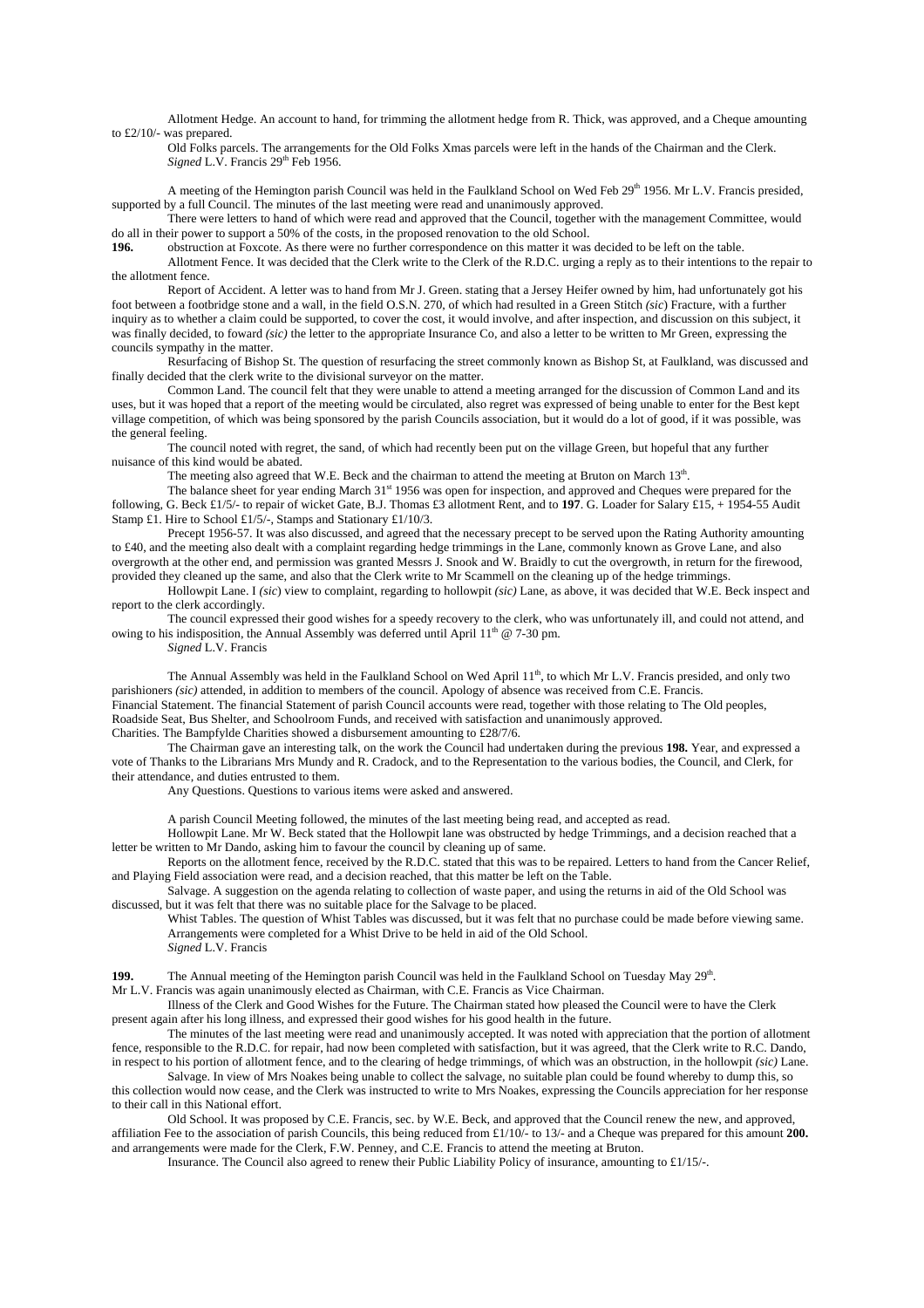Allotment Hedge. An account to hand, for trimming the allotment hedge from R. Thick, was approved, and a Cheque amounting to £2/10/- was prepared.

Old Folks parcels. The arrangements for the Old Folks Xmas parcels were left in the hands of the Chairman and the Clerk.
*Signed* L.V. Francis 29th Feb 1956.

A meeting of the Hemington parish Council was held in the Faulkland School on Wed Feb 29th 1956. Mr L.V. Francis presided, supported by a full Council. The minutes of the last meeting were read and unanimously approved.

There were letters to hand of which were read and approved that the Council, together with the management Committee, would do all in their power to support a 50% of the costs, in the proposed renovation to the old School.

**196.** obstruction at Foxcote. As there were no further correspondence on this matter it was decided to be left on the table.

Allotment Fence. It was decided that the Clerk write to the Clerk of the R.D.C. urging a reply as to their intentions to the repair to the allotment fence.

Report of Accident. A letter was to hand from Mr J. Green. stating that a Jersey Heifer owned by him, had unfortunately got his foot between a footbridge stone and a wall, in the field O.S.N. 270, of which had resulted in a Green Stitch *(sic)* Fracture, with a further inquiry as to whether a claim could be supported, to cover the cost, it would involve, and after inspection, and discussion on this subject, it was finally decided, to foward *(sic)* the letter to the appropriate Insurance Co, and also a letter to be written to Mr Green, expressing the councils sympathy in the matter.

Resurfacing of Bishop St. The question of resurfacing the street commonly known as Bishop St, at Faulkland, was discussed and finally decided that the clerk write to the divisional surveyor on the matter.

Common Land. The council felt that they were unable to attend a meeting arranged for the discussion of Common Land and its uses, but it was hoped that a report of the meeting would be circulated, also regret was expressed of being unable to enter for the Best kept village competition, of which was being sponsored by the parish Councils association, but it would do a lot of good, if it was possible, was the general feeling.

The council noted with regret, the sand, of which had recently been put on the village Green, but hopeful that any further nuisance of this kind would be abated.

The meeting also agreed that W.E. Beck and the chairman to attend the meeting at Bruton on March 13th.

The balance sheet for year ending March 31st 1956 was open for inspection, and approved and Cheques were prepared for the following, G. Beck £1/5/- to repair of wicket Gate, B.J. Thomas £3 allotment Rent, and to **197**. G. Loader for Salary £15, + 1954-55 Audit Stamp £1. Hire to School £1/5/-, Stamps and Stationary £1/10/3.

Precept 1956-57. It was also discussed, and agreed that the necessary precept to be served upon the Rating Authority amounting to £40, and the meeting also dealt with a complaint regarding hedge trimmings in the Lane, commonly known as Grove Lane, and also overgrowth at the other end, and permission was granted Messrs J. Snook and W. Braidly to cut the overgrowth, in return for the firewood, provided they cleaned up the same, and also that the Clerk write to Mr Scammell on the cleaning up of the hedge trimmings.

Hollowpit Lane. I *(sic)* view to complaint, regarding to hollowpit *(sic)* Lane, as above, it was decided that W.E. Beck inspect and report to the clerk accordingly.

The council expressed their good wishes for a speedy recovery to the clerk, who was unfortunately ill, and could not attend, and owing to his indisposition, the Annual Assembly was deferred until April 11th @ 7-30 pm.
*Signed* L.V. Francis

The Annual Assembly was held in the Faulkland School on Wed April 11th, to which Mr L.V. Francis presided, and only two parishioners *(sic)* attended, in addition to members of the council. Apology of absence was received from C.E. Francis.
Financial Statement. The financial Statement of parish Council accounts were read, together with those relating to The Old peoples, Roadside Seat, Bus Shelter, and Schoolroom Funds, and received with satisfaction and unanimously approved.
Charities. The Bampfylde Charities showed a disbursement amounting to £28/7/6.

The Chairman gave an interesting talk, on the work the Council had undertaken during the previous **198.** Year, and expressed a vote of Thanks to the Librarians Mrs Mundy and R. Cradock, and to the Representation to the various bodies, the Council, and Clerk, for their attendance, and duties entrusted to them.

Any Questions. Questions to various items were asked and answered.

A parish Council Meeting followed, the minutes of the last meeting being read, and accepted as read.

Hollowpit Lane. Mr W. Beck stated that the Hollowpit lane was obstructed by hedge Trimmings, and a decision reached that a letter be written to Mr Dando, asking him to favour the council by cleaning up of same.

Reports on the allotment fence, received by the R.D.C. stated that this was to be repaired. Letters to hand from the Cancer Relief, and Playing Field association were read, and a decision reached, that this matter be left on the Table.

Salvage. A suggestion on the agenda relating to collection of waste paper, and using the returns in aid of the Old School was discussed, but it was felt that there was no suitable place for the Salvage to be placed.

Whist Tables. The question of Whist Tables was discussed, but it was felt that no purchase could be made before viewing same.
Arrangements were completed for a Whist Drive to be held in aid of the Old School.
*Signed* L.V. Francis

**199.** The Annual meeting of the Hemington parish Council was held in the Faulkland School on Tuesday May 29th.
Mr L.V. Francis was again unanimously elected as Chairman, with C.E. Francis as Vice Chairman.

Illness of the Clerk and Good Wishes for the Future. The Chairman stated how pleased the Council were to have the Clerk present again after his long illness, and expressed their good wishes for his good health in the future.

The minutes of the last meeting were read and unanimously accepted. It was noted with appreciation that the portion of allotment fence, responsible to the R.D.C. for repair, had now been completed with satisfaction, but it was agreed, that the Clerk write to R.C. Dando, in respect to his portion of allotment fence, and to the clearing of hedge trimmings, of which was an obstruction, in the hollowpit *(sic)* Lane.

Salvage. In view of Mrs Noakes being unable to collect the salvage, no suitable plan could be found whereby to dump this, so this collection would now cease, and the Clerk was instructed to write to Mrs Noakes, expressing the Councils appreciation for her response to their call in this National effort.

Old School. It was proposed by C.E. Francis, sec. by W.E. Beck, and approved that the Council renew the new, and approved, affiliation Fee to the association of parish Councils, this being reduced from £1/10/- to 13/- and a Cheque was prepared for this amount **200.** and arrangements were made for the Clerk, F.W. Penney, and C.E. Francis to attend the meeting at Bruton.

Insurance. The Council also agreed to renew their Public Liability Policy of insurance, amounting to £1/15/-.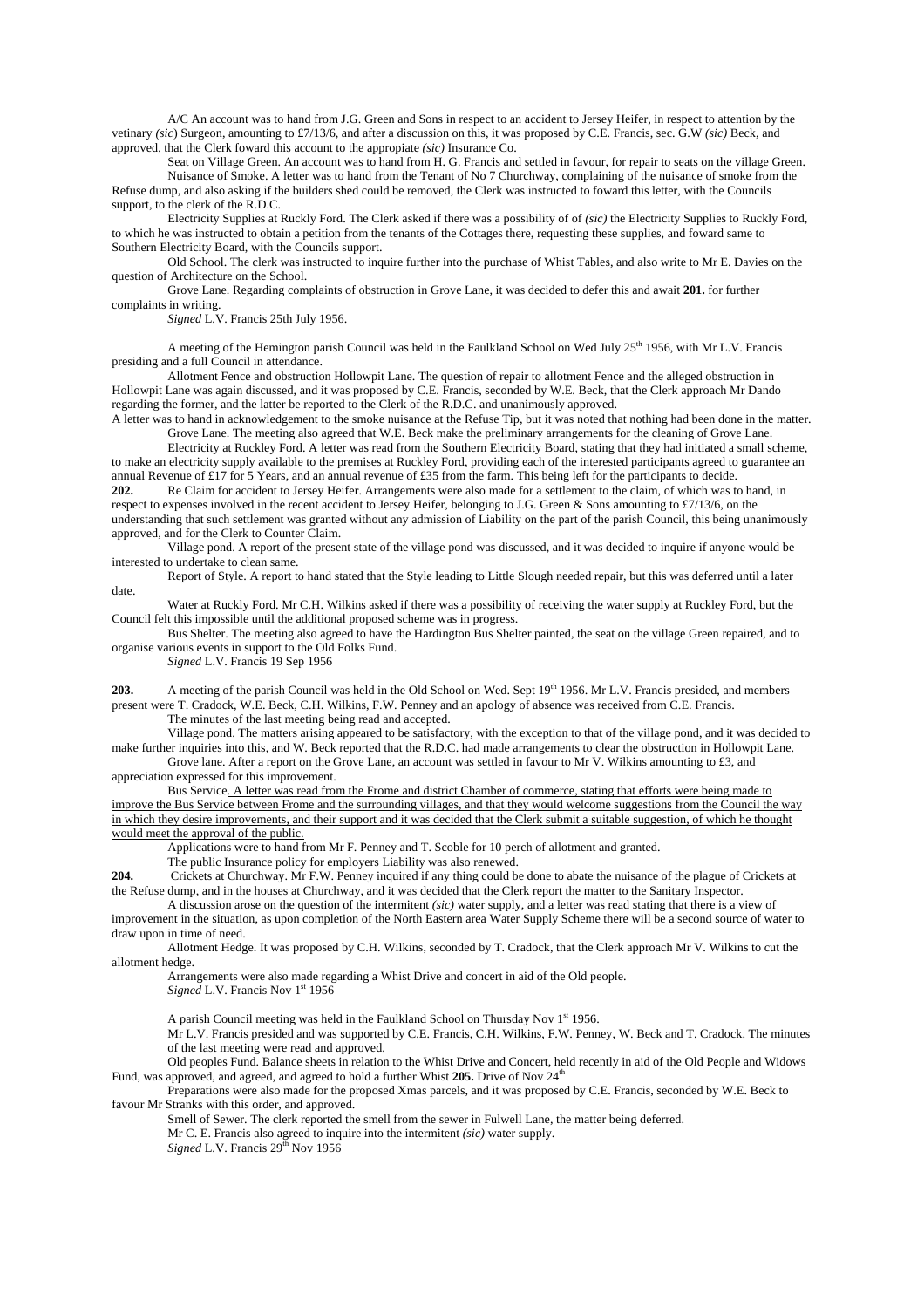A/C An account was to hand from J.G. Green and Sons in respect to an accident to Jersey Heifer, in respect to attention by the vetinary *(sic)* Surgeon, amounting to £7/13/6, and after a discussion on this, it was proposed by C.E. Francis, sec. G.W *(sic)* Beck, and approved, that the Clerk foward this account to the appropiate *(sic)* Insurance Co.

Seat on Village Green. An account was to hand from H. G. Francis and settled in favour, for repair to seats on the village Green.

Nuisance of Smoke. A letter was to hand from the Tenant of No 7 Churchway, complaining of the nuisance of smoke from the Refuse dump, and also asking if the builders shed could be removed, the Clerk was instructed to foward this letter, with the Councils support, to the clerk of the R.D.C.

Electricity Supplies at Ruckly Ford. The Clerk asked if there was a possibility of of *(sic)* the Electricity Supplies to Ruckly Ford, to which he was instructed to obtain a petition from the tenants of the Cottages there, requesting these supplies, and foward same to Southern Electricity Board, with the Councils support.

Old School. The clerk was instructed to inquire further into the purchase of Whist Tables, and also write to Mr E. Davies on the question of Architecture on the School.

Grove Lane. Regarding complaints of obstruction in Grove Lane, it was decided to defer this and await **201.** for further complaints in writing.

*Signed* L.V. Francis 25th July 1956.

A meeting of the Hemington parish Council was held in the Faulkland School on Wed July 25th 1956, with Mr L.V. Francis presiding and a full Council in attendance.

Allotment Fence and obstruction Hollowpit Lane. The question of repair to allotment Fence and the alleged obstruction in Hollowpit Lane was again discussed, and it was proposed by C.E. Francis, seconded by W.E. Beck, that the Clerk approach Mr Dando regarding the former, and the latter be reported to the Clerk of the R.D.C. and unanimously approved.

A letter was to hand in acknowledgement to the smoke nuisance at the Refuse Tip, but it was noted that nothing had been done in the matter.

Grove Lane. The meeting also agreed that W.E. Beck make the preliminary arrangements for the cleaning of Grove Lane.

Electricity at Ruckley Ford. A letter was read from the Southern Electricity Board, stating that they had initiated a small scheme, to make an electricity supply available to the premises at Ruckley Ford, providing each of the interested participants agreed to guarantee an annual Revenue of £17 for 5 Years, and an annual revenue of £35 from the farm. This being left for the participants to decide.

**202.** Re Claim for accident to Jersey Heifer. Arrangements were also made for a settlement to the claim, of which was to hand, in respect to expenses involved in the recent accident to Jersey Heifer, belonging to J.G. Green & Sons amounting to £7/13/6, on the understanding that such settlement was granted without any admission of Liability on the part of the parish Council, this being unanimously approved, and for the Clerk to Counter Claim.

Village pond. A report of the present state of the village pond was discussed, and it was decided to inquire if anyone would be interested to undertake to clean same.

Report of Style. A report to hand stated that the Style leading to Little Slough needed repair, but this was deferred until a later date.

Water at Ruckly Ford. Mr C.H. Wilkins asked if there was a possibility of receiving the water supply at Ruckley Ford, but the Council felt this impossible until the additional proposed scheme was in progress.

Bus Shelter. The meeting also agreed to have the Hardington Bus Shelter painted, the seat on the village Green repaired, and to organise various events in support to the Old Folks Fund.

*Signed* L.V. Francis 19 Sep 1956

**203.** A meeting of the parish Council was held in the Old School on Wed. Sept 19th 1956. Mr L.V. Francis presided, and members present were T. Cradock, W.E. Beck, C.H. Wilkins, F.W. Penney and an apology of absence was received from C.E. Francis.

The minutes of the last meeting being read and accepted.

Village pond. The matters arising appeared to be satisfactory, with the exception to that of the village pond, and it was decided to make further inquiries into this, and W. Beck reported that the R.D.C. had made arrangements to clear the obstruction in Hollowpit Lane.

Grove lane. After a report on the Grove Lane, an account was settled in favour to Mr V. Wilkins amounting to £3, and appreciation expressed for this improvement.

Bus Service. A letter was read from the Frome and district Chamber of commerce, stating that efforts were being made to improve the Bus Service between Frome and the surrounding villages, and that they would welcome suggestions from the Council the way in which they desire improvements, and their support and it was decided that the Clerk submit a suitable suggestion, of which he thought would meet the approval of the public.

Applications were to hand from Mr F. Penney and T. Scoble for 10 perch of allotment and granted.

The public Insurance policy for employers Liability was also renewed.

**204.** Crickets at Churchway. Mr F.W. Penney inquired if any thing could be done to abate the nuisance of the plague of Crickets at the Refuse dump, and in the houses at Churchway, and it was decided that the Clerk report the matter to the Sanitary Inspector.

A discussion arose on the question of the intermitent *(sic)* water supply, and a letter was read stating that there is a view of improvement in the situation, as upon completion of the North Eastern area Water Supply Scheme there will be a second source of water to draw upon in time of need.

Allotment Hedge. It was proposed by C.H. Wilkins, seconded by T. Cradock, that the Clerk approach Mr V. Wilkins to cut the allotment hedge.

Arrangements were also made regarding a Whist Drive and concert in aid of the Old people.

*Signed* L.V. Francis Nov 1st 1956

A parish Council meeting was held in the Faulkland School on Thursday Nov 1st 1956.

Mr L.V. Francis presided and was supported by C.E. Francis, C.H. Wilkins, F.W. Penney, W. Beck and T. Cradock. The minutes of the last meeting were read and approved.

Old peoples Fund. Balance sheets in relation to the Whist Drive and Concert, held recently in aid of the Old People and Widows Fund, was approved, and agreed, and agreed to hold a further Whist **205.** Drive of Nov 24th

Preparations were also made for the proposed Xmas parcels, and it was proposed by C.E. Francis, seconded by W.E. Beck to favour Mr Stranks with this order, and approved.

Smell of Sewer. The clerk reported the smell from the sewer in Fulwell Lane, the matter being deferred.

Mr C. E. Francis also agreed to inquire into the intermitent *(sic)* water supply.

*Signed* L.V. Francis 29th Nov 1956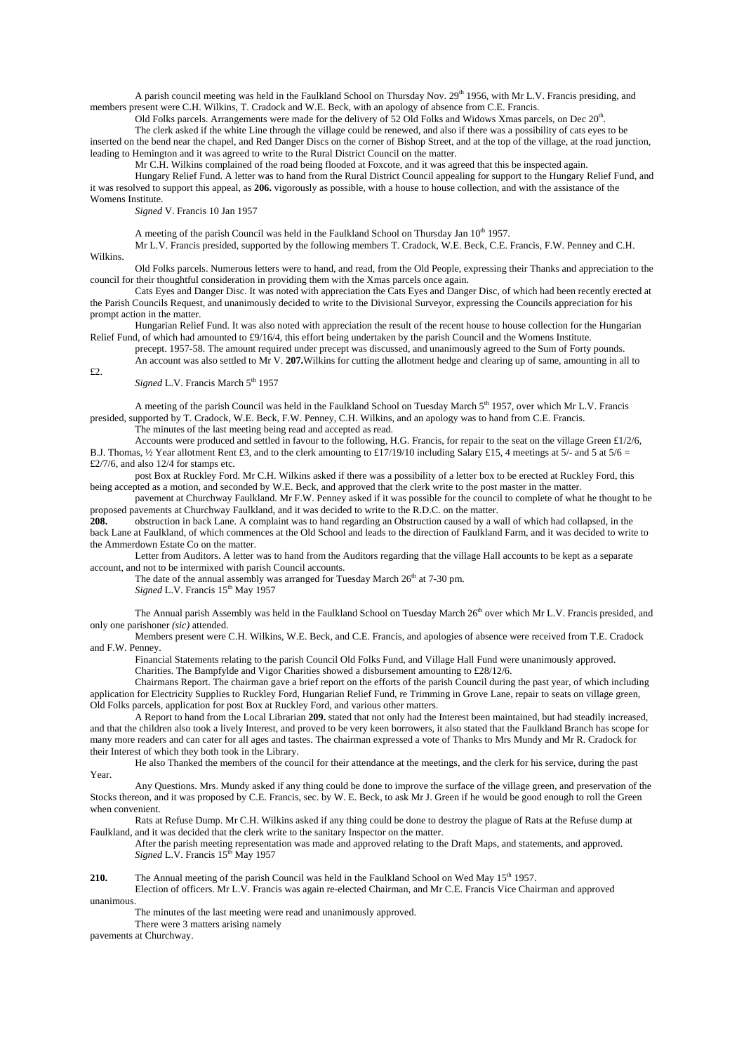A parish council meeting was held in the Faulkland School on Thursday Nov. 29th 1956, with Mr L.V. Francis presiding, and members present were C.H. Wilkins, T. Cradock and W.E. Beck, with an apology of absence from C.E. Francis.

Old Folks parcels. Arrangements were made for the delivery of 52 Old Folks and Widows Xmas parcels, on Dec 20th.

The clerk asked if the white Line through the village could be renewed, and also if there was a possibility of cats eyes to be inserted on the bend near the chapel, and Red Danger Discs on the corner of Bishop Street, and at the top of the village, at the road junction, leading to Hemington and it was agreed to write to the Rural District Council on the matter.

Mr C.H. Wilkins complained of the road being flooded at Foxcote, and it was agreed that this be inspected again.

Hungary Relief Fund. A letter was to hand from the Rural District Council appealing for support to the Hungary Relief Fund, and it was resolved to support this appeal, as **206.** vigorously as possible, with a house to house collection, and with the assistance of the Womens Institute.

*Signed* V. Francis 10 Jan 1957

A meeting of the parish Council was held in the Faulkland School on Thursday Jan 10th 1957.

Mr L.V. Francis presided, supported by the following members T. Cradock, W.E. Beck, C.E. Francis, F.W. Penney and C.H. Wilkins.

Old Folks parcels. Numerous letters were to hand, and read, from the Old People, expressing their Thanks and appreciation to the council for their thoughtful consideration in providing them with the Xmas parcels once again.

Cats Eyes and Danger Disc. It was noted with appreciation the Cats Eyes and Danger Disc, of which had been recently erected at the Parish Councils Request, and unanimously decided to write to the Divisional Surveyor, expressing the Councils appreciation for his prompt action in the matter.

Hungarian Relief Fund. It was also noted with appreciation the result of the recent house to house collection for the Hungarian Relief Fund, of which had amounted to £9/16/4, this effort being undertaken by the parish Council and the Womens Institute.

precept. 1957-58. The amount required under precept was discussed, and unanimously agreed to the Sum of Forty pounds.

An account was also settled to Mr V. **207.** Wilkins for cutting the allotment hedge and clearing up of same, amounting in all to £2.

*Signed* L.V. Francis March 5th 1957

A meeting of the parish Council was held in the Faulkland School on Tuesday March 5th 1957, over which Mr L.V. Francis presided, supported by T. Cradock, W.E. Beck, F.W. Penney, C.H. Wilkins, and an apology was to hand from C.E. Francis.

The minutes of the last meeting being read and accepted as read.

Accounts were produced and settled in favour to the following, H.G. Francis, for repair to the seat on the village Green £1/2/6, B.J. Thomas, ½ Year allotment Rent £3, and to the clerk amounting to £17/19/10 including Salary £15, 4 meetings at 5/- and 5 at 5/6 = £2/7/6, and also 12/4 for stamps etc.

post Box at Ruckley Ford. Mr C.H. Wilkins asked if there was a possibility of a letter box to be erected at Ruckley Ford, this being accepted as a motion, and seconded by W.E. Beck, and approved that the clerk write to the post master in the matter.

pavement at Churchway Faulkland. Mr F.W. Penney asked if it was possible for the council to complete of what he thought to be proposed pavements at Churchway Faulkland, and it was decided to write to the R.D.C. on the matter.

**208.** obstruction in back Lane. A complaint was to hand regarding an Obstruction caused by a wall of which had collapsed, in the back Lane at Faulkland, of which commences at the Old School and leads to the direction of Faulkland Farm, and it was decided to write to the Ammerdown Estate Co on the matter.

Letter from Auditors. A letter was to hand from the Auditors regarding that the village Hall accounts to be kept as a separate account, and not to be intermixed with parish Council accounts.

The date of the annual assembly was arranged for Tuesday March 26th at 7-30 pm.

*Signed* L.V. Francis 15th May 1957

The Annual parish Assembly was held in the Faulkland School on Tuesday March 26th over which Mr L.V. Francis presided, and only one parishoner *(sic)* attended.

Members present were C.H. Wilkins, W.E. Beck, and C.E. Francis, and apologies of absence were received from T.E. Cradock and F.W. Penney.

Financial Statements relating to the parish Council Old Folks Fund, and Village Hall Fund were unanimously approved.

Charities. The Bampfylde and Vigor Charities showed a disbursement amounting to £28/12/6.

Chairmans Report. The chairman gave a brief report on the efforts of the parish Council during the past year, of which including application for Electricity Supplies to Ruckley Ford, Hungarian Relief Fund, re Trimming in Grove Lane, repair to seats on village green, Old Folks parcels, application for post Box at Ruckley Ford, and various other matters.

A Report to hand from the Local Librarian **209.** stated that not only had the Interest been maintained, but had steadily increased, and that the children also took a lively Interest, and proved to be very keen borrowers, it also stated that the Faulkland Branch has scope for many more readers and can cater for all ages and tastes. The chairman expressed a vote of Thanks to Mrs Mundy and Mr R. Cradock for their Interest of which they both took in the Library.

He also Thanked the members of the council for their attendance at the meetings, and the clerk for his service, during the past Year.

Any Questions. Mrs. Mundy asked if any thing could be done to improve the surface of the village green, and preservation of the Stocks thereon, and it was proposed by C.E. Francis, sec. by W. E. Beck, to ask Mr J. Green if he would be good enough to roll the Green when convenient.

Rats at Refuse Dump. Mr C.H. Wilkins asked if any thing could be done to destroy the plague of Rats at the Refuse dump at Faulkland, and it was decided that the clerk write to the sanitary Inspector on the matter.

After the parish meeting representation was made and approved relating to the Draft Maps, and statements, and approved.

*Signed* L.V. Francis 15th May 1957

**210.** The Annual meeting of the parish Council was held in the Faulkland School on Wed May 15th 1957.

Election of officers. Mr L.V. Francis was again re-elected Chairman, and Mr C.E. Francis Vice Chairman and approved unanimous.

The minutes of the last meeting were read and unanimously approved.

There were 3 matters arising namely

pavements at Churchway.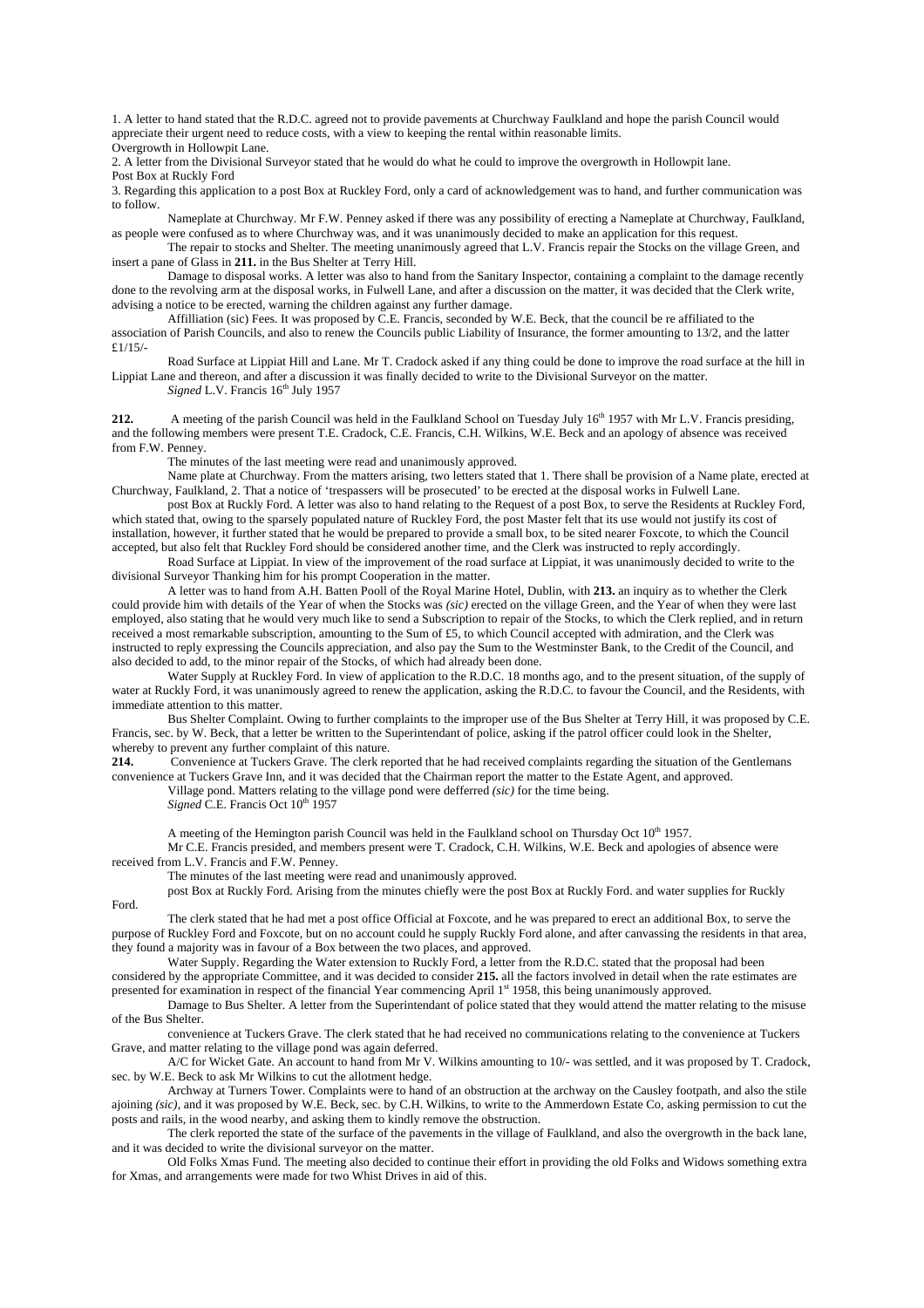1. A letter to hand stated that the R.D.C. agreed not to provide pavements at Churchway Faulkland and hope the parish Council would appreciate their urgent need to reduce costs, with a view to keeping the rental within reasonable limits.

Overgrowth in Hollowpit Lane.

2. A letter from the Divisional Surveyor stated that he would do what he could to improve the overgrowth in Hollowpit lane.

Post Box at Ruckly Ford

3. Regarding this application to a post Box at Ruckley Ford, only a card of acknowledgement was to hand, and further communication was to follow.

Nameplate at Churchway. Mr F.W. Penney asked if there was any possibility of erecting a Nameplate at Churchway, Faulkland, as people were confused as to where Churchway was, and it was unanimously decided to make an application for this request.

The repair to stocks and Shelter. The meeting unanimously agreed that L.V. Francis repair the Stocks on the village Green, and insert a pane of Glass in **211.** in the Bus Shelter at Terry Hill.

Damage to disposal works. A letter was also to hand from the Sanitary Inspector, containing a complaint to the damage recently done to the revolving arm at the disposal works, in Fulwell Lane, and after a discussion on the matter, it was decided that the Clerk write, advising a notice to be erected, warning the children against any further damage.

Affilliation (sic) Fees. It was proposed by C.E. Francis, seconded by W.E. Beck, that the council be re affiliated to the association of Parish Councils, and also to renew the Councils public Liability of Insurance, the former amounting to 13/2, and the latter £1/15/-

Road Surface at Lippiat Hill and Lane. Mr T. Cradock asked if any thing could be done to improve the road surface at the hill in Lippiat Lane and thereon, and after a discussion it was finally decided to write to the Divisional Surveyor on the matter.

*Signed* L.V. Francis 16th July 1957

**212.** A meeting of the parish Council was held in the Faulkland School on Tuesday July 16th 1957 with Mr L.V. Francis presiding, and the following members were present T.E. Cradock, C.E. Francis, C.H. Wilkins, W.E. Beck and an apology of absence was received from F.W. Penney.

The minutes of the last meeting were read and unanimously approved.

Name plate at Churchway. From the matters arising, two letters stated that 1. There shall be provision of a Name plate, erected at Churchway, Faulkland, 2. That a notice of 'trespassers will be prosecuted' to be erected at the disposal works in Fulwell Lane.

post Box at Ruckly Ford. A letter was also to hand relating to the Request of a post Box, to serve the Residents at Ruckley Ford, which stated that, owing to the sparsely populated nature of Ruckley Ford, the post Master felt that its use would not justify its cost of installation, however, it further stated that he would be prepared to provide a small box, to be sited nearer Foxcote, to which the Council accepted, but also felt that Ruckley Ford should be considered another time, and the Clerk was instructed to reply accordingly.

Road Surface at Lippiat. In view of the improvement of the road surface at Lippiat, it was unanimously decided to write to the divisional Surveyor Thanking him for his prompt Cooperation in the matter.

A letter was to hand from A.H. Batten Pooll of the Royal Marine Hotel, Dublin, with **213.** an inquiry as to whether the Clerk could provide him with details of the Year of when the Stocks was *(sic)* erected on the village Green, and the Year of when they were last employed, also stating that he would very much like to send a Subscription to repair of the Stocks, to which the Clerk replied, and in return received a most remarkable subscription, amounting to the Sum of £5, to which Council accepted with admiration, and the Clerk was instructed to reply expressing the Councils appreciation, and also pay the Sum to the Westminster Bank, to the Credit of the Council, and also decided to add, to the minor repair of the Stocks, of which had already been done.

Water Supply at Ruckley Ford. In view of application to the R.D.C. 18 months ago, and to the present situation, of the supply of water at Ruckly Ford, it was unanimously agreed to renew the application, asking the R.D.C. to favour the Council, and the Residents, with immediate attention to this matter.

Bus Shelter Complaint. Owing to further complaints to the improper use of the Bus Shelter at Terry Hill, it was proposed by C.E. Francis, sec. by W. Beck, that a letter be written to the Superintendant of police, asking if the patrol officer could look in the Shelter, whereby to prevent any further complaint of this nature.

**214.** Convenience at Tuckers Grave. The clerk reported that he had received complaints regarding the situation of the Gentlemans convenience at Tuckers Grave Inn, and it was decided that the Chairman report the matter to the Estate Agent, and approved.

Village pond. Matters relating to the village pond were defferred *(sic)* for the time being.

*Signed* C.E. Francis Oct 10th 1957

A meeting of the Hemington parish Council was held in the Faulkland school on Thursday Oct 10th 1957.

Mr C.E. Francis presided, and members present were T. Cradock, C.H. Wilkins, W.E. Beck and apologies of absence were received from L.V. Francis and F.W. Penney.

The minutes of the last meeting were read and unanimously approved.

post Box at Ruckly Ford. Arising from the minutes chiefly were the post Box at Ruckly Ford. and water supplies for Ruckly Ford.

The clerk stated that he had met a post office Official at Foxcote, and he was prepared to erect an additional Box, to serve the purpose of Ruckley Ford and Foxcote, but on no account could he supply Ruckly Ford alone, and after canvassing the residents in that area, they found a majority was in favour of a Box between the two places, and approved.

Water Supply. Regarding the Water extension to Ruckly Ford, a letter from the R.D.C. stated that the proposal had been considered by the appropriate Committee, and it was decided to consider **215.** all the factors involved in detail when the rate estimates are presented for examination in respect of the financial Year commencing April 1st 1958, this being unanimously approved.

Damage to Bus Shelter. A letter from the Superintendant of police stated that they would attend the matter relating to the misuse of the Bus Shelter.

convenience at Tuckers Grave. The clerk stated that he had received no communications relating to the convenience at Tuckers Grave, and matter relating to the village pond was again deferred.

A/C for Wicket Gate. An account to hand from Mr V. Wilkins amounting to 10/- was settled, and it was proposed by T. Cradock, sec. by W.E. Beck to ask Mr Wilkins to cut the allotment hedge.

Archway at Turners Tower. Complaints were to hand of an obstruction at the archway on the Causley footpath, and also the stile ajoining *(sic)*, and it was proposed by W.E. Beck, sec. by C.H. Wilkins, to write to the Ammerdown Estate Co, asking permission to cut the posts and rails, in the wood nearby, and asking them to kindly remove the obstruction.

The clerk reported the state of the surface of the pavements in the village of Faulkland, and also the overgrowth in the back lane, and it was decided to write the divisional surveyor on the matter.

Old Folks Xmas Fund. The meeting also decided to continue their effort in providing the old Folks and Widows something extra for Xmas, and arrangements were made for two Whist Drives in aid of this.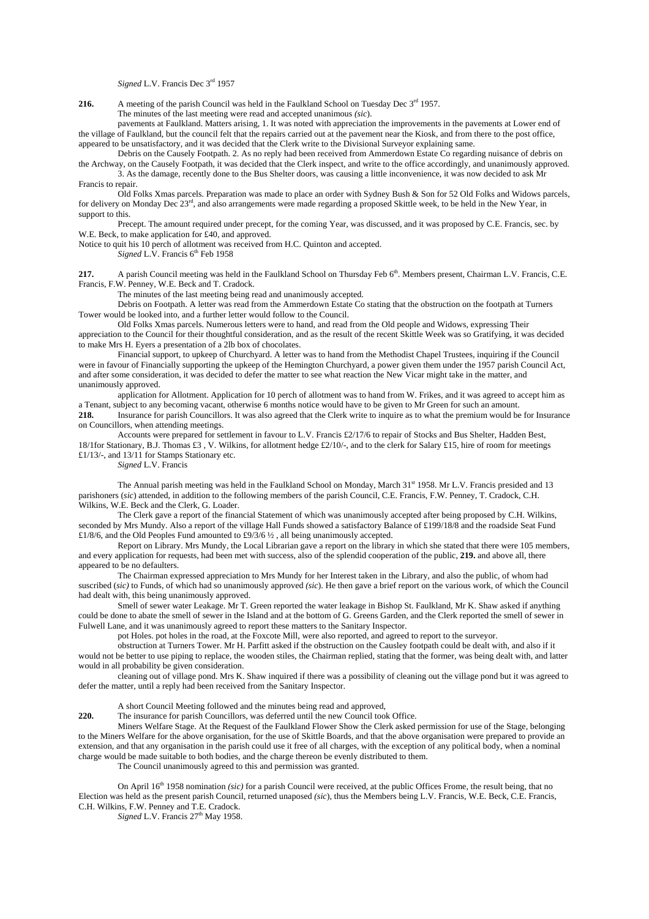*Signed* L.V. Francis Dec 3rd 1957

**216.** A meeting of the parish Council was held in the Faulkland School on Tuesday Dec 3rd 1957.

The minutes of the last meeting were read and accepted unanimous *(sic*).

pavements at Faulkland. Matters arising, 1. It was noted with appreciation the improvements in the pavements at Lower end of the village of Faulkland, but the council felt that the repairs carried out at the pavement near the Kiosk, and from there to the post office, appeared to be unsatisfactory, and it was decided that the Clerk write to the Divisional Surveyor explaining same.

Debris on the Causely Footpath. 2. As no reply had been received from Ammerdown Estate Co regarding nuisance of debris on the Archway, on the Causely Footpath, it was decided that the Clerk inspect, and write to the office accordingly, and unanimously approved.

3. As the damage, recently done to the Bus Shelter doors, was causing a little inconvenience, it was now decided to ask Mr Francis to repair.

Old Folks Xmas parcels. Preparation was made to place an order with Sydney Bush & Son for 52 Old Folks and Widows parcels, for delivery on Monday Dec 23rd, and also arrangements were made regarding a proposed Skittle week, to be held in the New Year, in support to this.

Precept. The amount required under precept, for the coming Year, was discussed, and it was proposed by C.E. Francis, sec. by W.E. Beck, to make application for £40, and approved.

Notice to quit his 10 perch of allotment was received from H.C. Quinton and accepted.

*Signed* L.V. Francis 6th Feb 1958

**217.** A parish Council meeting was held in the Faulkland School on Thursday Feb 6th. Members present, Chairman L.V. Francis, C.E. Francis, F.W. Penney, W.E. Beck and T. Cradock.

The minutes of the last meeting being read and unanimously accepted.

Debris on Footpath. A letter was read from the Ammerdown Estate Co stating that the obstruction on the footpath at Turners Tower would be looked into, and a further letter would follow to the Council.

Old Folks Xmas parcels. Numerous letters were to hand, and read from the Old people and Widows, expressing Their appreciation to the Council for their thoughtful consideration, and as the result of the recent Skittle Week was so Gratifying, it was decided to make Mrs H. Eyers a presentation of a 2lb box of chocolates.

Financial support, to upkeep of Churchyard. A letter was to hand from the Methodist Chapel Trustees, inquiring if the Council were in favour of Financially supporting the upkeep of the Hemington Churchyard, a power given them under the 1957 parish Council Act, and after some consideration, it was decided to defer the matter to see what reaction the New Vicar might take in the matter, and unanimously approved.

application for Allotment. Application for 10 perch of allotment was to hand from W. Frikes, and it was agreed to accept him as a Tenant, subject to any becoming vacant, otherwise 6 months notice would have to be given to Mr Green for such an amount.

**218.** Insurance for parish Councillors. It was also agreed that the Clerk write to inquire as to what the premium would be for Insurance on Councillors, when attending meetings.

Accounts were prepared for settlement in favour to L.V. Francis £2/17/6 to repair of Stocks and Bus Shelter, Hadden Best, 18/1for Stationary, B.J. Thomas £3 , V. Wilkins, for allotment hedge £2/10/-, and to the clerk for Salary £15, hire of room for meetings £1/13/-, and 13/11 for Stamps Stationary etc.

*Signed* L.V. Francis

The Annual parish meeting was held in the Faulkland School on Monday, March 31st 1958. Mr L.V. Francis presided and 13 parishoners (*sic*) attended, in addition to the following members of the parish Council, C.E. Francis, F.W. Penney, T. Cradock, C.H. Wilkins, W.E. Beck and the Clerk, G. Loader.

The Clerk gave a report of the financial Statement of which was unanimously accepted after being proposed by C.H. Wilkins, seconded by Mrs Mundy. Also a report of the village Hall Funds showed a satisfactory Balance of £199/18/8 and the roadside Seat Fund £1/8/6, and the Old Peoples Fund amounted to £9/3/6 ½ , all being unanimously accepted.

Report on Library. Mrs Mundy, the Local Librarian gave a report on the library in which she stated that there were 105 members, and every application for requests, had been met with success, also of the splendid cooperation of the public, **219.** and above all, there appeared to be no defaulters.

The Chairman expressed appreciation to Mrs Mundy for her Interest taken in the Library, and also the public, of whom had suscribed (*sic)* to Funds, of which had so unanimously approved *(sic*). He then gave a brief report on the various work, of which the Council had dealt with, this being unanimously approved.

Smell of sewer water Leakage. Mr T. Green reported the water leakage in Bishop St. Faulkland, Mr K. Shaw asked if anything could be done to abate the smell of sewer in the Island and at the bottom of G. Greens Garden, and the Clerk reported the smell of sewer in Fulwell Lane, and it was unanimously agreed to report these matters to the Sanitary Inspector.

pot Holes. pot holes in the road, at the Foxcote Mill, were also reported, and agreed to report to the surveyor.

obstruction at Turners Tower. Mr H. Parfitt asked if the obstruction on the Causley footpath could be dealt with, and also if it would not be better to use piping to replace, the wooden stiles, the Chairman replied, stating that the former, was being dealt with, and latter would in all probability be given consideration.

cleaning out of village pond. Mrs K. Shaw inquired if there was a possibility of cleaning out the village pond but it was agreed to defer the matter, until a reply had been received from the Sanitary Inspector.

A short Council Meeting followed and the minutes being read and approved,

**220.** The insurance for parish Councillors, was deferred until the new Council took Office.

Miners Welfare Stage. At the Request of the Faulkland Flower Show the Clerk asked permission for use of the Stage, belonging to the Miners Welfare for the above organisation, for the use of Skittle Boards, and that the above organisation were prepared to provide an extension, and that any organisation in the parish could use it free of all charges, with the exception of any political body, when a nominal charge would be made suitable to both bodies, and the charge thereon be evenly distributed to them.

The Council unanimously agreed to this and permission was granted.

On April 16th 1958 nomination *(sic)* for a parish Council were received, at the public Offices Frome, the result being, that no Election was held as the present parish Council, returned unaposed (*sic*), thus the Members being L.V. Francis, W.E. Beck, C.E. Francis, C.H. Wilkins, F.W. Penney and T.E. Cradock.

*Signed* L.V. Francis 27th May 1958.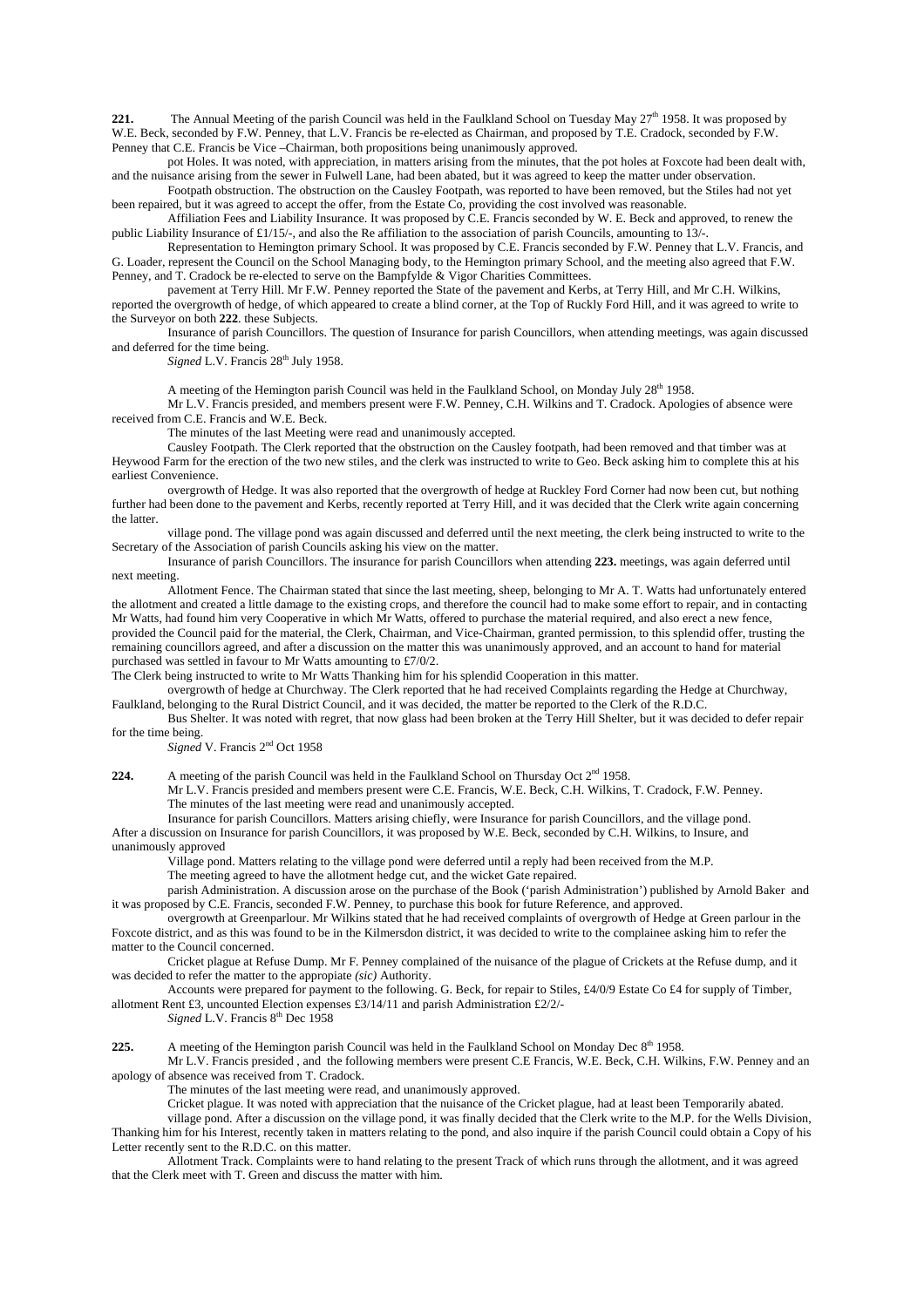**221.** The Annual Meeting of the parish Council was held in the Faulkland School on Tuesday May 27th 1958. It was proposed by W.E. Beck, seconded by F.W. Penney, that L.V. Francis be re-elected as Chairman, and proposed by T.E. Cradock, seconded by F.W. Penney that C.E. Francis be Vice –Chairman, both propositions being unanimously approved.

pot Holes. It was noted, with appreciation, in matters arising from the minutes, that the pot holes at Foxcote had been dealt with, and the nuisance arising from the sewer in Fulwell Lane, had been abated, but it was agreed to keep the matter under observation.

Footpath obstruction. The obstruction on the Causley Footpath, was reported to have been removed, but the Stiles had not yet been repaired, but it was agreed to accept the offer, from the Estate Co, providing the cost involved was reasonable.

Affiliation Fees and Liability Insurance. It was proposed by C.E. Francis seconded by W. E. Beck and approved, to renew the public Liability Insurance of £1/15/-, and also the Re affiliation to the association of parish Councils, amounting to 13/-.

Representation to Hemington primary School. It was proposed by C.E. Francis seconded by F.W. Penney that L.V. Francis, and G. Loader, represent the Council on the School Managing body, to the Hemington primary School, and the meeting also agreed that F.W. Penney, and T. Cradock be re-elected to serve on the Bampfylde & Vigor Charities Committees.

pavement at Terry Hill. Mr F.W. Penney reported the State of the pavement and Kerbs, at Terry Hill, and Mr C.H. Wilkins, reported the overgrowth of hedge, of which appeared to create a blind corner, at the Top of Ruckly Ford Hill, and it was agreed to write to the Surveyor on both **222**. these Subjects.

Insurance of parish Councillors. The question of Insurance for parish Councillors, when attending meetings, was again discussed and deferred for the time being.

*Signed* L.V. Francis 28th July 1958.

A meeting of the Hemington parish Council was held in the Faulkland School, on Monday July 28th 1958.

Mr L.V. Francis presided, and members present were F.W. Penney, C.H. Wilkins and T. Cradock. Apologies of absence were received from C.E. Francis and W.E. Beck.

The minutes of the last Meeting were read and unanimously accepted.

Causley Footpath. The Clerk reported that the obstruction on the Causley footpath, had been removed and that timber was at Heywood Farm for the erection of the two new stiles, and the clerk was instructed to write to Geo. Beck asking him to complete this at his earliest Convenience.

overgrowth of Hedge. It was also reported that the overgrowth of hedge at Ruckley Ford Corner had now been cut, but nothing further had been done to the pavement and Kerbs, recently reported at Terry Hill, and it was decided that the Clerk write again concerning the latter.

village pond. The village pond was again discussed and deferred until the next meeting, the clerk being instructed to write to the Secretary of the Association of parish Councils asking his view on the matter.

Insurance of parish Councillors. The insurance for parish Councillors when attending **223.** meetings, was again deferred until next meeting.

Allotment Fence. The Chairman stated that since the last meeting, sheep, belonging to Mr A. T. Watts had unfortunately entered the allotment and created a little damage to the existing crops, and therefore the council had to make some effort to repair, and in contacting Mr Watts, had found him very Cooperative in which Mr Watts, offered to purchase the material required, and also erect a new fence, provided the Council paid for the material, the Clerk, Chairman, and Vice-Chairman, granted permission, to this splendid offer, trusting the remaining councillors agreed, and after a discussion on the matter this was unanimously approved, and an account to hand for material purchased was settled in favour to Mr Watts amounting to £7/0/2.

The Clerk being instructed to write to Mr Watts Thanking him for his splendid Cooperation in this matter.

overgrowth of hedge at Churchway. The Clerk reported that he had received Complaints regarding the Hedge at Churchway, Faulkland, belonging to the Rural District Council, and it was decided, the matter be reported to the Clerk of the R.D.C.

Bus Shelter. It was noted with regret, that now glass had been broken at the Terry Hill Shelter, but it was decided to defer repair for the time being.

*Signed* V. Francis 2nd Oct 1958

**224.** A meeting of the parish Council was held in the Faulkland School on Thursday Oct 2nd 1958.

Mr L.V. Francis presided and members present were C.E. Francis, W.E. Beck, C.H. Wilkins, T. Cradock, F.W. Penney.

The minutes of the last meeting were read and unanimously accepted.

Insurance for parish Councillors. Matters arising chiefly, were Insurance for parish Councillors, and the village pond.

After a discussion on Insurance for parish Councillors, it was proposed by W.E. Beck, seconded by C.H. Wilkins, to Insure, and unanimously approved

Village pond. Matters relating to the village pond were deferred until a reply had been received from the M.P.

The meeting agreed to have the allotment hedge cut, and the wicket Gate repaired.

parish Administration. A discussion arose on the purchase of the Book ('parish Administration') published by Arnold Baker and it was proposed by C.E. Francis, seconded F.W. Penney, to purchase this book for future Reference, and approved.

overgrowth at Greenparlour. Mr Wilkins stated that he had received complaints of overgrowth of Hedge at Green parlour in the Foxcote district, and as this was found to be in the Kilmersdon district, it was decided to write to the complainee asking him to refer the matter to the Council concerned.

Cricket plague at Refuse Dump. Mr F. Penney complained of the nuisance of the plague of Crickets at the Refuse dump, and it was decided to refer the matter to the appropiate *(sic)* Authority.

Accounts were prepared for payment to the following. G. Beck, for repair to Stiles, £4/0/9 Estate Co £4 for supply of Timber, allotment Rent £3, uncounted Election expenses £3/14/11 and parish Administration £2/2/-

*Signed* L.V. Francis 8th Dec 1958

**225.** A meeting of the Hemington parish Council was held in the Faulkland School on Monday Dec 8th 1958.

Mr L.V. Francis presided , and the following members were present C.E Francis, W.E. Beck, C.H. Wilkins, F.W. Penney and an apology of absence was received from T. Cradock.

The minutes of the last meeting were read, and unanimously approved.

Cricket plague. It was noted with appreciation that the nuisance of the Cricket plague, had at least been Temporarily abated.

village pond. After a discussion on the village pond, it was finally decided that the Clerk write to the M.P. for the Wells Division, Thanking him for his Interest, recently taken in matters relating to the pond, and also inquire if the parish Council could obtain a Copy of his Letter recently sent to the R.D.C. on this matter.

Allotment Track. Complaints were to hand relating to the present Track of which runs through the allotment, and it was agreed that the Clerk meet with T. Green and discuss the matter with him.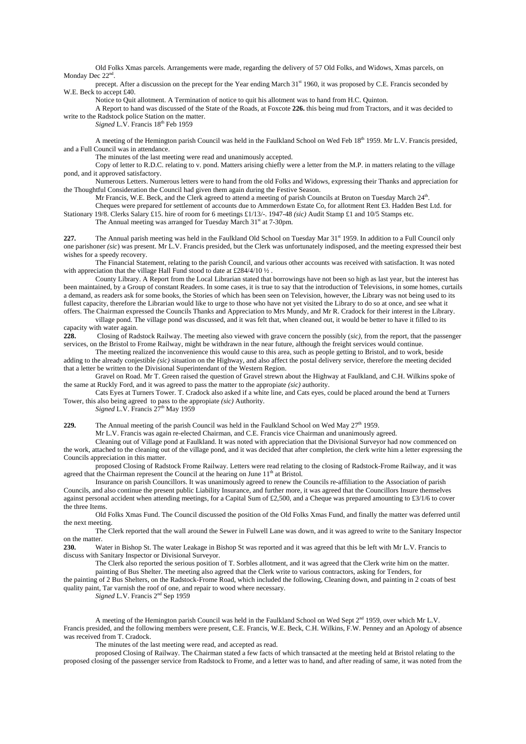Old Folks Xmas parcels. Arrangements were made, regarding the delivery of 57 Old Folks, and Widows, Xmas parcels, on Monday Dec 22nd.

precept. After a discussion on the precept for the Year ending March 31st 1960, it was proposed by C.E. Francis seconded by W.E. Beck to accept £40.

Notice to Quit allotment. A Termination of notice to quit his allotment was to hand from H.C. Quinton.

A Report to hand was discussed of the State of the Roads, at Foxcote **226.** this being mud from Tractors, and it was decided to write to the Radstock police Station on the matter.

*Signed* L.V. Francis 18th Feb 1959

A meeting of the Hemington parish Council was held in the Faulkland School on Wed Feb 18th 1959. Mr L.V. Francis presided, and a Full Council was in attendance.

The minutes of the last meeting were read and unanimously accepted.

Copy of letter to R.D.C. relating to v. pond. Matters arising chiefly were a letter from the M.P. in matters relating to the village pond, and it approved satisfactory.

Numerous Letters. Numerous letters were to hand from the old Folks and Widows, expressing their Thanks and appreciation for the Thoughtful Consideration the Council had given them again during the Festive Season.

Mr Francis, W.E. Beck, and the Clerk agreed to attend a meeting of parish Councils at Bruton on Tuesday March 24th.

Cheques were prepared for settlement of accounts due to Ammerdown Estate Co, for allotment Rent £3. Hadden Best Ltd. for Stationary 19/8. Clerks Salary £15. hire of room for 6 meetings £1/13/-. 1947-48 *(sic)* Audit Stamp £1 and 10/5 Stamps etc.

The Annual meeting was arranged for Tuesday March 31st at 7-30pm.

**227.** The Annual parish meeting was held in the Faulkland Old School on Tuesday Mar 31st 1959. In addition to a Full Council only one parishoner *(sic)* was present. Mr L.V. Francis presided, but the Clerk was unfortunately indisposed, and the meeting expressed their best wishes for a speedy recovery.

The Financial Statement, relating to the parish Council, and various other accounts was received with satisfaction. It was noted with appreciation that the village Hall Fund stood to date at £284/4/10 ½ .

County Library. A Report from the Local Librarian stated that borrowings have not been so high as last year, but the interest has been maintained, by a Group of constant Readers. In some cases, it is true to say that the introduction of Televisions, in some homes, curtails a demand, as readers ask for some books, the Stories of which has been seen on Television, however, the Library was not being used to its fullest capacity, therefore the Librarian would like to urge to those who have not yet visited the Library to do so at once, and see what it offers. The Chairman expressed the Councils Thanks and Appreciation to Mrs Mundy, and Mr R. Cradock for their interest in the Library.

village pond. The village pond was discussed, and it was felt that, when cleaned out, it would be better to have it filled to its capacity with water again.

**228.** Closing of Radstock Railway. The meeting also viewed with grave concern the possibly (*sic),* from the report, that the passenger services, on the Bristol to Frome Railway, might be withdrawn in the near future, although the freight services would continue.

The meeting realized the inconvenience this would cause to this area, such as people getting to Bristol, and to work, beside adding to the already conjestible *(sic)* situation on the Highway, and also affect the postal delivery service, therefore the meeting decided that a letter be written to the Divisional Superintendant of the Western Region.

Gravel on Road. Mr T. Green raised the question of Gravel strewn about the Highway at Faulkland, and C.H. Wilkins spoke of the same at Ruckly Ford, and it was agreed to pass the matter to the appropiate *(sic)* authority.

Cats Eyes at Turners Tower. T. Cradock also asked if a white line, and Cats eyes, could be placed around the bend at Turners Tower, this also being agreed to pass to the appropiate *(sic)* Authority.

*Signed* L.V. Francis 27th May 1959

**229.** The Annual meeting of the parish Council was held in the Faulkland School on Wed May 27th 1959.

Mr L.V. Francis was again re-elected Chairman, and C.E. Francis vice Chairman and unanimously agreed.

Cleaning out of Village pond at Faulkland. It was noted with appreciation that the Divisional Surveyor had now commenced on the work, attached to the cleaning out of the village pond, and it was decided that after completion, the clerk write him a letter expressing the Councils appreciation in this matter.

proposed Closing of Radstock Frome Railway. Letters were read relating to the closing of Radstock-Frome Railway, and it was agreed that the Chairman represent the Council at the hearing on June 11th at Bristol.

Insurance on parish Councillors. It was unanimously agreed to renew the Councils re-affiliation to the Association of parish Councils, and also continue the present public Liability Insurance, and further more, it was agreed that the Councillors Insure themselves against personal accident when attending meetings, for a Capital Sum of £2,500, and a Cheque was prepared amounting to £3/1/6 to cover the three Items.

Old Folks Xmas Fund. The Council discussed the position of the Old Folks Xmas Fund, and finally the matter was deferred until the next meeting.

The Clerk reported that the wall around the Sewer in Fulwell Lane was down, and it was agreed to write to the Sanitary Inspector on the matter.

**230.** Water in Bishop St. The water Leakage in Bishop St was reported and it was agreed that this be left with Mr L.V. Francis to discuss with Sanitary Inspector or Divisional Surveyor.

The Clerk also reported the serious position of T. Sorbles allotment, and it was agreed that the Clerk write him on the matter.

painting of Bus Shelter. The meeting also agreed that the Clerk write to various contractors, asking for Tenders, for the painting of 2 Bus Shelters, on the Radstock-Frome Road, which included the following, Cleaning down, and painting in 2 coats of best quality paint, Tar varnish the roof of one, and repair to wood where necessary.

*Signed* L.V. Francis 2nd Sep 1959

A meeting of the Hemington parish Council was held in the Faulkland School on Wed Sept 2nd 1959, over which Mr L.V. Francis presided, and the following members were present, C.E. Francis, W.E. Beck, C.H. Wilkins, F.W. Penney and an Apology of absence was received from T. Cradock.

The minutes of the last meeting were read, and accepted as read.

proposed Closing of Railway. The Chairman stated a few facts of which transacted at the meeting held at Bristol relating to the proposed closing of the passenger service from Radstock to Frome, and a letter was to hand, and after reading of same, it was noted from the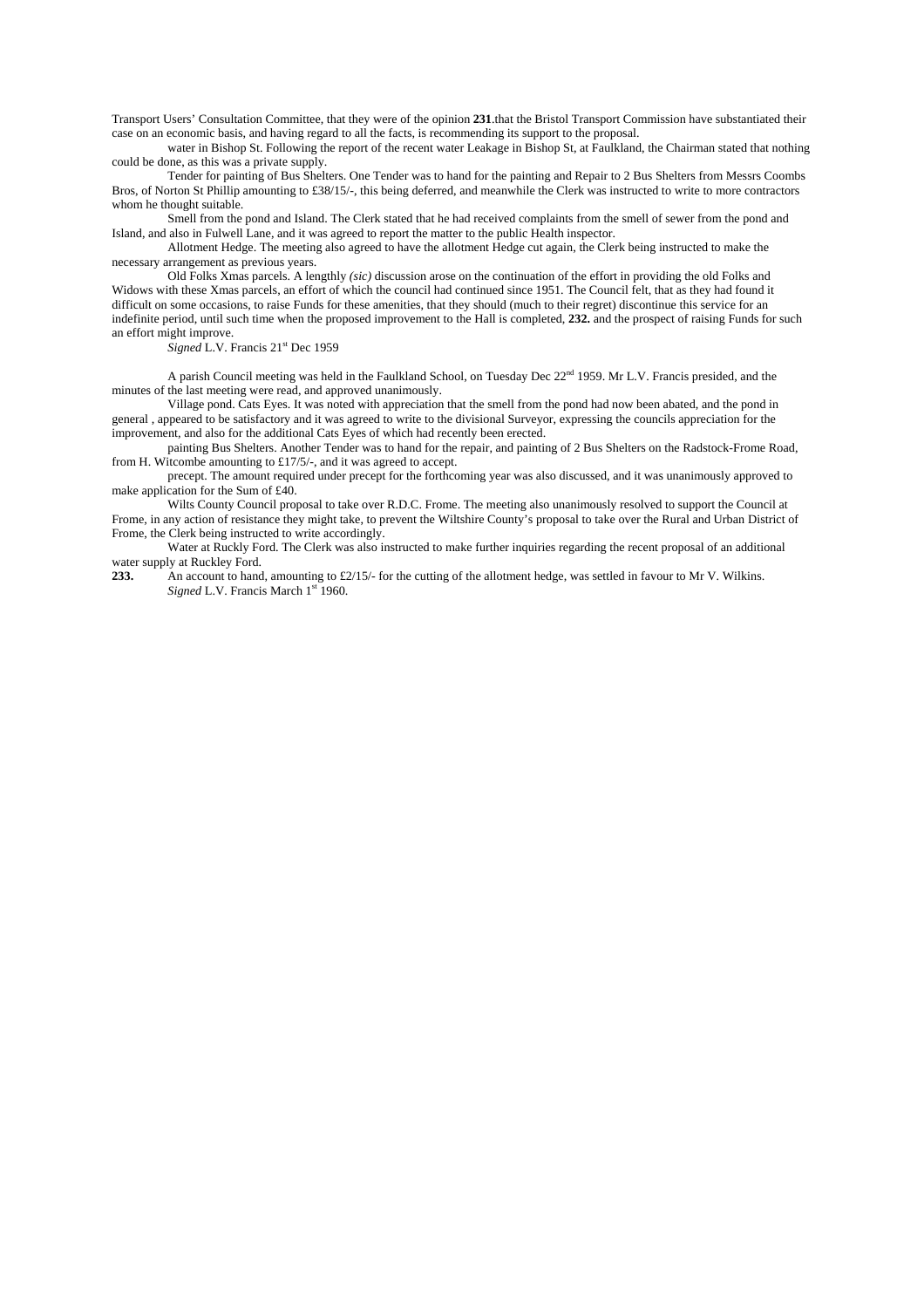Transport Users' Consultation Committee, that they were of the opinion **231**.that the Bristol Transport Commission have substantiated their case on an economic basis, and having regard to all the facts, is recommending its support to the proposal.

water in Bishop St. Following the report of the recent water Leakage in Bishop St, at Faulkland, the Chairman stated that nothing could be done, as this was a private supply.

Tender for painting of Bus Shelters. One Tender was to hand for the painting and Repair to 2 Bus Shelters from Messrs Coombs Bros, of Norton St Phillip amounting to £38/15/-, this being deferred, and meanwhile the Clerk was instructed to write to more contractors whom he thought suitable.

Smell from the pond and Island. The Clerk stated that he had received complaints from the smell of sewer from the pond and Island, and also in Fulwell Lane, and it was agreed to report the matter to the public Health inspector.

Allotment Hedge. The meeting also agreed to have the allotment Hedge cut again, the Clerk being instructed to make the necessary arrangement as previous years.

Old Folks Xmas parcels. A lengthly *(sic)* discussion arose on the continuation of the effort in providing the old Folks and Widows with these Xmas parcels, an effort of which the council had continued since 1951. The Council felt, that as they had found it difficult on some occasions, to raise Funds for these amenities, that they should (much to their regret) discontinue this service for an indefinite period, until such time when the proposed improvement to the Hall is completed, **232.** and the prospect of raising Funds for such an effort might improve.

*Signed* L.V. Francis 21st Dec 1959

A parish Council meeting was held in the Faulkland School, on Tuesday Dec 22nd 1959. Mr L.V. Francis presided, and the minutes of the last meeting were read, and approved unanimously.

Village pond. Cats Eyes. It was noted with appreciation that the smell from the pond had now been abated, and the pond in general , appeared to be satisfactory and it was agreed to write to the divisional Surveyor, expressing the councils appreciation for the improvement, and also for the additional Cats Eyes of which had recently been erected.

painting Bus Shelters. Another Tender was to hand for the repair, and painting of 2 Bus Shelters on the Radstock-Frome Road, from H. Witcombe amounting to £17/5/-, and it was agreed to accept.

precept. The amount required under precept for the forthcoming year was also discussed, and it was unanimously approved to make application for the Sum of £40.

Wilts County Council proposal to take over R.D.C. Frome. The meeting also unanimously resolved to support the Council at Frome, in any action of resistance they might take, to prevent the Wiltshire County's proposal to take over the Rural and Urban District of Frome, the Clerk being instructed to write accordingly.

Water at Ruckly Ford. The Clerk was also instructed to make further inquiries regarding the recent proposal of an additional water supply at Ruckley Ford.

**233.** An account to hand, amounting to £2/15/- for the cutting of the allotment hedge, was settled in favour to Mr V. Wilkins.

*Signed* L.V. Francis March 1st 1960.